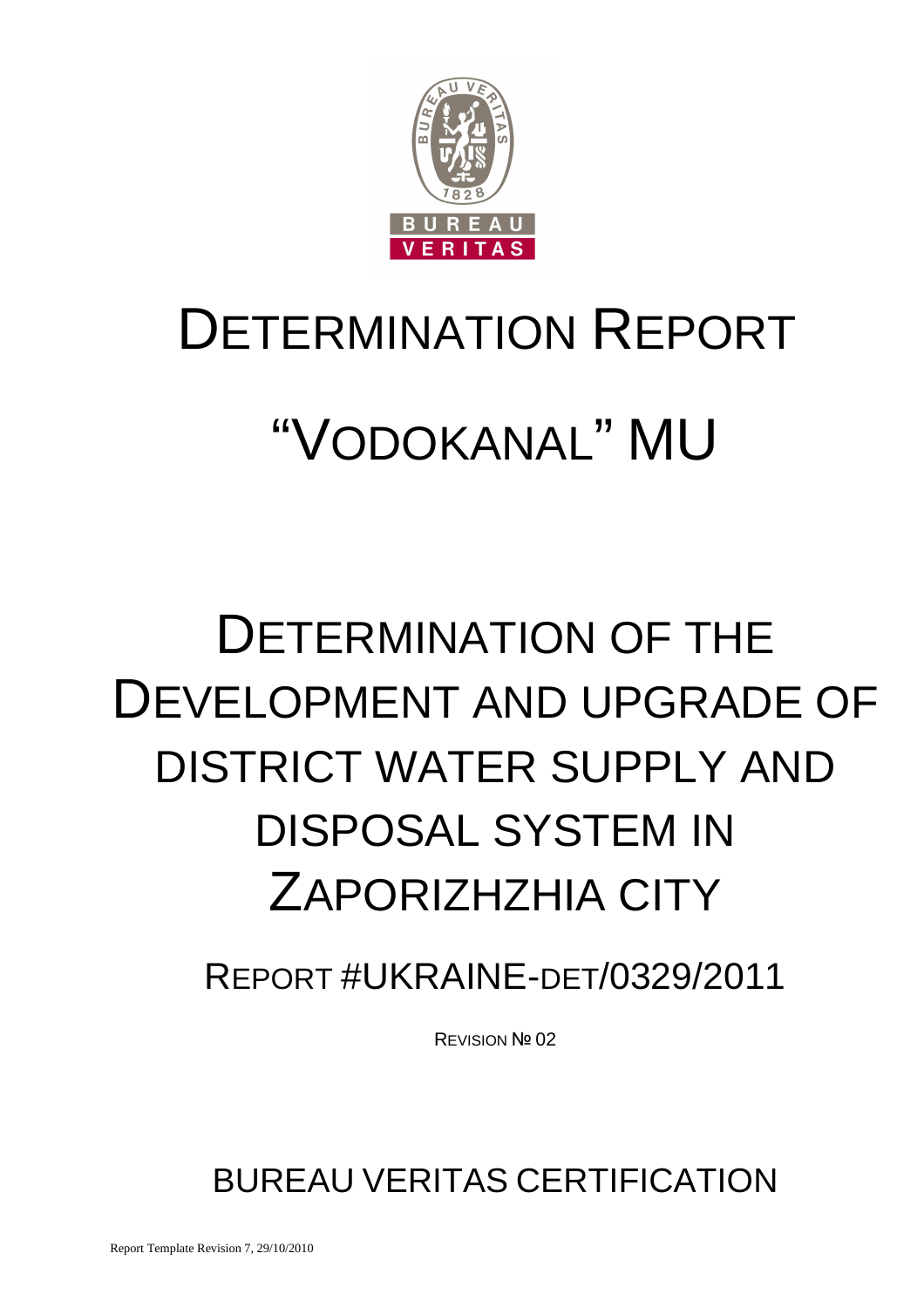# DETERMINATION REPORT

# "VODOKANAL" MU

# DETERMINATION OF THE DEVELOPMENT AND UPGRADE OF DISTRICT WATER SUPPLY AND DISPOSAL SYSTEM IN ZAPORIZHZHIA CITY

## REPORT #UKRAINE-DET/0329/2011

REVISION № 02

## BUREAU VERITAS CERTIFICATION

Report Template Revision 7, 29/10/2010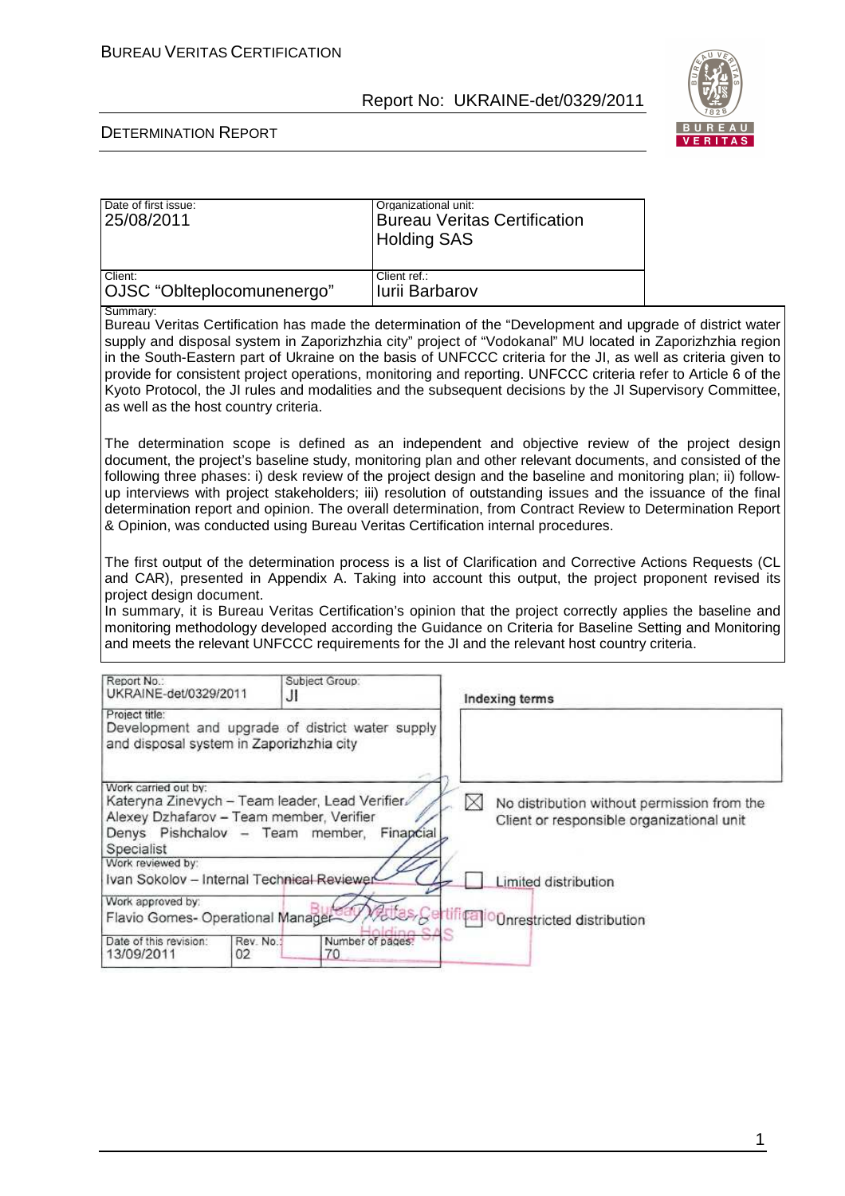| Date of first issue: 25/08/2011 | Organizational unit: Bureau Veritas Certification Holding SAS |
|---|---|
| Client: OJSC "Oblteplocomunenergo" | Client ref.: Iurii Barbarov |

Summary:

Bureau Veritas Certification has made the determination of the "Development and upgrade of district water supply and disposal system in Zaporizhzhia city" project of "Vodokanal" MU located in Zaporizhzhia region in the South-Eastern part of Ukraine on the basis of UNFCCC criteria for the JI, as well as criteria given to provide for consistent project operations, monitoring and reporting. UNFCCC criteria refer to Article 6 of the Kyoto Protocol, the JI rules and modalities and the subsequent decisions by the JI Supervisory Committee, as well as the host country criteria.

The determination scope is defined as an independent and objective review of the project design document, the project's baseline study, monitoring plan and other relevant documents, and consisted of the following three phases: i) desk review of the project design and the baseline and monitoring plan; ii) follow-up interviews with project stakeholders; iii) resolution of outstanding issues and the issuance of the final determination report and opinion. The overall determination, from Contract Review to Determination Report & Opinion, was conducted using Bureau Veritas Certification internal procedures.

The first output of the determination process is a list of Clarification and Corrective Actions Requests (CL and CAR), presented in Appendix A. Taking into account this output, the project proponent revised its project design document.

In summary, it is Bureau Veritas Certification's opinion that the project correctly applies the baseline and monitoring methodology developed according the Guidance on Criteria for Baseline Setting and Monitoring and meets the relevant UNFCCC requirements for the JI and the relevant host country criteria.

| Report No.: UKRAINE-det/0329/2011 | Subject Group: JI | Indexing terms |
|---|---|---|
| Project title: Development and upgrade of district water supply and disposal system in Zaporizhzhia city | | |
| Work carried out by: Kateryna Zinevych – Team leader, Lead Verifier; Alexey Dzhafarov – Team member, Verifier; Denys Pishchalov – Team member, Financial Specialist | | ☒ No distribution without permission from the Client or responsible organizational unit |
| Work reviewed by: Ivan Sokolov – Internal Technical Reviewer | | ☐ Limited distribution |
| Work approved by: Flavio Gomes- Operational Manager | | ☐ Unrestricted distribution |
| Date of this revision: 13/09/2011 · Rev. No.: 02 · Number of pages: 70 | | |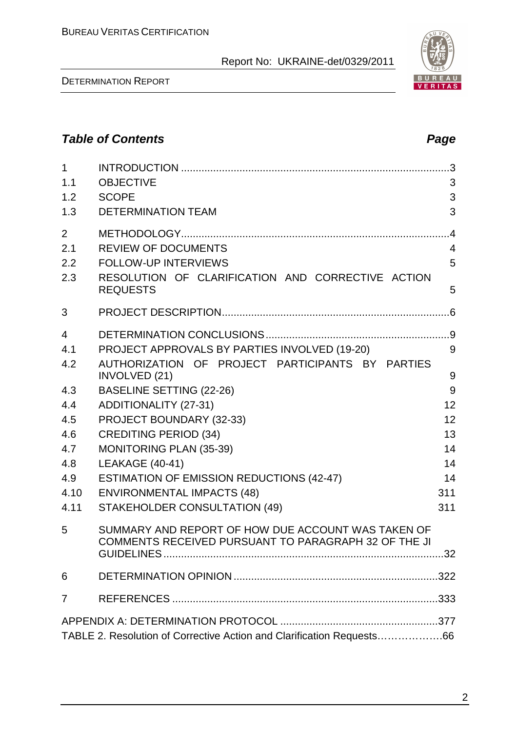## *Table of Contents* *Page*

| | | |
|---|---|---|
| 1 | INTRODUCTION | 3 |
| 1.1 | OBJECTIVE | 3 |
| 1.2 | SCOPE | 3 |
| 1.3 | DETERMINATION TEAM | 3 |
| 2 | METHODOLOGY | 4 |
| 2.1 | REVIEW OF DOCUMENTS | 4 |
| 2.2 | FOLLOW-UP INTERVIEWS | 5 |
| 2.3 | RESOLUTION OF CLARIFICATION AND CORRECTIVE ACTION REQUESTS | 5 |
| 3 | PROJECT DESCRIPTION | 6 |
| 4 | DETERMINATION CONCLUSIONS | 9 |
| 4.1 | PROJECT APPROVALS BY PARTIES INVOLVED (19-20) | 9 |
| 4.2 | AUTHORIZATION OF PROJECT PARTICIPANTS BY PARTIES INVOLVED (21) | 9 |
| 4.3 | BASELINE SETTING (22-26) | 9 |
| 4.4 | ADDITIONALITY (27-31) | 12 |
| 4.5 | PROJECT BOUNDARY (32-33) | 12 |
| 4.6 | CREDITING PERIOD (34) | 13 |
| 4.7 | MONITORING PLAN (35-39) | 14 |
| 4.8 | LEAKAGE (40-41) | 14 |
| 4.9 | ESTIMATION OF EMISSION REDUCTIONS (42-47) | 14 |
| 4.10 | ENVIRONMENTAL IMPACTS (48) | 311 |
| 4.11 | STAKEHOLDER CONSULTATION (49) | 311 |
| 5 | SUMMARY AND REPORT OF HOW DUE ACCOUNT WAS TAKEN OF COMMENTS RECEIVED PURSUANT TO PARAGRAPH 32 OF THE JI GUIDELINES | 32 |
| 6 | DETERMINATION OPINION | 322 |
| 7 | REFERENCES | 333 |

APPENDIX A: DETERMINATION PROTOCOL ........ 377

TABLE 2. Resolution of Corrective Action and Clarification Requests........ 66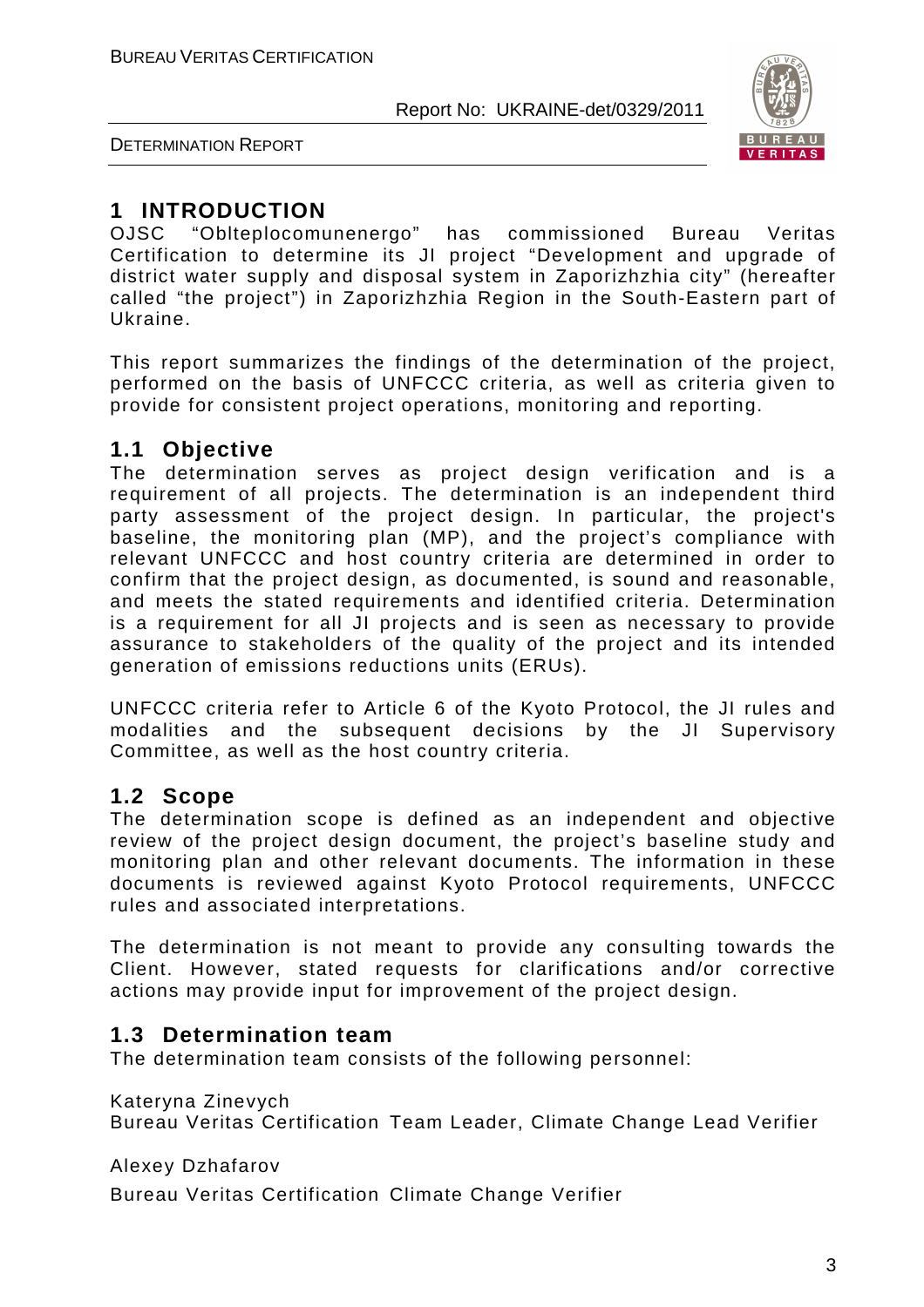# 1 INTRODUCTION

OJSC "Oblteplocomunenergo" has commissioned Bureau Veritas Certification to determine its JI project "Development and upgrade of district water supply and disposal system in Zaporizhzhia city" (hereafter called "the project") in Zaporizhzhia Region in the South-Eastern part of Ukraine.

This report summarizes the findings of the determination of the project, performed on the basis of UNFCCC criteria, as well as criteria given to provide for consistent project operations, monitoring and reporting.

## 1.1 Objective

The determination serves as project design verification and is a requirement of all projects. The determination is an independent third party assessment of the project design. In particular, the project's baseline, the monitoring plan (MP), and the project's compliance with relevant UNFCCC and host country criteria are determined in order to confirm that the project design, as documented, is sound and reasonable, and meets the stated requirements and identified criteria. Determination is a requirement for all JI projects and is seen as necessary to provide assurance to stakeholders of the quality of the project and its intended generation of emissions reductions units (ERUs).

UNFCCC criteria refer to Article 6 of the Kyoto Protocol, the JI rules and modalities and the subsequent decisions by the JI Supervisory Committee, as well as the host country criteria.

## 1.2 Scope

The determination scope is defined as an independent and objective review of the project design document, the project's baseline study and monitoring plan and other relevant documents. The information in these documents is reviewed against Kyoto Protocol requirements, UNFCCC rules and associated interpretations.

The determination is not meant to provide any consulting towards the Client. However, stated requests for clarifications and/or corrective actions may provide input for improvement of the project design.

## 1.3 Determination team

The determination team consists of the following personnel:

Kateryna Zinevych
Bureau Veritas Certification Team Leader, Climate Change Lead Verifier

Alexey Dzhafarov
Bureau Veritas Certification Climate Change Verifier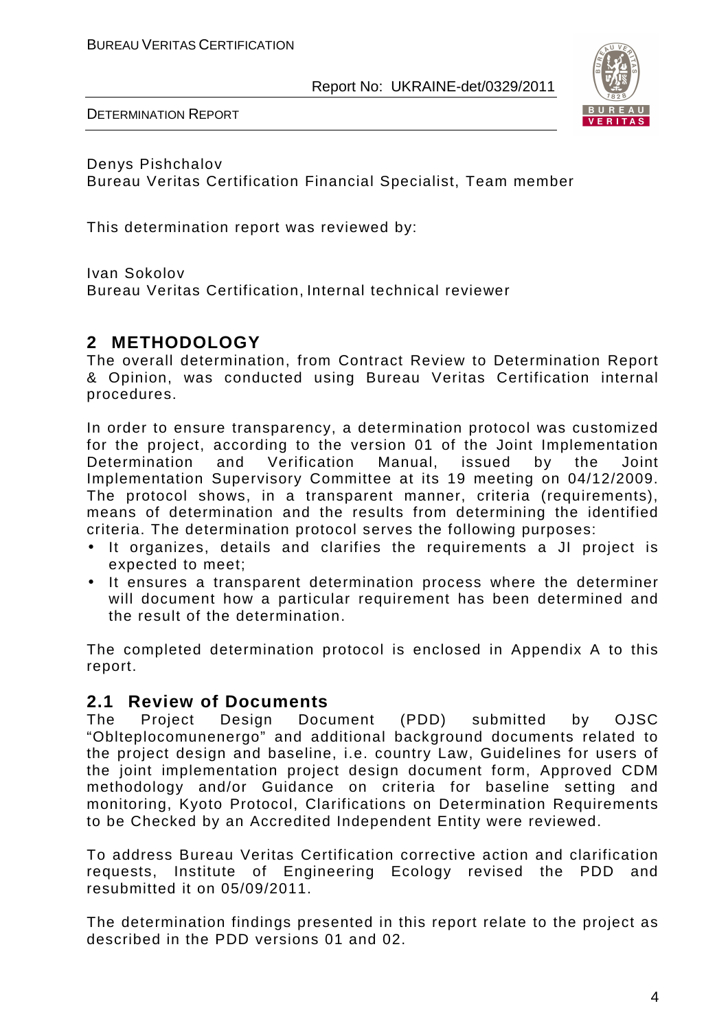Denys Pishchalov
Bureau Veritas Certification Financial Specialist, Team member

This determination report was reviewed by:

Ivan Sokolov
Bureau Veritas Certification, Internal technical reviewer

## 2 METHODOLOGY

The overall determination, from Contract Review to Determination Report & Opinion, was conducted using Bureau Veritas Certification internal procedures.

In order to ensure transparency, a determination protocol was customized for the project, according to the version 01 of the Joint Implementation Determination and Verification Manual, issued by the Joint Implementation Supervisory Committee at its 19 meeting on 04/12/2009. The protocol shows, in a transparent manner, criteria (requirements), means of determination and the results from determining the identified criteria. The determination protocol serves the following purposes:

- It organizes, details and clarifies the requirements a JI project is expected to meet;
- It ensures a transparent determination process where the determiner will document how a particular requirement has been determined and the result of the determination.

The completed determination protocol is enclosed in Appendix A to this report.

### 2.1 Review of Documents

The Project Design Document (PDD) submitted by OJSC "Oblteplocomunenergo" and additional background documents related to the project design and baseline, i.e. country Law, Guidelines for users of the joint implementation project design document form, Approved CDM methodology and/or Guidance on criteria for baseline setting and monitoring, Kyoto Protocol, Clarifications on Determination Requirements to be Checked by an Accredited Independent Entity were reviewed.

To address Bureau Veritas Certification corrective action and clarification requests, Institute of Engineering Ecology revised the PDD and resubmitted it on 05/09/2011.

The determination findings presented in this report relate to the project as described in the PDD versions 01 and 02.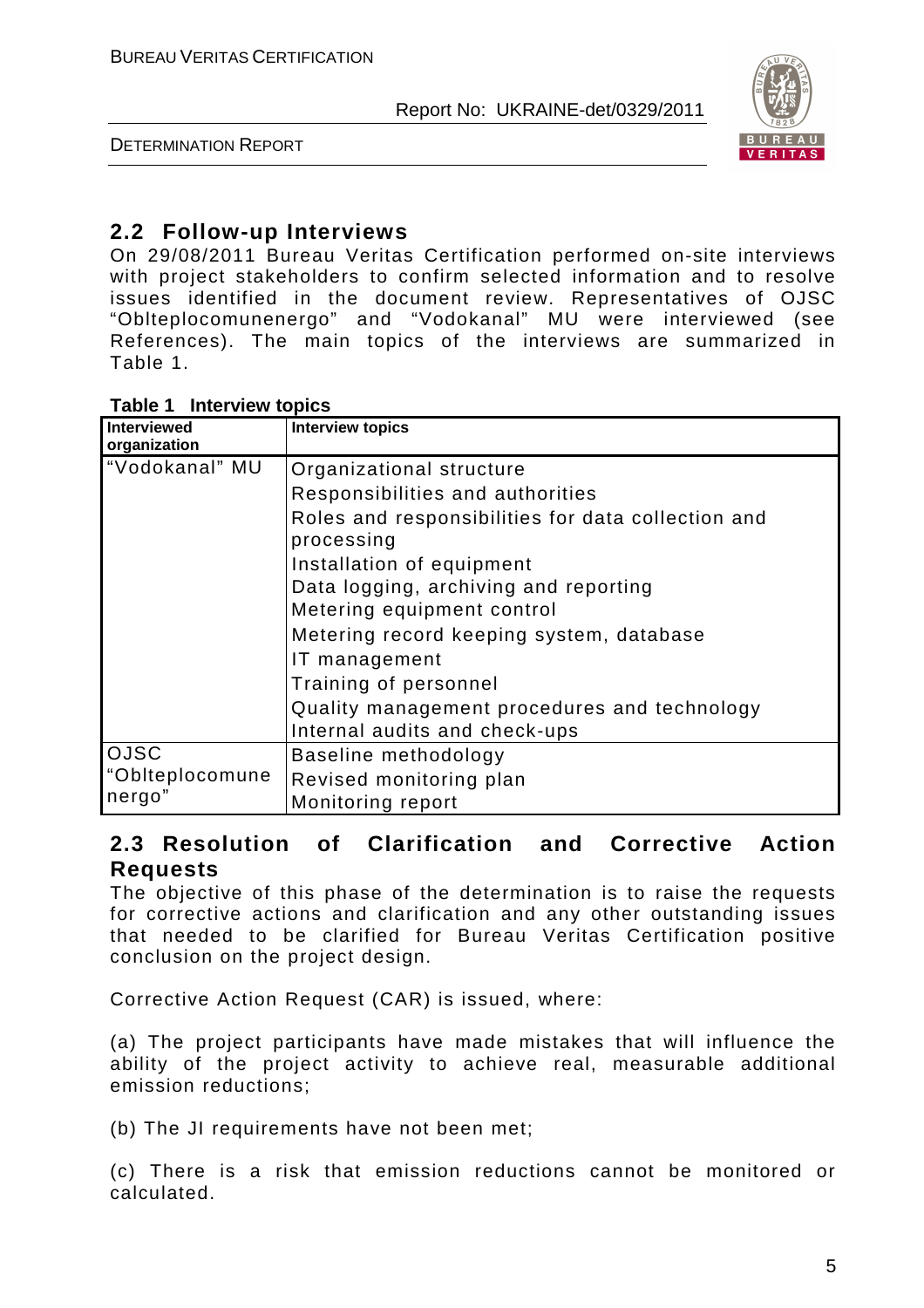## 2.2 Follow-up Interviews

On 29/08/2011 Bureau Veritas Certification performed on-site interviews with project stakeholders to confirm selected information and to resolve issues identified in the document review. Representatives of OJSC "Oblteplocomunenergo" and "Vodokanal" MU were interviewed (see References). The main topics of the interviews are summarized in Table 1.

**Table 1 Interview topics**

| Interviewed organization | Interview topics |
|---|---|
| "Vodokanal" MU | Organizational structure<br>Responsibilities and authorities<br>Roles and responsibilities for data collection and processing<br>Installation of equipment<br>Data logging, archiving and reporting<br>Metering equipment control<br>Metering record keeping system, database<br>IT management<br>Training of personnel<br>Quality management procedures and technology<br>Internal audits and check-ups |
| OJSC "Oblteplocomunenergo" | Baseline methodology<br>Revised monitoring plan<br>Monitoring report |

## 2.3 Resolution of Clarification and Corrective Action Requests

The objective of this phase of the determination is to raise the requests for corrective actions and clarification and any other outstanding issues that needed to be clarified for Bureau Veritas Certification positive conclusion on the project design.

Corrective Action Request (CAR) is issued, where:

(a) The project participants have made mistakes that will influence the ability of the project activity to achieve real, measurable additional emission reductions;

(b) The JI requirements have not been met;

(c) There is a risk that emission reductions cannot be monitored or calculated.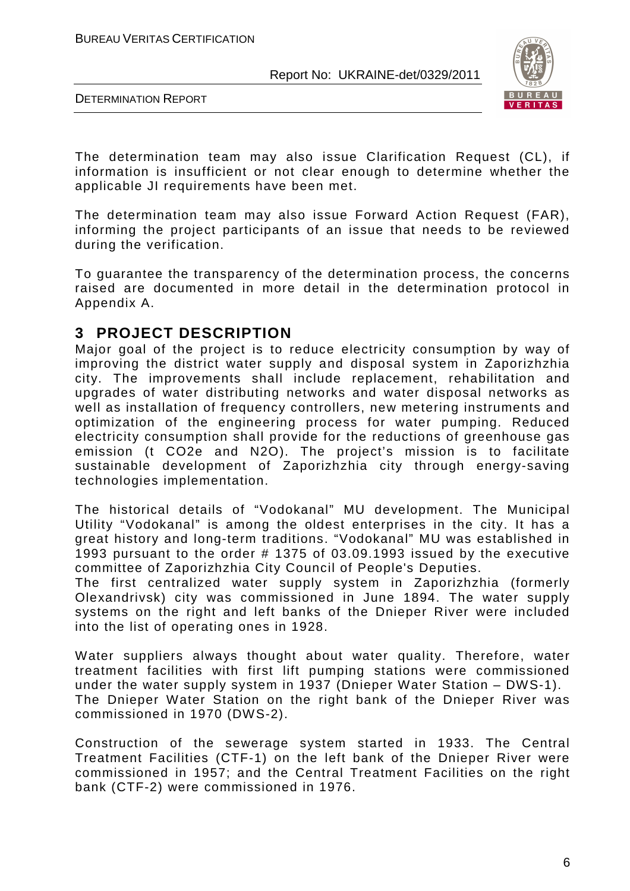The determination team may also issue Clarification Request (CL), if information is insufficient or not clear enough to determine whether the applicable JI requirements have been met.

The determination team may also issue Forward Action Request (FAR), informing the project participants of an issue that needs to be reviewed during the verification.

To guarantee the transparency of the determination process, the concerns raised are documented in more detail in the determination protocol in Appendix A.

# 3 PROJECT DESCRIPTION

Major goal of the project is to reduce electricity consumption by way of improving the district water supply and disposal system in Zaporizhzhia city. The improvements shall include replacement, rehabilitation and upgrades of water distributing networks and water disposal networks as well as installation of frequency controllers, new metering instruments and optimization of the engineering process for water pumping. Reduced electricity consumption shall provide for the reductions of greenhouse gas emission (t $CO_2e$ and $N_2O$). The project's mission is to facilitate sustainable development of Zaporizhzhia city through energy-saving technologies implementation.

The historical details of "Vodokanal" MU development. The Municipal Utility "Vodokanal" is among the oldest enterprises in the city. It has a great history and long-term traditions. "Vodokanal" MU was established in 1993 pursuant to the order # 1375 of 03.09.1993 issued by the executive committee of Zaporizhzhia City Council of People's Deputies.
The first centralized water supply system in Zaporizhzhia (formerly Olexandrivsk) city was commissioned in June 1894. The water supply systems on the right and left banks of the Dnieper River were included into the list of operating ones in 1928.

Water suppliers always thought about water quality. Therefore, water treatment facilities with first lift pumping stations were commissioned under the water supply system in 1937 (Dnieper Water Station – DWS-1).
The Dnieper Water Station on the right bank of the Dnieper River was commissioned in 1970 (DWS-2).

Construction of the sewerage system started in 1933. The Central Treatment Facilities (CTF-1) on the left bank of the Dnieper River were commissioned in 1957; and the Central Treatment Facilities on the right bank (CTF-2) were commissioned in 1976.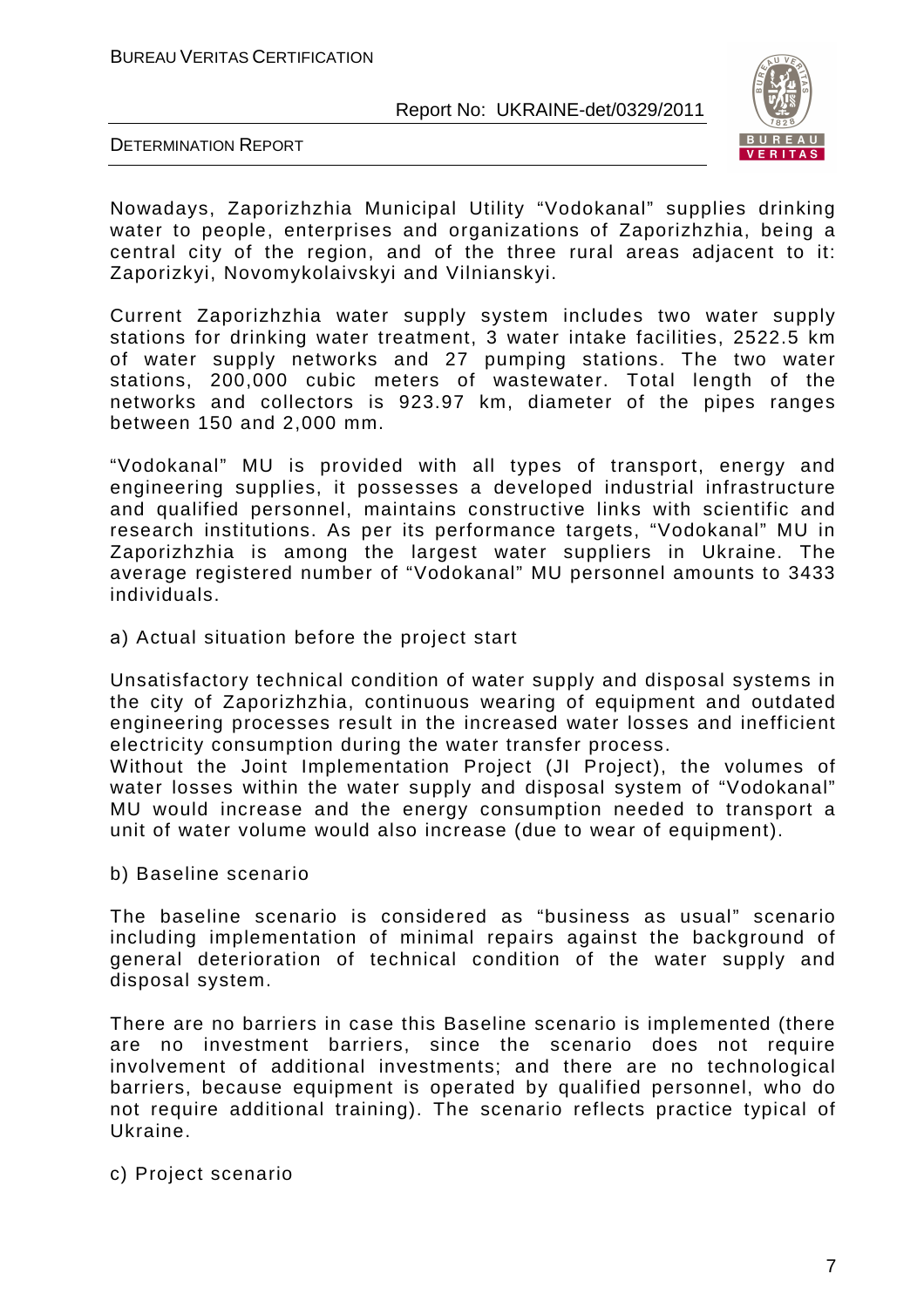Nowadays, Zaporizhzhia Municipal Utility "Vodokanal" supplies drinking water to people, enterprises and organizations of Zaporizhzhia, being a central city of the region, and of the three rural areas adjacent to it: Zaporizkyi, Novomykolaivskyi and Vilnianskyi.

Current Zaporizhzhia water supply system includes two water supply stations for drinking water treatment, 3 water intake facilities, 2522.5 km of water supply networks and 27 pumping stations. The two water stations, 200,000 cubic meters of wastewater. Total length of the networks and collectors is 923.97 km, diameter of the pipes ranges between 150 and 2,000 mm.

"Vodokanal" MU is provided with all types of transport, energy and engineering supplies, it possesses a developed industrial infrastructure and qualified personnel, maintains constructive links with scientific and research institutions. As per its performance targets, "Vodokanal" MU in Zaporizhzhia is among the largest water suppliers in Ukraine. The average registered number of "Vodokanal" MU personnel amounts to 3433 individuals.

a) Actual situation before the project start

Unsatisfactory technical condition of water supply and disposal systems in the city of Zaporizhzhia, continuous wearing of equipment and outdated engineering processes result in the increased water losses and inefficient electricity consumption during the water transfer process.
Without the Joint Implementation Project (JI Project), the volumes of water losses within the water supply and disposal system of "Vodokanal" MU would increase and the energy consumption needed to transport a unit of water volume would also increase (due to wear of equipment).

b) Baseline scenario

The baseline scenario is considered as "business as usual" scenario including implementation of minimal repairs against the background of general deterioration of technical condition of the water supply and disposal system.

There are no barriers in case this Baseline scenario is implemented (there are no investment barriers, since the scenario does not require involvement of additional investments; and there are no technological barriers, because equipment is operated by qualified personnel, who do not require additional training). The scenario reflects practice typical of Ukraine.

c) Project scenario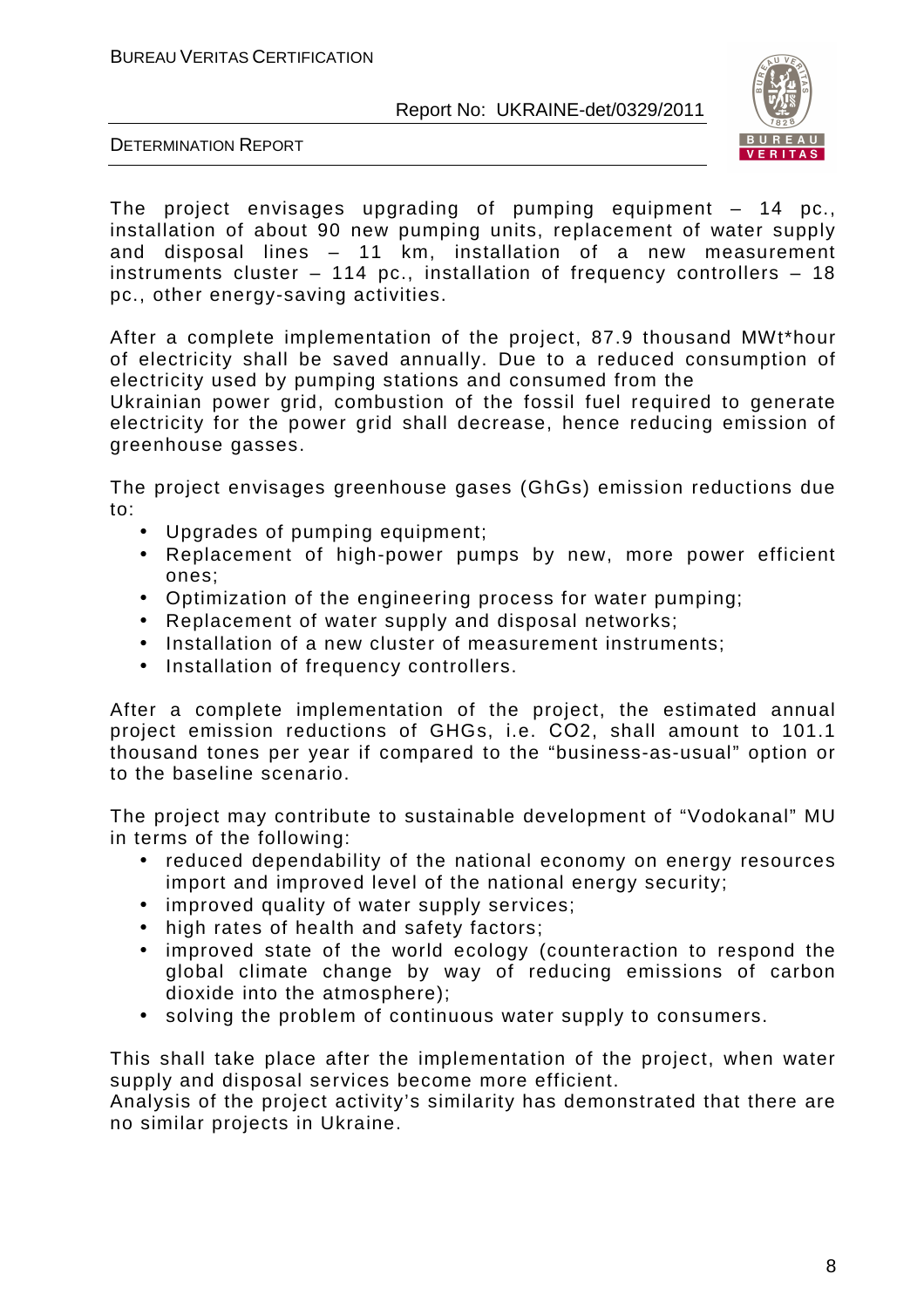The project envisages upgrading of pumping equipment – 14 pc., installation of about 90 new pumping units, replacement of water supply and disposal lines – 11 km, installation of a new measurement instruments cluster – 114 pc., installation of frequency controllers – 18 pc., other energy-saving activities.

After a complete implementation of the project, 87.9 thousand MWt*hour of electricity shall be saved annually. Due to a reduced consumption of electricity used by pumping stations and consumed from the Ukrainian power grid, combustion of the fossil fuel required to generate electricity for the power grid shall decrease, hence reducing emission of greenhouse gasses.

The project envisages greenhouse gases (GhGs) emission reductions due to:

- Upgrades of pumping equipment;
- Replacement of high-power pumps by new, more power efficient ones;
- Optimization of the engineering process for water pumping;
- Replacement of water supply and disposal networks;
- Installation of a new cluster of measurement instruments;
- Installation of frequency controllers.

After a complete implementation of the project, the estimated annual project emission reductions of GHGs, i.e. $CO_2$, shall amount to 101.1 thousand tones per year if compared to the "business-as-usual" option or to the baseline scenario.

The project may contribute to sustainable development of "Vodokanal" MU in terms of the following:

- reduced dependability of the national economy on energy resources import and improved level of the national energy security;
- improved quality of water supply services;
- high rates of health and safety factors;
- improved state of the world ecology (counteraction to respond the global climate change by way of reducing emissions of carbon dioxide into the atmosphere);
- solving the problem of continuous water supply to consumers.

This shall take place after the implementation of the project, when water supply and disposal services become more efficient.
Analysis of the project activity's similarity has demonstrated that there are no similar projects in Ukraine.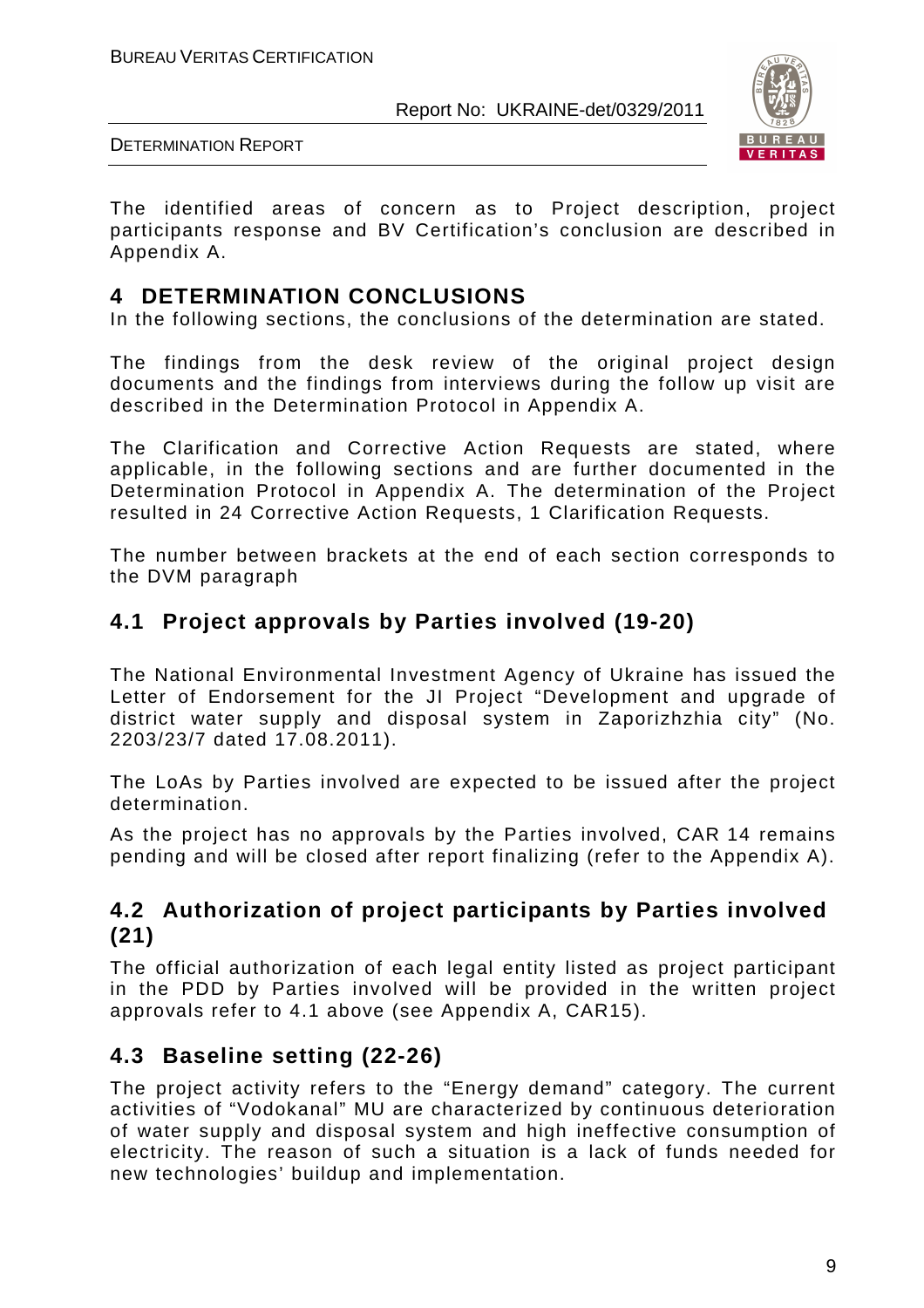The identified areas of concern as to Project description, project participants response and BV Certification's conclusion are described in Appendix A.

# 4 DETERMINATION CONCLUSIONS

In the following sections, the conclusions of the determination are stated.

The findings from the desk review of the original project design documents and the findings from interviews during the follow up visit are described in the Determination Protocol in Appendix A.

The Clarification and Corrective Action Requests are stated, where applicable, in the following sections and are further documented in the Determination Protocol in Appendix A. The determination of the Project resulted in 24 Corrective Action Requests, 1 Clarification Requests.

The number between brackets at the end of each section corresponds to the DVM paragraph

## 4.1 Project approvals by Parties involved (19-20)

The National Environmental Investment Agency of Ukraine has issued the Letter of Endorsement for the JI Project "Development and upgrade of district water supply and disposal system in Zaporizhzhia city" (No. 2203/23/7 dated 17.08.2011).

The LoAs by Parties involved are expected to be issued after the project determination.

As the project has no approvals by the Parties involved, CAR 14 remains pending and will be closed after report finalizing (refer to the Appendix A).

## 4.2 Authorization of project participants by Parties involved (21)

The official authorization of each legal entity listed as project participant in the PDD by Parties involved will be provided in the written project approvals refer to 4.1 above (see Appendix A, CAR15).

## 4.3 Baseline setting (22-26)

The project activity refers to the "Energy demand" category. The current activities of "Vodokanal" MU are characterized by continuous deterioration of water supply and disposal system and high ineffective consumption of electricity. The reason of such a situation is a lack of funds needed for new technologies' buildup and implementation.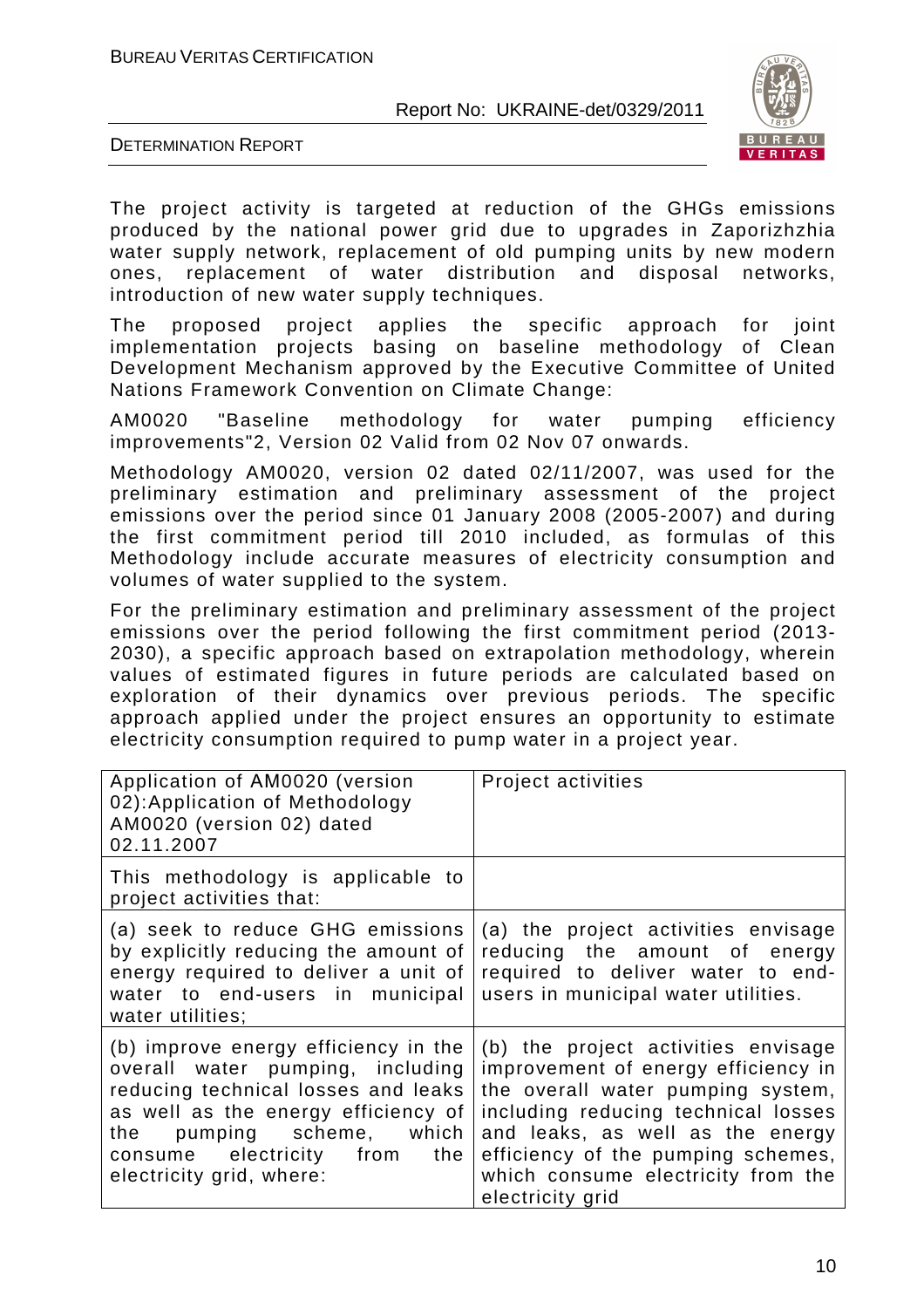The project activity is targeted at reduction of the GHGs emissions produced by the national power grid due to upgrades in Zaporizhzhia water supply network, replacement of old pumping units by new modern ones, replacement of water distribution and disposal networks, introduction of new water supply techniques.

The proposed project applies the specific approach for joint implementation projects basing on baseline methodology of Clean Development Mechanism approved by the Executive Committee of United Nations Framework Convention on Climate Change:

AM0020 "Baseline methodology for water pumping efficiency improvements"2, Version 02 Valid from 02 Nov 07 onwards.

Methodology AM0020, version 02 dated 02/11/2007, was used for the preliminary estimation and preliminary assessment of the project emissions over the period since 01 January 2008 (2005-2007) and during the first commitment period till 2010 included, as formulas of this Methodology include accurate measures of electricity consumption and volumes of water supplied to the system.

For the preliminary estimation and preliminary assessment of the project emissions over the period following the first commitment period (2013-2030), a specific approach based on extrapolation methodology, wherein values of estimated figures in future periods are calculated based on exploration of their dynamics over previous periods. The specific approach applied under the project ensures an opportunity to estimate electricity consumption required to pump water in a project year.

| Application of AM0020 (version 02):Application of Methodology AM0020 (version 02) dated 02.11.2007 | Project activities |
|---|---|
| This methodology is applicable to project activities that: | |
| (a) seek to reduce GHG emissions by explicitly reducing the amount of energy required to deliver a unit of water to end-users in municipal water utilities; | (a) the project activities envisage reducing the amount of energy required to deliver water to end-users in municipal water utilities. |
| (b) improve energy efficiency in the overall water pumping, including reducing technical losses and leaks as well as the energy efficiency of the pumping scheme, which consume electricity from the electricity grid, where: | (b) the project activities envisage improvement of energy efficiency in the overall water pumping system, including reducing technical losses and leaks, as well as the energy efficiency of the pumping schemes, which consume electricity from the electricity grid |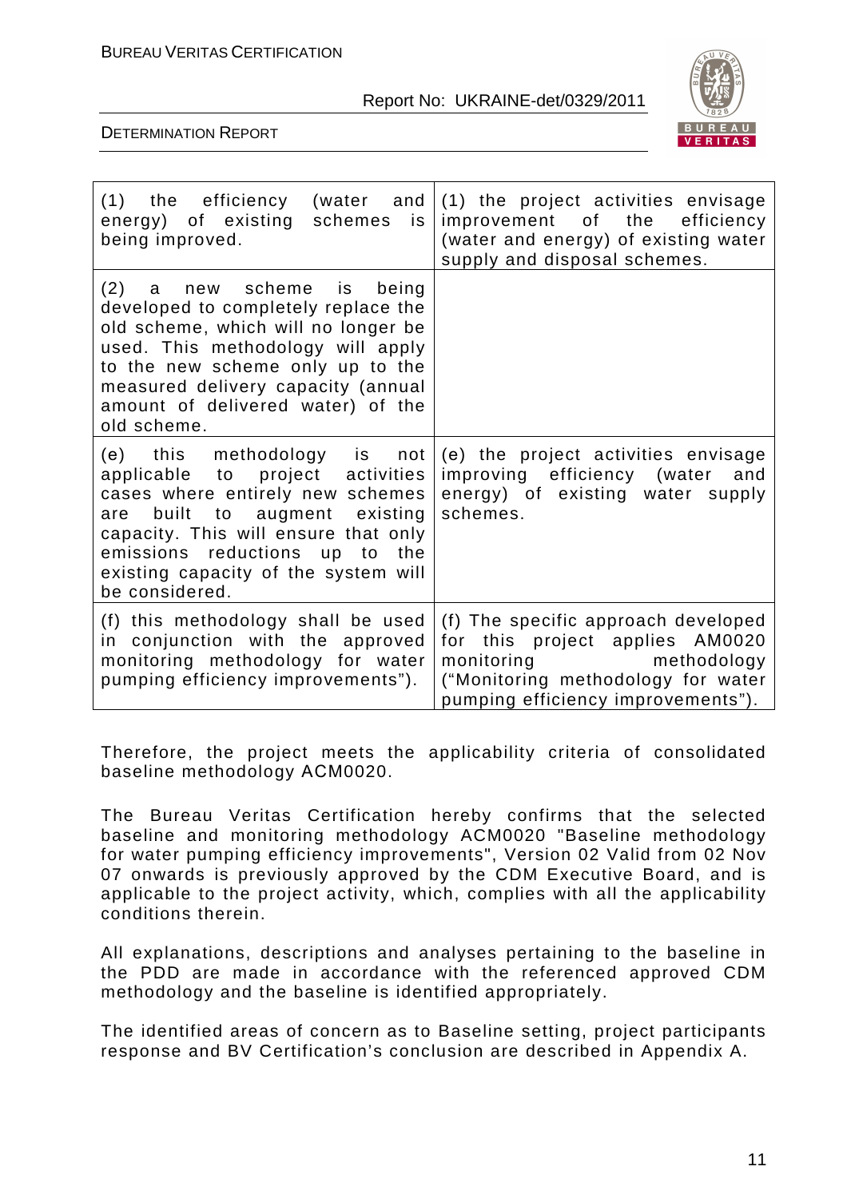| | |
|---|---|
| (1) the efficiency (water and energy) of existing schemes is being improved. | (1) the project activities envisage improvement of the efficiency (water and energy) of existing water supply and disposal schemes. |
| (2) a new scheme is being developed to completely replace the old scheme, which will no longer be used. This methodology will apply to the new scheme only up to the measured delivery capacity (annual amount of delivered water) of the old scheme. | |
| (e) this methodology is not applicable to project activities cases where entirely new schemes are built to augment existing capacity. This will ensure that only emissions reductions up to the existing capacity of the system will be considered. | (e) the project activities envisage improving efficiency (water and energy) of existing water supply schemes. |
| (f) this methodology shall be used in conjunction with the approved monitoring methodology for water pumping efficiency improvements"). | (f) The specific approach developed for this project applies AM0020 monitoring methodology ("Monitoring methodology for water pumping efficiency improvements"). |

Therefore, the project meets the applicability criteria of consolidated baseline methodology ACM0020.

The Bureau Veritas Certification hereby confirms that the selected baseline and monitoring methodology ACM0020 "Baseline methodology for water pumping efficiency improvements", Version 02 Valid from 02 Nov 07 onwards is previously approved by the CDM Executive Board, and is applicable to the project activity, which, complies with all the applicability conditions therein.

All explanations, descriptions and analyses pertaining to the baseline in the PDD are made in accordance with the referenced approved CDM methodology and the baseline is identified appropriately.

The identified areas of concern as to Baseline setting, project participants response and BV Certification's conclusion are described in Appendix A.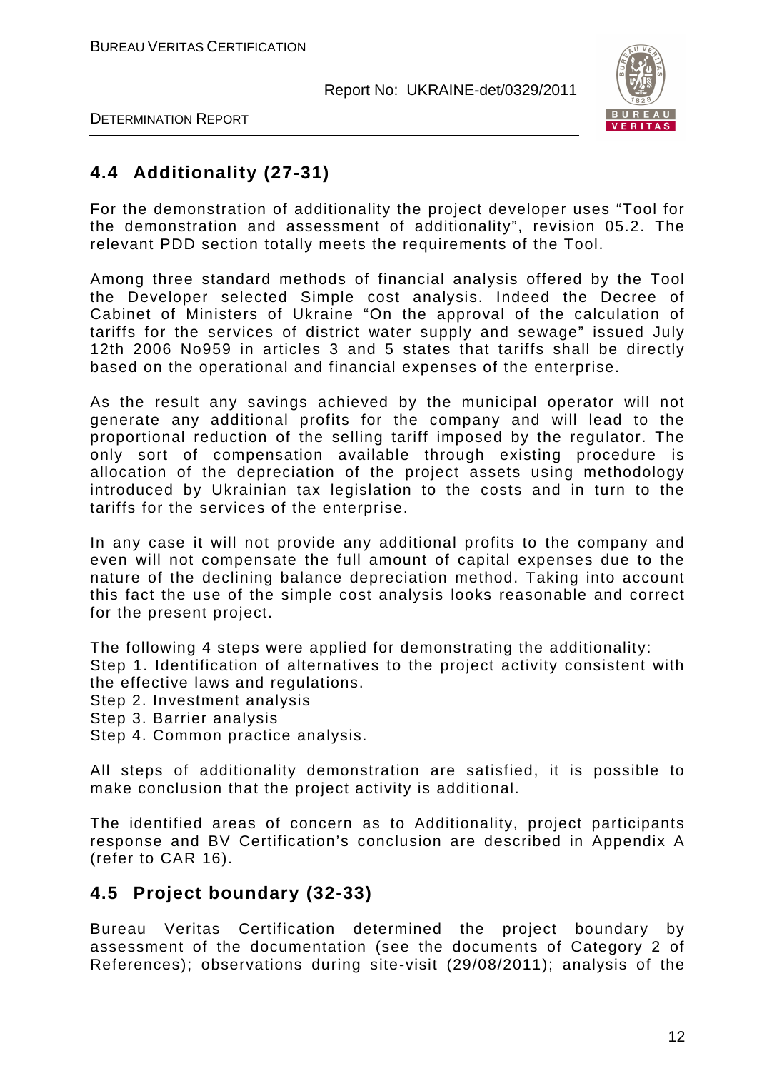## 4.4 Additionality (27-31)

For the demonstration of additionality the project developer uses "Tool for the demonstration and assessment of additionality", revision 05.2. The relevant PDD section totally meets the requirements of the Tool.

Among three standard methods of financial analysis offered by the Tool the Developer selected Simple cost analysis. Indeed the Decree of Cabinet of Ministers of Ukraine "On the approval of the calculation of tariffs for the services of district water supply and sewage" issued July 12th 2006 No959 in articles 3 and 5 states that tariffs shall be directly based on the operational and financial expenses of the enterprise.

As the result any savings achieved by the municipal operator will not generate any additional profits for the company and will lead to the proportional reduction of the selling tariff imposed by the regulator. The only sort of compensation available through existing procedure is allocation of the depreciation of the project assets using methodology introduced by Ukrainian tax legislation to the costs and in turn to the tariffs for the services of the enterprise.

In any case it will not provide any additional profits to the company and even will not compensate the full amount of capital expenses due to the nature of the declining balance depreciation method. Taking into account this fact the use of the simple cost analysis looks reasonable and correct for the present project.

The following 4 steps were applied for demonstrating the additionality:
Step 1. Identification of alternatives to the project activity consistent with the effective laws and regulations.
Step 2. Investment analysis
Step 3. Barrier analysis
Step 4. Common practice analysis.

All steps of additionality demonstration are satisfied, it is possible to make conclusion that the project activity is additional.

The identified areas of concern as to Additionality, project participants response and BV Certification's conclusion are described in Appendix A (refer to CAR 16).

## 4.5 Project boundary (32-33)

Bureau Veritas Certification determined the project boundary by assessment of the documentation (see the documents of Category 2 of References); observations during site-visit (29/08/2011); analysis of the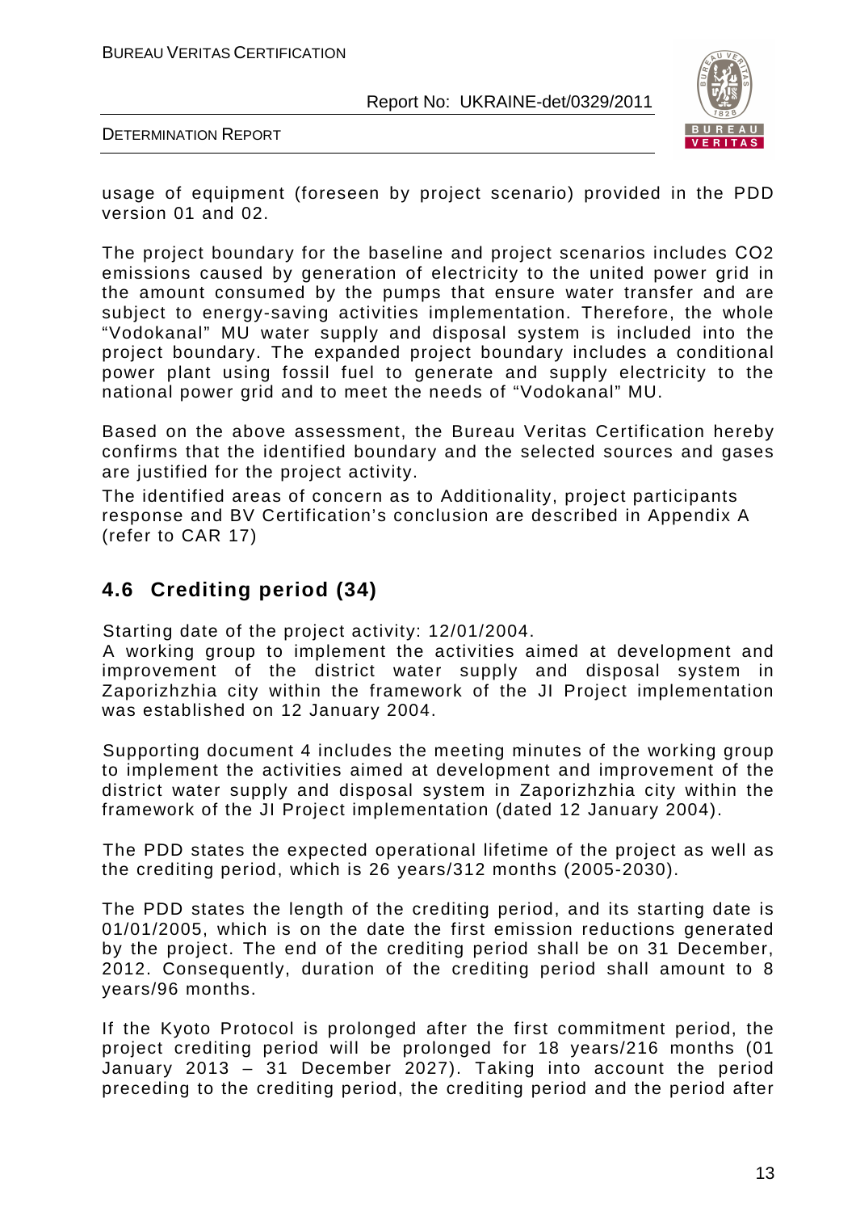usage of equipment (foreseen by project scenario) provided in the PDD version 01 and 02.

The project boundary for the baseline and project scenarios includes CO2 emissions caused by generation of electricity to the united power grid in the amount consumed by the pumps that ensure water transfer and are subject to energy-saving activities implementation. Therefore, the whole "Vodokanal" MU water supply and disposal system is included into the project boundary. The expanded project boundary includes a conditional power plant using fossil fuel to generate and supply electricity to the national power grid and to meet the needs of "Vodokanal" MU.

Based on the above assessment, the Bureau Veritas Certification hereby confirms that the identified boundary and the selected sources and gases are justified for the project activity.

The identified areas of concern as to Additionality, project participants response and BV Certification's conclusion are described in Appendix A (refer to CAR 17)

## 4.6 Crediting period (34)

Starting date of the project activity: 12/01/2004.

A working group to implement the activities aimed at development and improvement of the district water supply and disposal system in Zaporizhzhia city within the framework of the JI Project implementation was established on 12 January 2004.

Supporting document 4 includes the meeting minutes of the working group to implement the activities aimed at development and improvement of the district water supply and disposal system in Zaporizhzhia city within the framework of the JI Project implementation (dated 12 January 2004).

The PDD states the expected operational lifetime of the project as well as the crediting period, which is 26 years/312 months (2005-2030).

The PDD states the length of the crediting period, and its starting date is 01/01/2005, which is on the date the first emission reductions generated by the project. The end of the crediting period shall be on 31 December, 2012. Consequently, duration of the crediting period shall amount to 8 years/96 months.

If the Kyoto Protocol is prolonged after the first commitment period, the project crediting period will be prolonged for 18 years/216 months (01 January 2013 – 31 December 2027). Taking into account the period preceding to the crediting period, the crediting period and the period after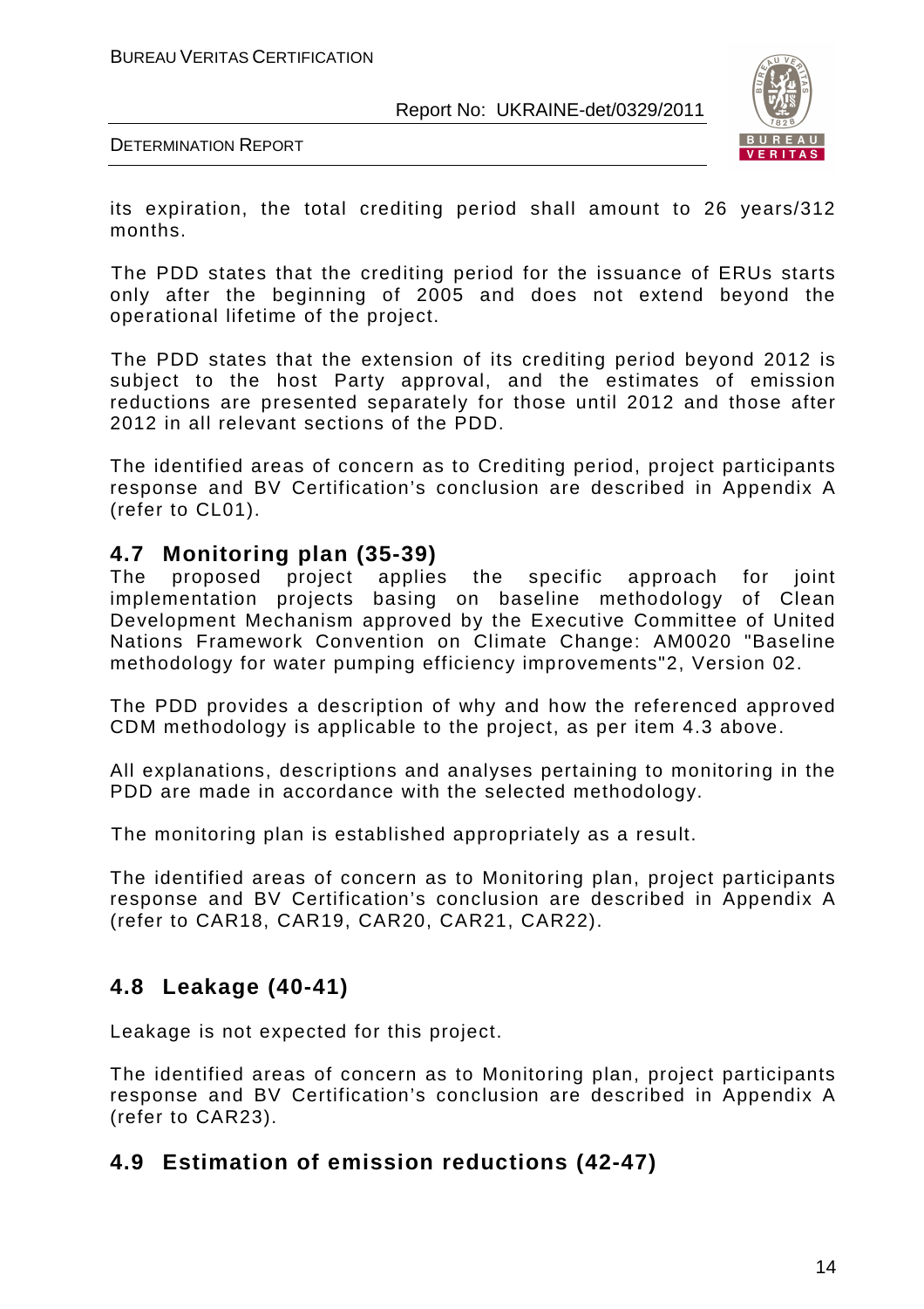its expiration, the total crediting period shall amount to 26 years/312 months.

The PDD states that the crediting period for the issuance of ERUs starts only after the beginning of 2005 and does not extend beyond the operational lifetime of the project.

The PDD states that the extension of its crediting period beyond 2012 is subject to the host Party approval, and the estimates of emission reductions are presented separately for those until 2012 and those after 2012 in all relevant sections of the PDD.

The identified areas of concern as to Crediting period, project participants response and BV Certification's conclusion are described in Appendix A (refer to CL01).

## 4.7 Monitoring plan (35-39)

The proposed project applies the specific approach for joint implementation projects basing on baseline methodology of Clean Development Mechanism approved by the Executive Committee of United Nations Framework Convention on Climate Change: AM0020 "Baseline methodology for water pumping efficiency improvements"2, Version 02.

The PDD provides a description of why and how the referenced approved CDM methodology is applicable to the project, as per item 4.3 above.

All explanations, descriptions and analyses pertaining to monitoring in the PDD are made in accordance with the selected methodology.

The monitoring plan is established appropriately as a result.

The identified areas of concern as to Monitoring plan, project participants response and BV Certification's conclusion are described in Appendix A (refer to CAR18, CAR19, CAR20, CAR21, CAR22).

## 4.8 Leakage (40-41)

Leakage is not expected for this project.

The identified areas of concern as to Monitoring plan, project participants response and BV Certification's conclusion are described in Appendix A (refer to CAR23).

## 4.9 Estimation of emission reductions (42-47)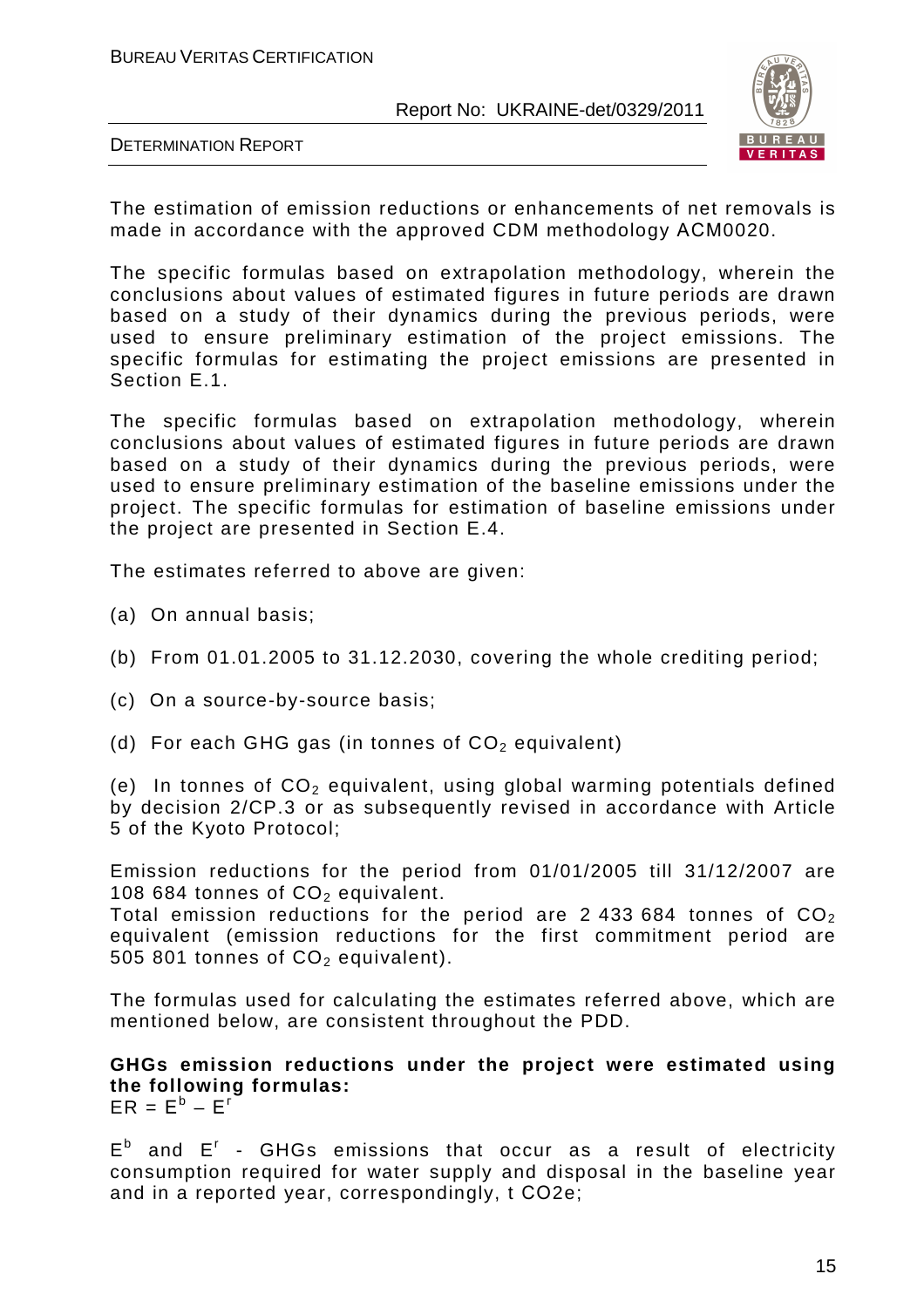The estimation of emission reductions or enhancements of net removals is made in accordance with the approved CDM methodology ACM0020.

The specific formulas based on extrapolation methodology, wherein the conclusions about values of estimated figures in future periods are drawn based on a study of their dynamics during the previous periods, were used to ensure preliminary estimation of the project emissions. The specific formulas for estimating the project emissions are presented in Section E.1.

The specific formulas based on extrapolation methodology, wherein conclusions about values of estimated figures in future periods are drawn based on a study of their dynamics during the previous periods, were used to ensure preliminary estimation of the baseline emissions under the project. The specific formulas for estimation of baseline emissions under the project are presented in Section E.4.

The estimates referred to above are given:

(a) On annual basis;

(b) From 01.01.2005 to 31.12.2030, covering the whole crediting period;

(c) On a source-by-source basis;

(d) For each GHG gas (in tonnes of $CO_2$ equivalent)

(e) In tonnes of $CO_2$ equivalent, using global warming potentials defined by decision 2/CP.3 or as subsequently revised in accordance with Article 5 of the Kyoto Protocol;

Emission reductions for the period from 01/01/2005 till 31/12/2007 are 108 684 tonnes of $CO_2$ equivalent.
Total emission reductions for the period are 2 433 684 tonnes of $CO_2$ equivalent (emission reductions for the first commitment period are 505 801 tonnes of $CO_2$ equivalent).

The formulas used for calculating the estimates referred above, which are mentioned below, are consistent throughout the PDD.

**GHGs emission reductions under the project were estimated using the following formulas:**

$ER = E^b – E^r$

$E^b$ and $E^r$ - GHGs emissions that occur as a result of electricity consumption required for water supply and disposal in the baseline year and in a reported year, correspondingly, t CO2e;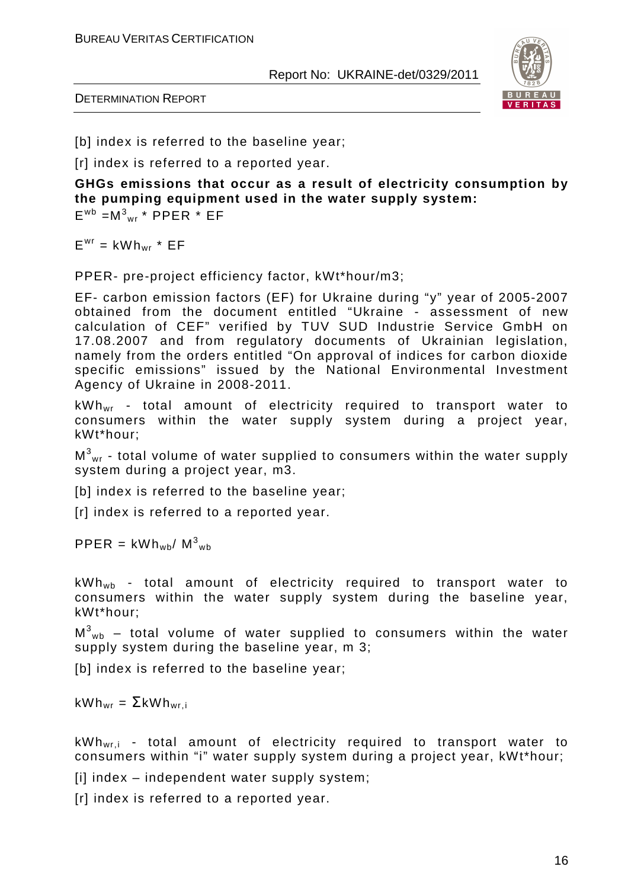[b] index is referred to the baseline year;

[r] index is referred to a reported year.

**GHGs emissions that occur as a result of electricity consumption by the pumping equipment used in the water supply system:**

$E^{wb} = M^3_{wr} * PPER * EF$

$E^{wr} = kWh_{wr} * EF$

PPER- pre-project efficiency factor, kWt*hour/m3;

EF- carbon emission factors (EF) for Ukraine during "y" year of 2005-2007 obtained from the document entitled "Ukraine - assessment of new calculation of CEF" verified by TUV SUD Industrie Service GmbH on 17.08.2007 and from regulatory documents of Ukrainian legislation, namely from the orders entitled "On approval of indices for carbon dioxide specific emissions" issued by the National Environmental Investment Agency of Ukraine in 2008-2011.

$kWh_{wr}$ - total amount of electricity required to transport water to consumers within the water supply system during a project year, kWt*hour;

$M^3_{wr}$ - total volume of water supplied to consumers within the water supply system during a project year, m3.

[b] index is referred to the baseline year;

[r] index is referred to a reported year.

$PPER = kWh_{wb} / M^3_{wb}$

$kWh_{wb}$ - total amount of electricity required to transport water to consumers within the water supply system during the baseline year, kWt*hour;

$M^3_{wb}$ – total volume of water supplied to consumers within the water supply system during the baseline year, m 3;

[b] index is referred to the baseline year;

$kWh_{wr} = \Sigma kWh_{wr,i}$

$kWh_{wr,i}$ - total amount of electricity required to transport water to consumers within "i" water supply system during a project year, kWt*hour;

[i] index – independent water supply system;

[r] index is referred to a reported year.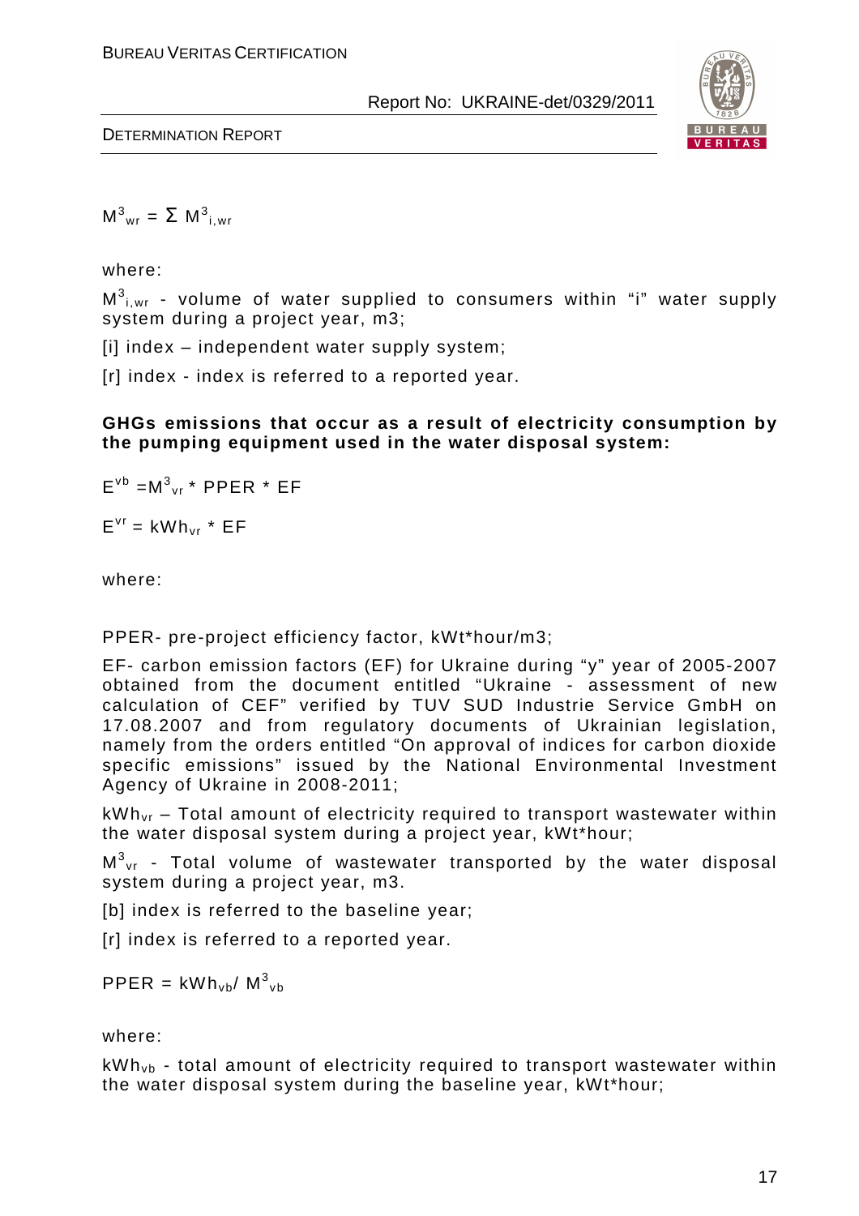$$M^3_{wr} = \Sigma\ M^3_{i,wr}$$

where:

$M^3_{i,wr}$ - volume of water supplied to consumers within “i” water supply system during a project year, m3;

[i] index – independent water supply system;

[r] index - index is referred to a reported year.

**GHGs emissions that occur as a result of electricity consumption by the pumping equipment used in the water disposal system:**

$$E^{vb} = M^3_{vr} * PPER * EF$$

$$E^{vr} = kWh_{vr} * EF$$

where:

PPER- pre-project efficiency factor, kWt*hour/m3;

EF- carbon emission factors (EF) for Ukraine during “y” year of 2005-2007 obtained from the document entitled “Ukraine - assessment of new calculation of CEF” verified by TUV SUD Industrie Service GmbH on 17.08.2007 and from regulatory documents of Ukrainian legislation, namely from the orders entitled “On approval of indices for carbon dioxide specific emissions” issued by the National Environmental Investment Agency of Ukraine in 2008-2011;

$kWh_{vr}$ – Total amount of electricity required to transport wastewater within the water disposal system during a project year, kWt*hour;

$M^3_{vr}$ - Total volume of wastewater transported by the water disposal system during a project year, m3.

[b] index is referred to the baseline year;

[r] index is referred to a reported year.

$$PPER = kWh_{vb} / M^3_{vb}$$

where:

$kWh_{vb}$ - total amount of electricity required to transport wastewater within the water disposal system during the baseline year, kWt*hour;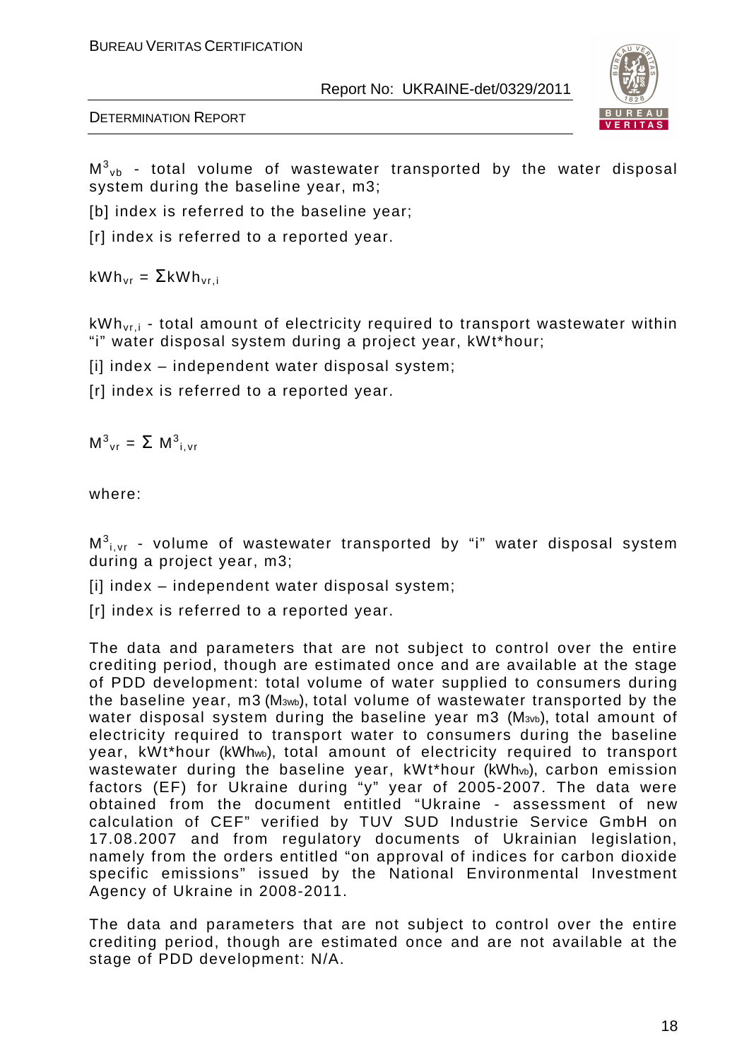$M^3_{vb}$ - total volume of wastewater transported by the water disposal system during the baseline year, m3;

[b] index is referred to the baseline year;

[r] index is referred to a reported year.

$kWh_{vr} = \Sigma kWh_{vr,i}$

$kWh_{vr,i}$ - total amount of electricity required to transport wastewater within "i" water disposal system during a project year, kWt*hour;

[i] index – independent water disposal system;

[r] index is referred to a reported year.

$M^3_{vr} = \Sigma \ M^3_{i,vr}$

where:

$M^3_{i,vr}$ - volume of wastewater transported by "i" water disposal system during a project year, m3;

[i] index – independent water disposal system;

[r] index is referred to a reported year.

The data and parameters that are not subject to control over the entire crediting period, though are estimated once and are available at the stage of PDD development: total volume of water supplied to consumers during the baseline year, m3 ($M_{3wb}$), total volume of wastewater transported by the water disposal system during the baseline year m3 ($M_{3vb}$), total amount of electricity required to transport water to consumers during the baseline year, kWt*hour ($kWh_{wb}$), total amount of electricity required to transport wastewater during the baseline year, kWt*hour ($kWh_{vb}$), carbon emission factors (EF) for Ukraine during "y" year of 2005-2007. The data were obtained from the document entitled "Ukraine - assessment of new calculation of CEF" verified by TUV SUD Industrie Service GmbH on 17.08.2007 and from regulatory documents of Ukrainian legislation, namely from the orders entitled "on approval of indices for carbon dioxide specific emissions" issued by the National Environmental Investment Agency of Ukraine in 2008-2011.

The data and parameters that are not subject to control over the entire crediting period, though are estimated once and are not available at the stage of PDD development: N/A.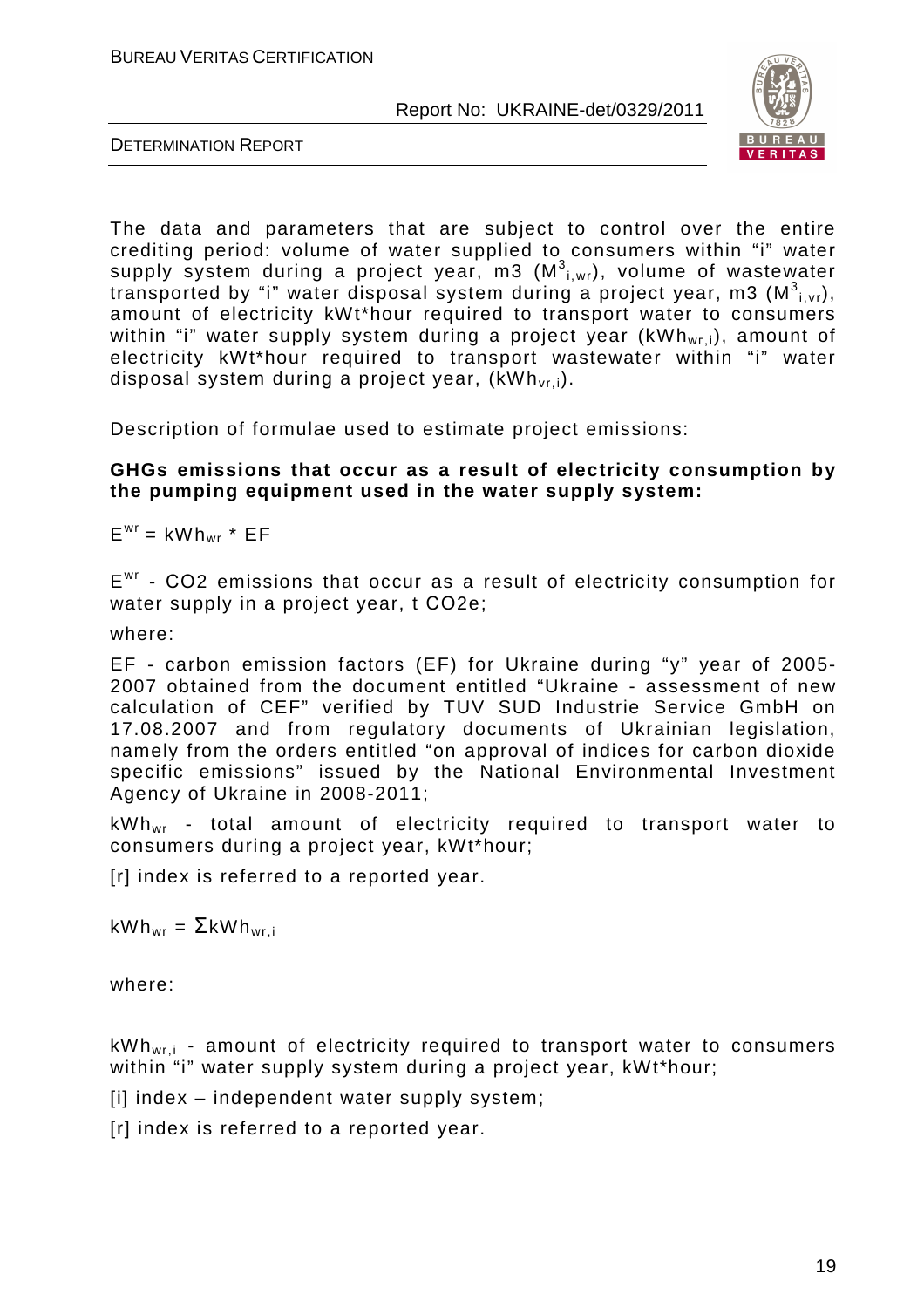The data and parameters that are subject to control over the entire crediting period: volume of water supplied to consumers within "i" water supply system during a project year, m3 ($M^3_{i,wr}$), volume of wastewater transported by "i" water disposal system during a project year, m3 ($M^3_{i,vr}$), amount of electricity kWt*hour required to transport water to consumers within "i" water supply system during a project year ($kWh_{wr,i}$), amount of electricity kWt*hour required to transport wastewater within "i" water disposal system during a project year, ($kWh_{vr,i}$).

Description of formulae used to estimate project emissions:

**GHGs emissions that occur as a result of electricity consumption by the pumping equipment used in the water supply system:**

$$E^{wr} = kWh_{wr} * EF$$

$E^{wr}$ - CO2 emissions that occur as a result of electricity consumption for water supply in a project year, t CO2e;

where:

EF - carbon emission factors (EF) for Ukraine during "y" year of 2005-2007 obtained from the document entitled "Ukraine - assessment of new calculation of CEF" verified by TUV SUD Industrie Service GmbH on 17.08.2007 and from regulatory documents of Ukrainian legislation, namely from the orders entitled "on approval of indices for carbon dioxide specific emissions" issued by the National Environmental Investment Agency of Ukraine in 2008-2011;

$kWh_{wr}$ - total amount of electricity required to transport water to consumers during a project year, kWt*hour;

[r] index is referred to a reported year.

$$kWh_{wr} = \Sigma kWh_{wr,i}$$

where:

$kWh_{wr,i}$ - amount of electricity required to transport water to consumers within "i" water supply system during a project year, kWt*hour;

[i] index – independent water supply system;

[r] index is referred to a reported year.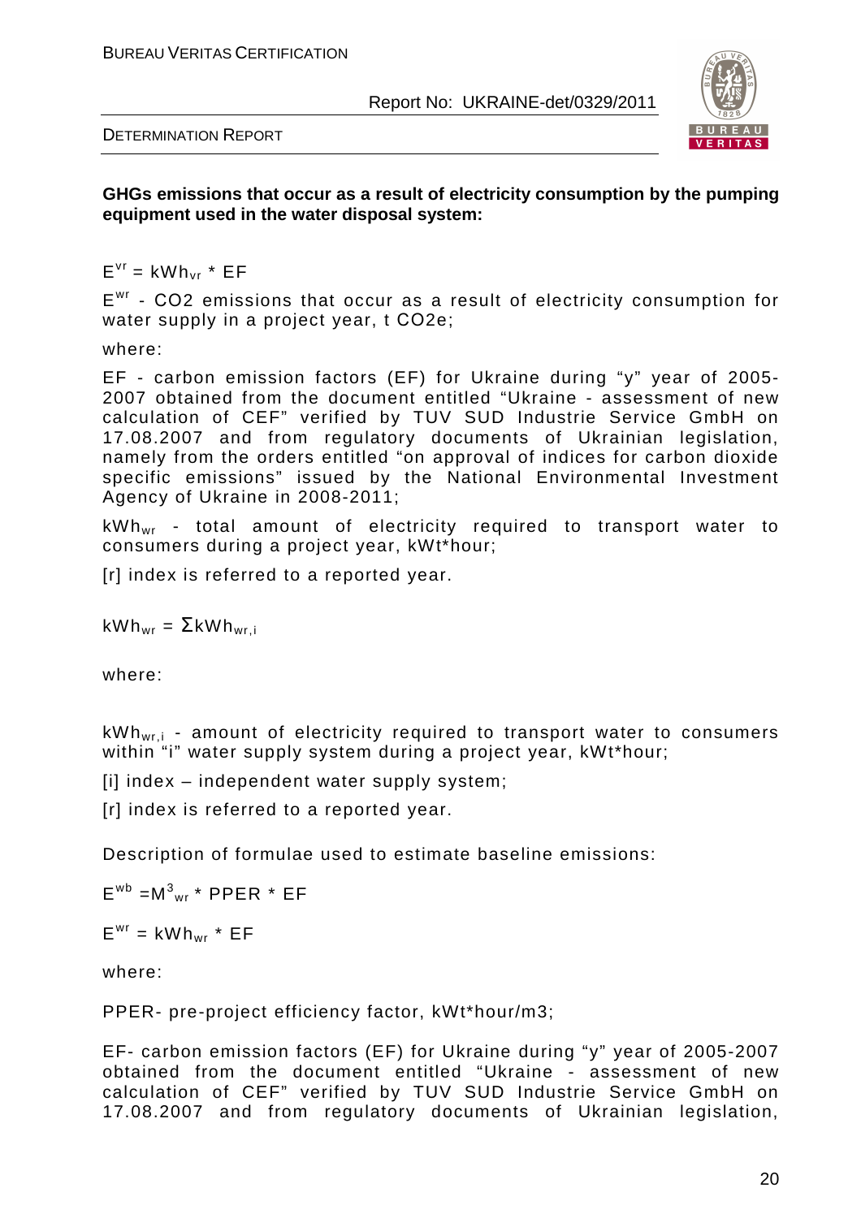**GHGs emissions that occur as a result of electricity consumption by the pumping equipment used in the water disposal system:**

$E^{vr} = kWh_{vr} * EF$

$E^{wr}$ - CO2 emissions that occur as a result of electricity consumption for water supply in a project year, t CO2e;

where:

EF - carbon emission factors (EF) for Ukraine during "y" year of 2005-2007 obtained from the document entitled "Ukraine - assessment of new calculation of CEF" verified by TUV SUD Industrie Service GmbH on 17.08.2007 and from regulatory documents of Ukrainian legislation, namely from the orders entitled "on approval of indices for carbon dioxide specific emissions" issued by the National Environmental Investment Agency of Ukraine in 2008-2011;

$kWh_{wr}$ - total amount of electricity required to transport water to consumers during a project year, kWt*hour;

[r] index is referred to a reported year.

$kWh_{wr} = \Sigma kWh_{wr,i}$

where:

$kWh_{wr,i}$ - amount of electricity required to transport water to consumers within "i" water supply system during a project year, kWt*hour;

[i] index – independent water supply system;

[r] index is referred to a reported year.

Description of formulae used to estimate baseline emissions:

$E^{wb} = M^3_{wr} * PPER * EF$

$E^{wr} = kWh_{wr} * EF$

where:

PPER- pre-project efficiency factor, kWt*hour/m3;

EF- carbon emission factors (EF) for Ukraine during "y" year of 2005-2007 obtained from the document entitled "Ukraine - assessment of new calculation of CEF" verified by TUV SUD Industrie Service GmbH on 17.08.2007 and from regulatory documents of Ukrainian legislation,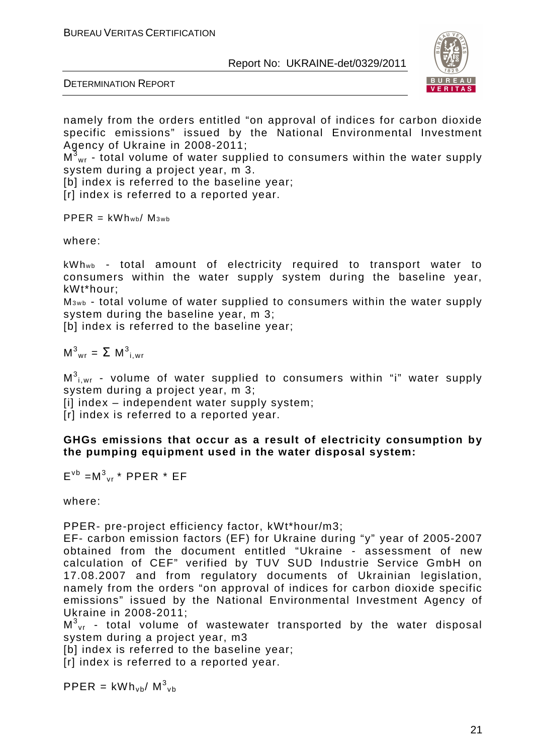namely from the orders entitled “on approval of indices for carbon dioxide specific emissions” issued by the National Environmental Investment Agency of Ukraine in 2008-2011;

$M^3_{wr}$ - total volume of water supplied to consumers within the water supply system during a project year, m 3.

[b] index is referred to the baseline year;

[r] index is referred to a reported year.

$$PPER = kWh_{wb} / M_{3wb}$$

where:

$kWh_{wb}$ - total amount of electricity required to transport water to consumers within the water supply system during the baseline year, kWt*hour;

$M_{3wb}$ - total volume of water supplied to consumers within the water supply system during the baseline year, m 3;

[b] index is referred to the baseline year;

$$M^3_{wr} = \Sigma M^3_{i,wr}$$

$M^3_{i,wr}$ - volume of water supplied to consumers within “i” water supply system during a project year, m 3;

[i] index – independent water supply system;

[r] index is referred to a reported year.

**GHGs emissions that occur as a result of electricity consumption by the pumping equipment used in the water disposal system:**

$$E^{vb} = M^3_{vr} * PPER * EF$$

where:

PPER- pre-project efficiency factor, kWt*hour/m3;

EF- carbon emission factors (EF) for Ukraine during “y” year of 2005-2007 obtained from the document entitled “Ukraine - assessment of new calculation of CEF” verified by TUV SUD Industrie Service GmbH on 17.08.2007 and from regulatory documents of Ukrainian legislation, namely from the orders “on approval of indices for carbon dioxide specific emissions” issued by the National Environmental Investment Agency of Ukraine in 2008-2011;

$M^3_{vr}$ - total volume of wastewater transported by the water disposal system during a project year, m3

[b] index is referred to the baseline year;

[r] index is referred to a reported year.

$$PPER = kWh_{vb} / M^3_{vb}$$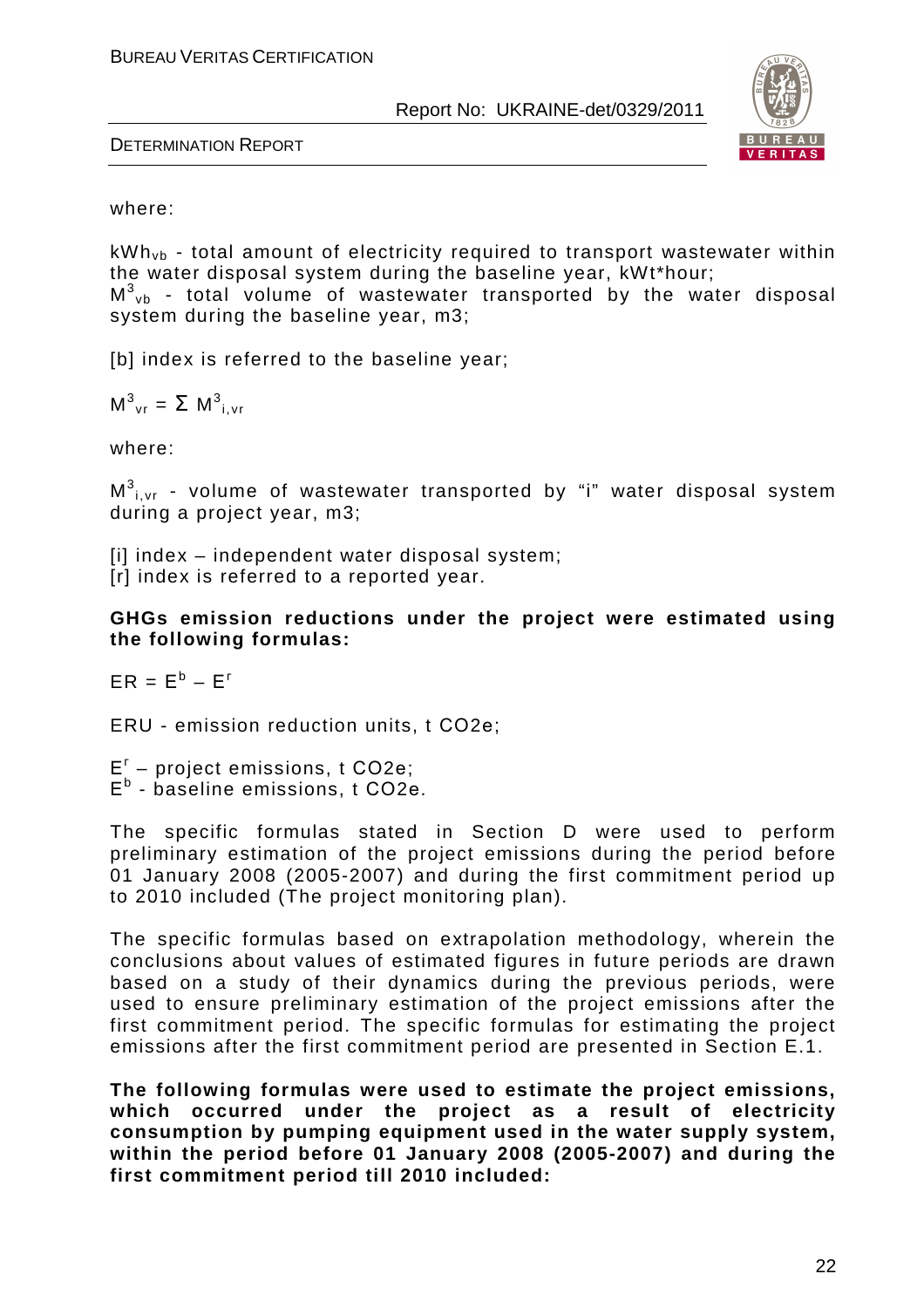where:

$kWh_{vb}$ - total amount of electricity required to transport wastewater within the water disposal system during the baseline year, kWt*hour;

$M^3_{vb}$ - total volume of wastewater transported by the water disposal system during the baseline year, m3;

[b] index is referred to the baseline year;

$$M^3_{vr} = \Sigma\ M^3_{i,vr}$$

where:

$M^3_{i,vr}$ - volume of wastewater transported by "i" water disposal system during a project year, m3;

[i] index – independent water disposal system;
[r] index is referred to a reported year.

**GHGs emission reductions under the project were estimated using the following formulas:**

$$ER = E^b - E^r$$

ERU - emission reduction units, t CO2e;

$E^r$ – project emissions, t CO2e;
$E^b$ - baseline emissions, t CO2e.

The specific formulas stated in Section D were used to perform preliminary estimation of the project emissions during the period before 01 January 2008 (2005-2007) and during the first commitment period up to 2010 included (The project monitoring plan).

The specific formulas based on extrapolation methodology, wherein the conclusions about values of estimated figures in future periods are drawn based on a study of their dynamics during the previous periods, were used to ensure preliminary estimation of the project emissions after the first commitment period. The specific formulas for estimating the project emissions after the first commitment period are presented in Section E.1.

**The following formulas were used to estimate the project emissions, which occurred under the project as a result of electricity consumption by pumping equipment used in the water supply system, within the period before 01 January 2008 (2005-2007) and during the first commitment period till 2010 included:**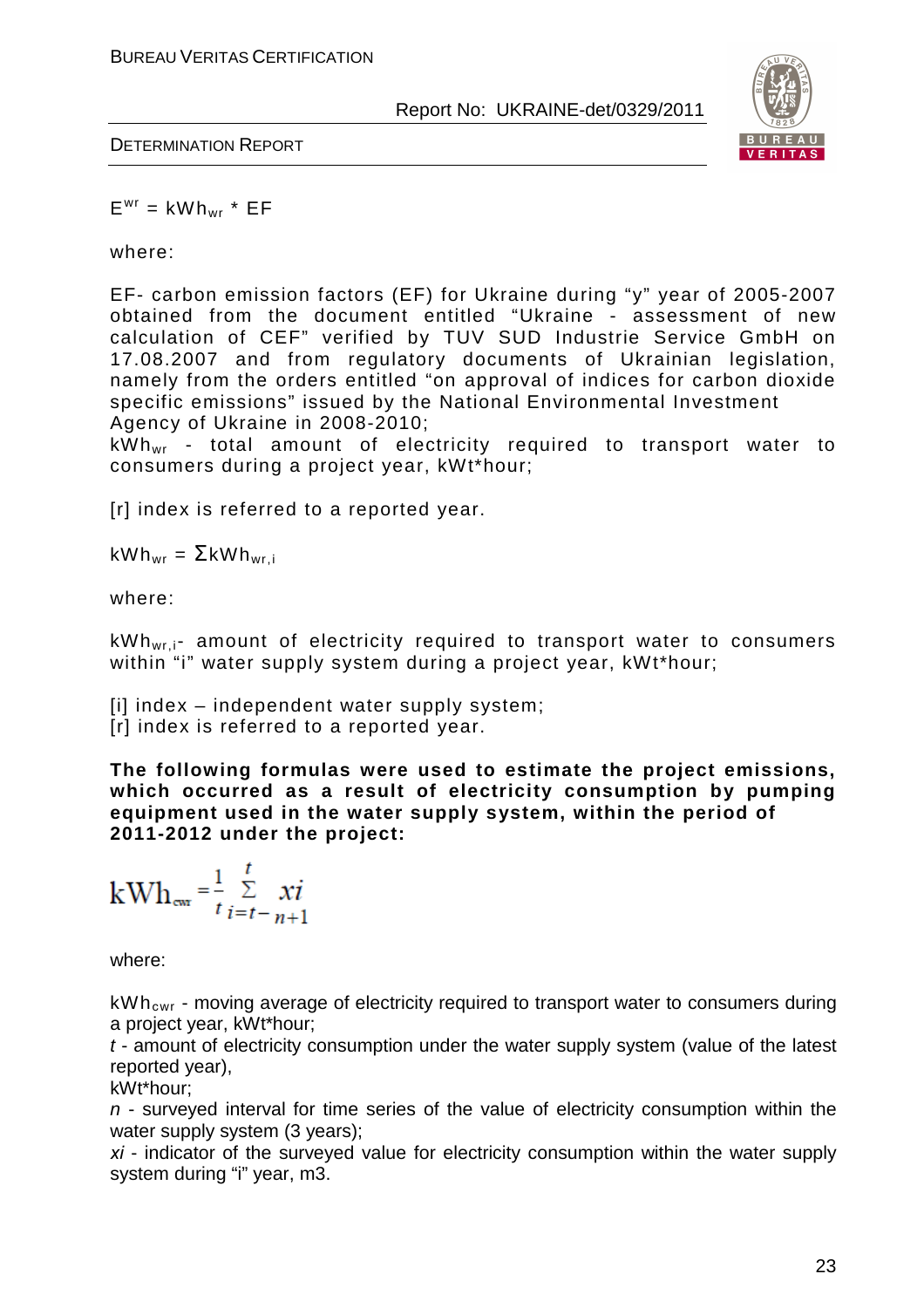$$E^{wr} = kWh_{wr} * EF$$

where:

EF- carbon emission factors (EF) for Ukraine during “y” year of 2005-2007 obtained from the document entitled “Ukraine - assessment of new calculation of CEF” verified by TUV SUD Industrie Service GmbH on 17.08.2007 and from regulatory documents of Ukrainian legislation, namely from the orders entitled “on approval of indices for carbon dioxide specific emissions” issued by the National Environmental Investment Agency of Ukraine in 2008-2010;
$kWh_{wr}$ - total amount of electricity required to transport water to consumers during a project year, kWt*hour;

[r] index is referred to a reported year.

$$kWh_{wr} = \Sigma kWh_{wr,i}$$

where:

$kWh_{wr,i}$- amount of electricity required to transport water to consumers within “i” water supply system during a project year, kWt*hour;

[i] index – independent water supply system;
[r] index is referred to a reported year.

**The following formulas were used to estimate the project emissions, which occurred as a result of electricity consumption by pumping equipment used in the water supply system, within the period of 2011-2012 under the project:**

$$kWh_{cwr} = \frac{1}{t} \sum_{i=t-n+1}^{t} xi$$

where:

$kWh_{cwr}$ - moving average of electricity required to transport water to consumers during a project year, kWt*hour;
*t* - amount of electricity consumption under the water supply system (value of the latest reported year),
kWt*hour;
*n* - surveyed interval for time series of the value of electricity consumption within the water supply system (3 years);
*xi* - indicator of the surveyed value for electricity consumption within the water supply system during “i” year, m3.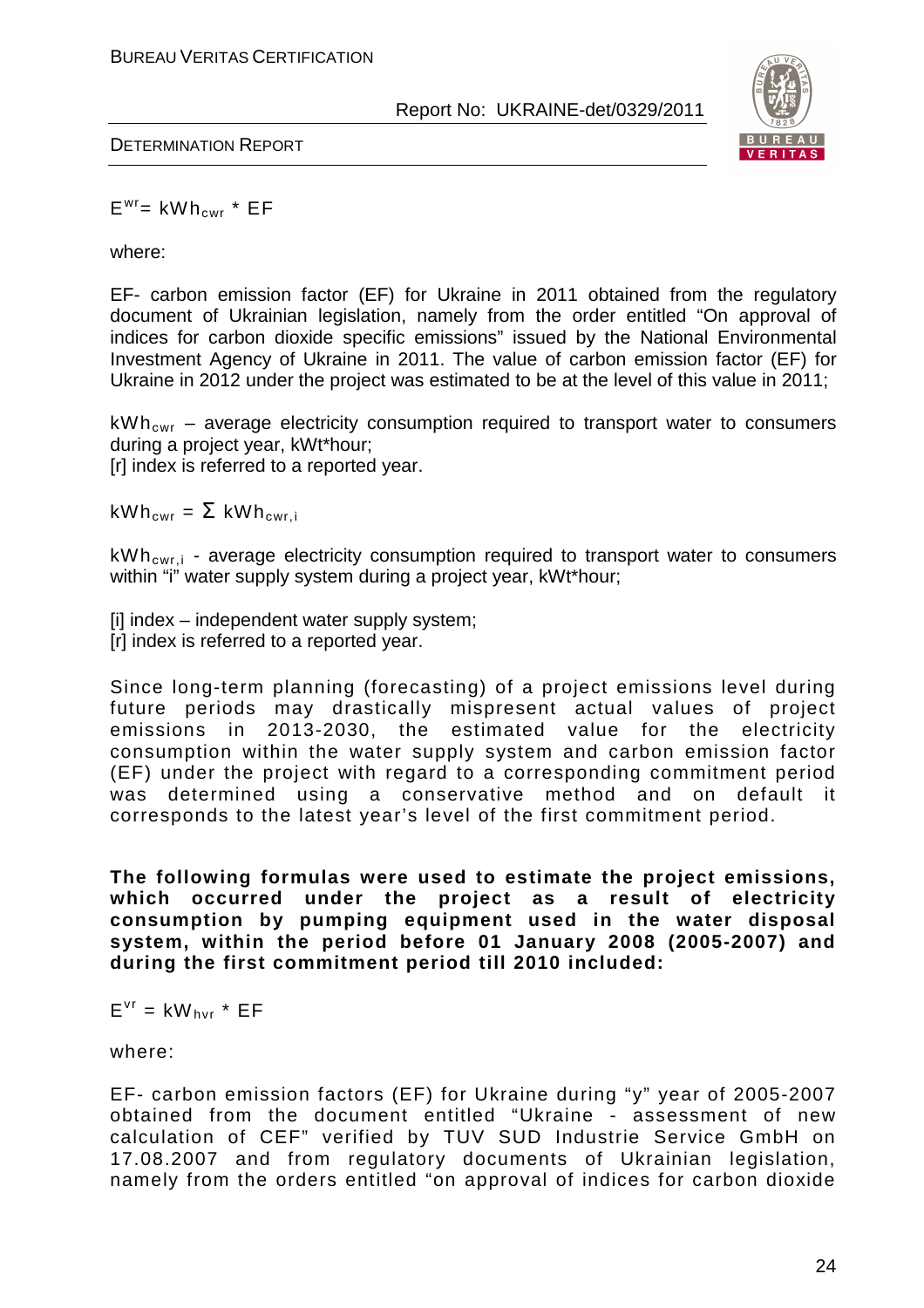$E^{wr} = kWh_{cwr} * EF$

where:

EF- carbon emission factor (EF) for Ukraine in 2011 obtained from the regulatory document of Ukrainian legislation, namely from the order entitled "On approval of indices for carbon dioxide specific emissions" issued by the National Environmental Investment Agency of Ukraine in 2011. The value of carbon emission factor (EF) for Ukraine in 2012 under the project was estimated to be at the level of this value in 2011;

$kWh_{cwr}$ – average electricity consumption required to transport water to consumers during a project year, kWt*hour;
[r] index is referred to a reported year.

$kWh_{cwr} = \Sigma\ kWh_{cwr,i}$

$kWh_{cwr,i}$ - average electricity consumption required to transport water to consumers within "i" water supply system during a project year, kWt*hour;

[i] index – independent water supply system;
[r] index is referred to a reported year.

Since long-term planning (forecasting) of a project emissions level during future periods may drastically mispresent actual values of project emissions in 2013-2030, the estimated value for the electricity consumption within the water supply system and carbon emission factor (EF) under the project with regard to a corresponding commitment period was determined using a conservative method and on default it corresponds to the latest year's level of the first commitment period.

**The following formulas were used to estimate the project emissions, which occurred under the project as a result of electricity consumption by pumping equipment used in the water disposal system, within the period before 01 January 2008 (2005-2007) and during the first commitment period till 2010 included:**

$E^{vr} = kW_{hvr} * EF$

where:

EF- carbon emission factors (EF) for Ukraine during "y" year of 2005-2007 obtained from the document entitled "Ukraine - assessment of new calculation of CEF" verified by TUV SUD Industrie Service GmbH on 17.08.2007 and from regulatory documents of Ukrainian legislation, namely from the orders entitled "on approval of indices for carbon dioxide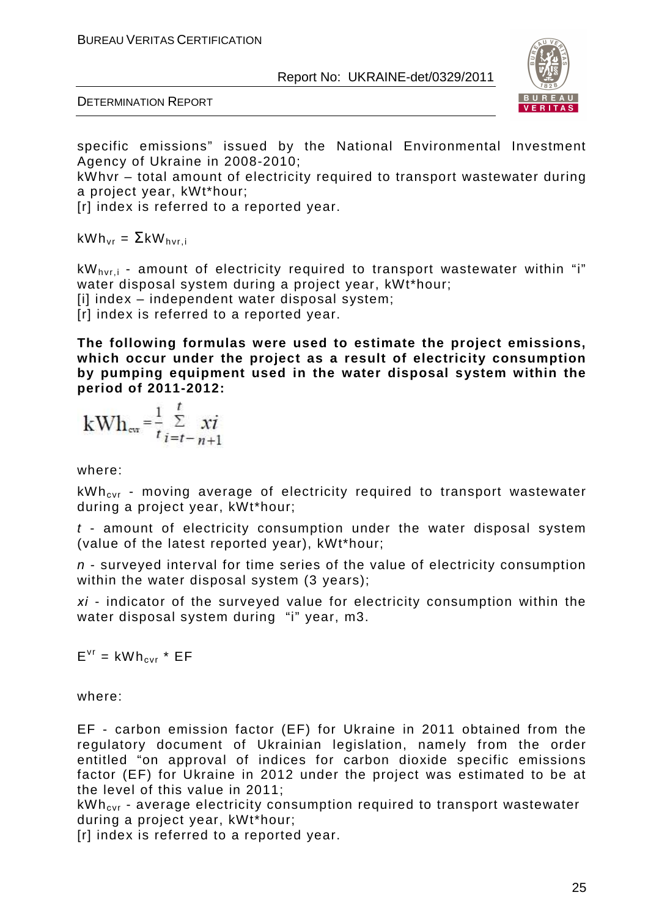specific emissions" issued by the National Environmental Investment Agency of Ukraine in 2008-2010;

kWhvr – total amount of electricity required to transport wastewater during a project year, kWt*hour;

[r] index is referred to a reported year.

$kWh_{vr} = \Sigma kW_{hvr,i}$

$kW_{hvr,i}$ - amount of electricity required to transport wastewater within "i" water disposal system during a project year, kWt*hour;

[i] index – independent water disposal system;

[r] index is referred to a reported year.

**The following formulas were used to estimate the project emissions, which occur under the project as a result of electricity consumption by pumping equipment used in the water disposal system within the period of 2011-2012:**

$$kWh_{cvr} = \frac{1}{t} \sum_{i=t-n+1}^{t} xi$$

where:

$kWh_{cvr}$ - moving average of electricity required to transport wastewater during a project year, kWt*hour;

*t* - amount of electricity consumption under the water disposal system (value of the latest reported year), kWt*hour;

*n* - surveyed interval for time series of the value of electricity consumption within the water disposal system (3 years);

*xi* - indicator of the surveyed value for electricity consumption within the water disposal system during "i" year, m3.

$E^{vr} = kWh_{cvr} * EF$

where:

EF - carbon emission factor (EF) for Ukraine in 2011 obtained from the regulatory document of Ukrainian legislation, namely from the order entitled "on approval of indices for carbon dioxide specific emissions factor (EF) for Ukraine in 2012 under the project was estimated to be at the level of this value in 2011;

$kWh_{cvr}$ - average electricity consumption required to transport wastewater during a project year, kWt*hour;

[r] index is referred to a reported year.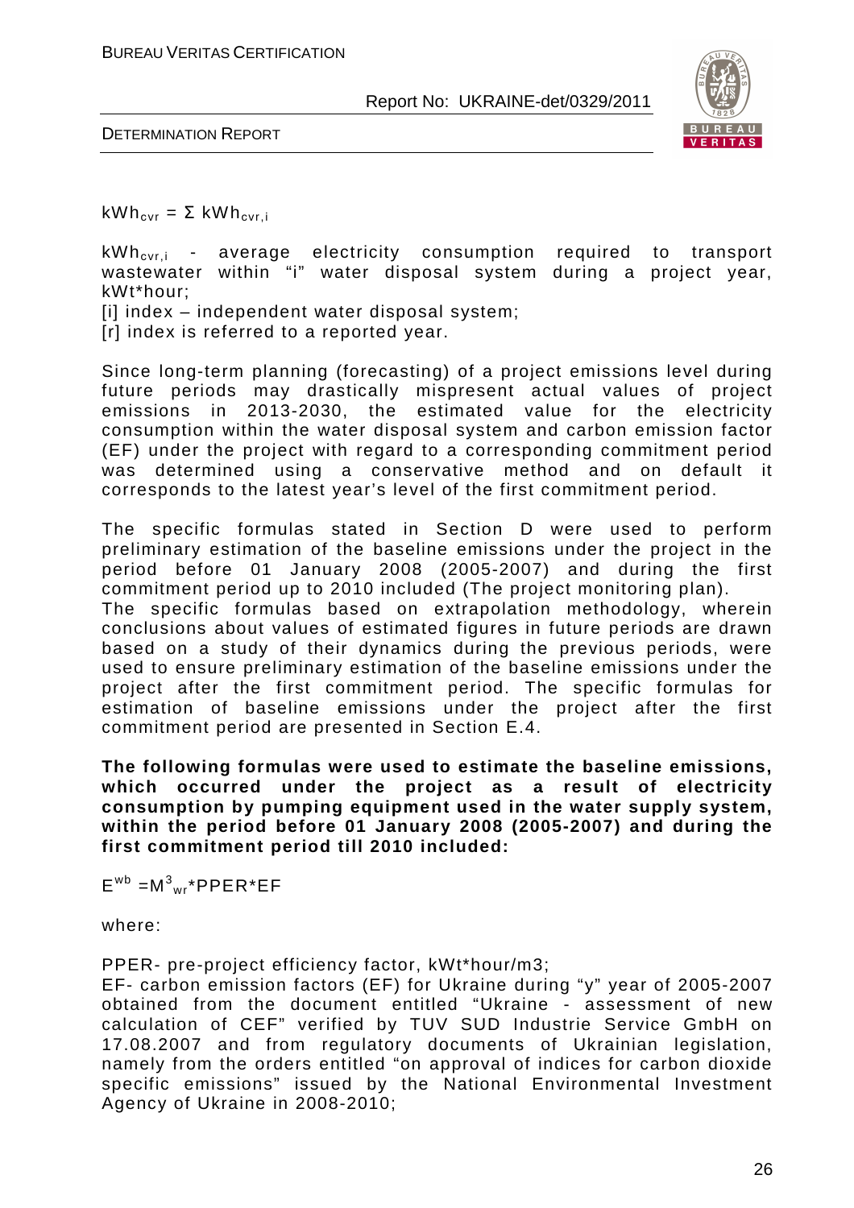$kWh_{cvr} = \Sigma\ kWh_{cvr,i}$

$kWh_{cvr,i}$ - average electricity consumption required to transport wastewater within "i" water disposal system during a project year, kWt*hour;

[i] index – independent water disposal system;

[r] index is referred to a reported year.

Since long-term planning (forecasting) of a project emissions level during future periods may drastically mispresent actual values of project emissions in 2013-2030, the estimated value for the electricity consumption within the water disposal system and carbon emission factor (EF) under the project with regard to a corresponding commitment period was determined using a conservative method and on default it corresponds to the latest year's level of the first commitment period.

The specific formulas stated in Section D were used to perform preliminary estimation of the baseline emissions under the project in the period before 01 January 2008 (2005-2007) and during the first commitment period up to 2010 included (The project monitoring plan).

The specific formulas based on extrapolation methodology, wherein conclusions about values of estimated figures in future periods are drawn based on a study of their dynamics during the previous periods, were used to ensure preliminary estimation of the baseline emissions under the project after the first commitment period. The specific formulas for estimation of baseline emissions under the project after the first commitment period are presented in Section E.4.

**The following formulas were used to estimate the baseline emissions, which occurred under the project as a result of electricity consumption by pumping equipment used in the water supply system, within the period before 01 January 2008 (2005-2007) and during the first commitment period till 2010 included:**

$E^{wb} = M^3_{wr} * PPER * EF$

where:

PPER- pre-project efficiency factor, kWt*hour/m3;

EF- carbon emission factors (EF) for Ukraine during "y" year of 2005-2007 obtained from the document entitled "Ukraine - assessment of new calculation of CEF" verified by TUV SUD Industrie Service GmbH on 17.08.2007 and from regulatory documents of Ukrainian legislation, namely from the orders entitled "on approval of indices for carbon dioxide specific emissions" issued by the National Environmental Investment Agency of Ukraine in 2008-2010;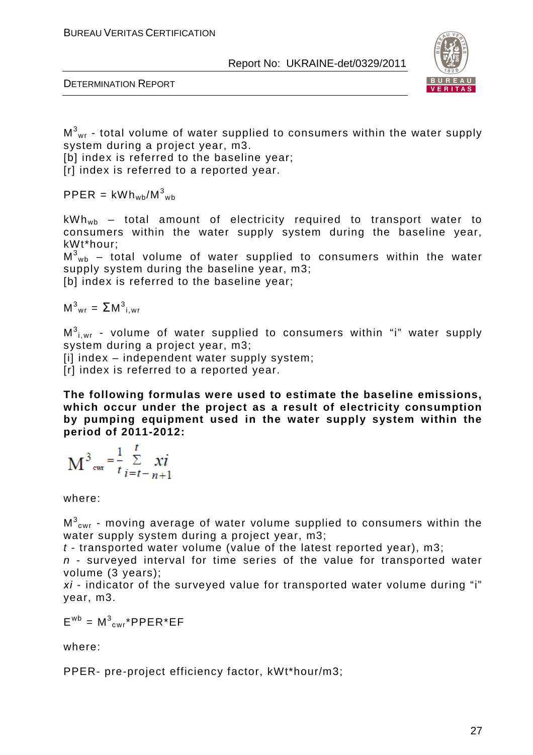$M^3_{wr}$ - total volume of water supplied to consumers within the water supply system during a project year, m3.
[b] index is referred to the baseline year;
[r] index is referred to a reported year.

$PPER = kWh_{wb}/M^3_{wb}$

$kWh_{wb}$ – total amount of electricity required to transport water to consumers within the water supply system during the baseline year, kWt*hour;
$M^3_{wb}$ – total volume of water supplied to consumers within the water supply system during the baseline year, m3;
[b] index is referred to the baseline year;

$M^3_{wr} = \Sigma M^3_{i,wr}$

$M^3_{i,wr}$ - volume of water supplied to consumers within "i" water supply system during a project year, m3;
[i] index – independent water supply system;
[r] index is referred to a reported year.

**The following formulas were used to estimate the baseline emissions, which occur under the project as a result of electricity consumption by pumping equipment used in the water supply system within the period of 2011-2012:**

$$M^3_{cwr} = \frac{1}{t} \sum_{i=t-n+1}^{t} xi$$

where:

$M^3_{cwr}$ - moving average of water volume supplied to consumers within the water supply system during a project year, m3;
*t* - transported water volume (value of the latest reported year), m3;
*n* - surveyed interval for time series of the value for transported water volume (3 years);
*xi* - indicator of the surveyed value for transported water volume during "i" year, m3.

$E^{wb} = M^3_{cwr} * PPER * EF$

where:

PPER- pre-project efficiency factor, kWt*hour/m3;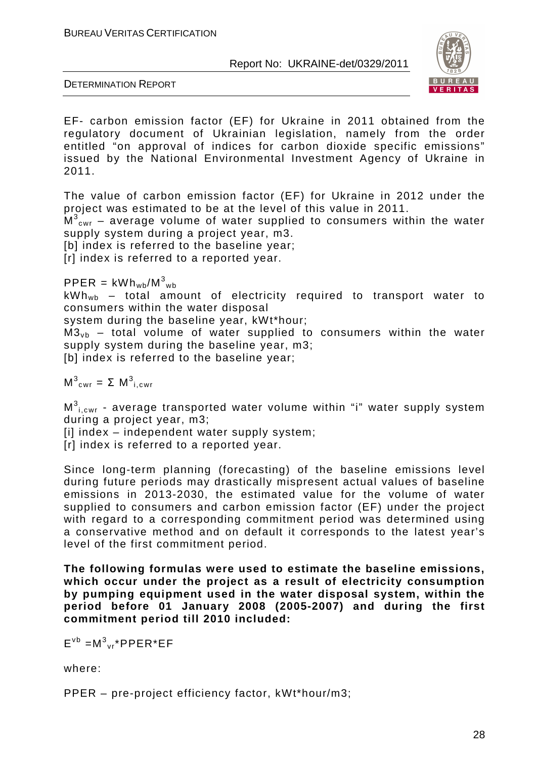EF- carbon emission factor (EF) for Ukraine in 2011 obtained from the regulatory document of Ukrainian legislation, namely from the order entitled "on approval of indices for carbon dioxide specific emissions" issued by the National Environmental Investment Agency of Ukraine in 2011.

The value of carbon emission factor (EF) for Ukraine in 2012 under the project was estimated to be at the level of this value in 2011.

$M^3_{cwr}$ – average volume of water supplied to consumers within the water supply system during a project year, m3.

[b] index is referred to the baseline year;

[r] index is referred to a reported year.

$PPER = kWh_{wb}/M^3_{wb}$

$kWh_{wb}$ – total amount of electricity required to transport water to consumers within the water disposal system during the baseline year, kWt*hour;

$M3_{vb}$ – total volume of water supplied to consumers within the water supply system during the baseline year, m3;

[b] index is referred to the baseline year;

$M^3_{cwr} = \Sigma\ M^3_{i,cwr}$

$M^3_{i,cwr}$ - average transported water volume within "i" water supply system during a project year, m3;

[i] index – independent water supply system;

[r] index is referred to a reported year.

Since long-term planning (forecasting) of the baseline emissions level during future periods may drastically mispresent actual values of baseline emissions in 2013-2030, the estimated value for the volume of water supplied to consumers and carbon emission factor (EF) under the project with regard to a corresponding commitment period was determined using a conservative method and on default it corresponds to the latest year's level of the first commitment period.

**The following formulas were used to estimate the baseline emissions, which occur under the project as a result of electricity consumption by pumping equipment used in the water disposal system, within the period before 01 January 2008 (2005-2007) and during the first commitment period till 2010 included:**

$E^{vb} = M^3_{vr} * PPER * EF$

where:

PPER – pre-project efficiency factor, kWt*hour/m3;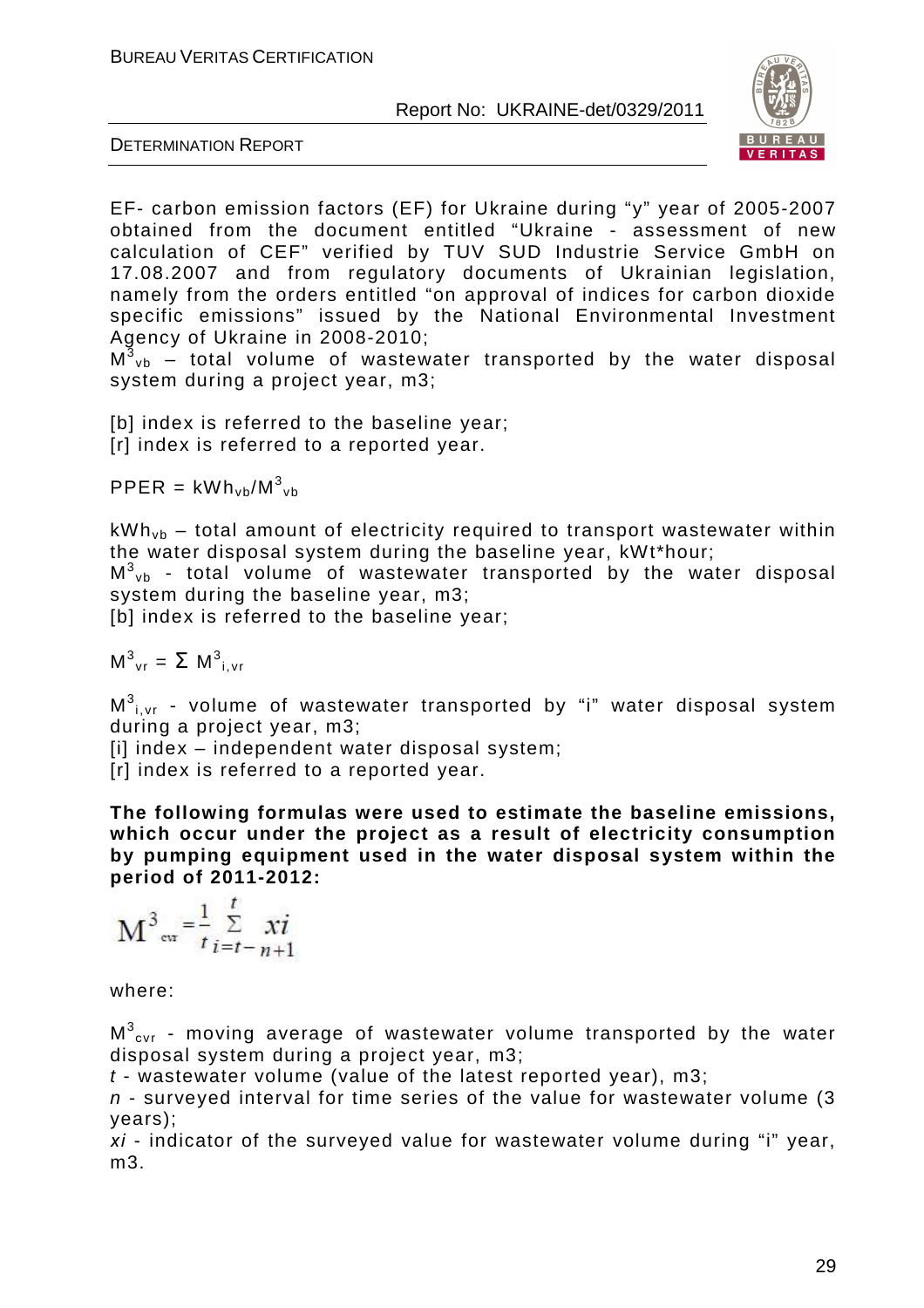EF- carbon emission factors (EF) for Ukraine during "y" year of 2005-2007 obtained from the document entitled "Ukraine - assessment of new calculation of CEF" verified by TUV SUD Industrie Service GmbH on 17.08.2007 and from regulatory documents of Ukrainian legislation, namely from the orders entitled "on approval of indices for carbon dioxide specific emissions" issued by the National Environmental Investment Agency of Ukraine in 2008-2010;

$M^3_{vb}$ – total volume of wastewater transported by the water disposal system during a project year, m3;

[b] index is referred to the baseline year;
[r] index is referred to a reported year.

$$PPER = kWh_{vb}/M^3_{vb}$$

$kWh_{vb}$ – total amount of electricity required to transport wastewater within the water disposal system during the baseline year, kWt*hour;
$M^3_{vb}$ - total volume of wastewater transported by the water disposal system during the baseline year, m3;
[b] index is referred to the baseline year;

$$M^3_{vr} = \Sigma\ M^3_{i,vr}$$

$M^3_{i,vr}$ - volume of wastewater transported by "i" water disposal system during a project year, m3;
[i] index – independent water disposal system;
[r] index is referred to a reported year.

**The following formulas were used to estimate the baseline emissions, which occur under the project as a result of electricity consumption by pumping equipment used in the water disposal system within the period of 2011-2012:**

$$M^3_{cvr} = \frac{1}{t} \sum_{i=t-n+1}^{t} xi$$

where:

$M^3_{cvr}$ - moving average of wastewater volume transported by the water disposal system during a project year, m3;
*t* - wastewater volume (value of the latest reported year), m3;
*n* - surveyed interval for time series of the value for wastewater volume (3 years);
*xi* - indicator of the surveyed value for wastewater volume during "i" year, m3.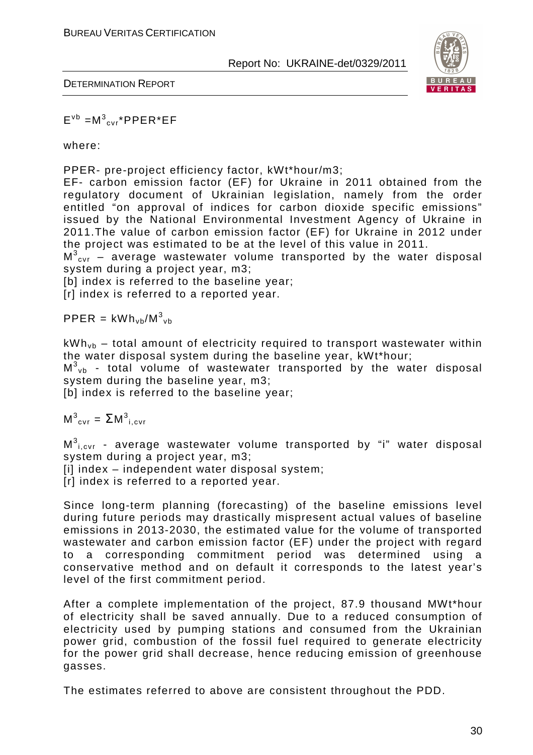$$E^{vb} = M^3_{cvr} * PPER * EF$$

where:

PPER- pre-project efficiency factor, kWt*hour/m3;

EF- carbon emission factor (EF) for Ukraine in 2011 obtained from the regulatory document of Ukrainian legislation, namely from the order entitled "on approval of indices for carbon dioxide specific emissions" issued by the National Environmental Investment Agency of Ukraine in 2011.The value of carbon emission factor (EF) for Ukraine in 2012 under the project was estimated to be at the level of this value in 2011.

$M^3_{cvr}$ – average wastewater volume transported by the water disposal system during a project year, m3;

[b] index is referred to the baseline year;

[r] index is referred to a reported year.

$$PPER = kWh_{vb}/M^3_{vb}$$

$kWh_{vb}$ – total amount of electricity required to transport wastewater within the water disposal system during the baseline year, kWt*hour;

$M^3_{vb}$ - total volume of wastewater transported by the water disposal system during the baseline year, m3;

[b] index is referred to the baseline year;

$$M^3_{cvr} = \Sigma M^3_{i,cvr}$$

$M^3_{i,cvr}$ - average wastewater volume transported by "i" water disposal system during a project year, m3;

[i] index – independent water disposal system;

[r] index is referred to a reported year.

Since long-term planning (forecasting) of the baseline emissions level during future periods may drastically mispresent actual values of baseline emissions in 2013-2030, the estimated value for the volume of transported wastewater and carbon emission factor (EF) under the project with regard to a corresponding commitment period was determined using a conservative method and on default it corresponds to the latest year's level of the first commitment period.

After a complete implementation of the project, 87.9 thousand MWt*hour of electricity shall be saved annually. Due to a reduced consumption of electricity used by pumping stations and consumed from the Ukrainian power grid, combustion of the fossil fuel required to generate electricity for the power grid shall decrease, hence reducing emission of greenhouse gasses.

The estimates referred to above are consistent throughout the PDD.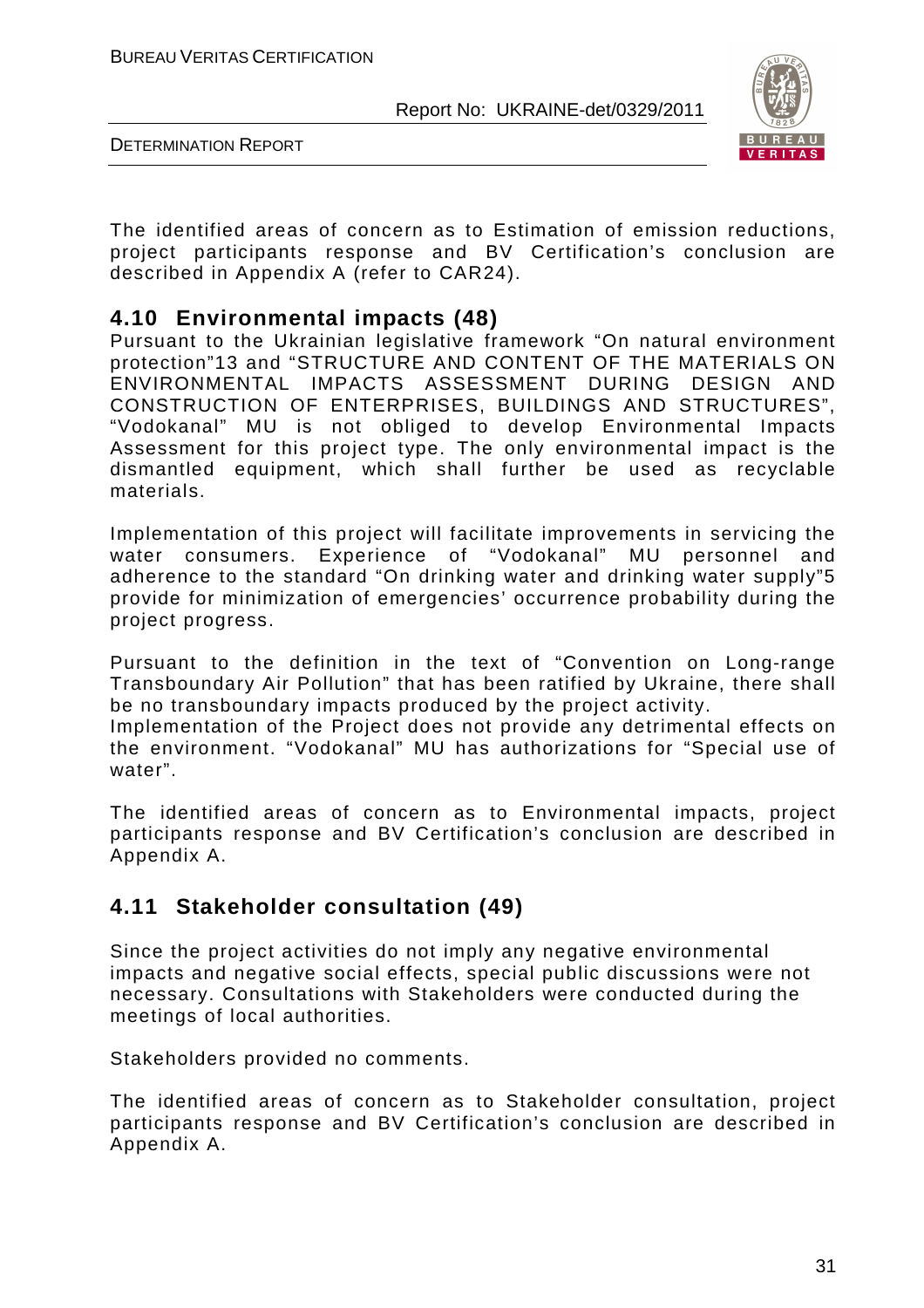The identified areas of concern as to Estimation of emission reductions, project participants response and BV Certification's conclusion are described in Appendix A (refer to CAR24).

## 4.10 Environmental impacts (48)

Pursuant to the Ukrainian legislative framework "On natural environment protection"13 and "STRUCTURE AND CONTENT OF THE MATERIALS ON ENVIRONMENTAL IMPACTS ASSESSMENT DURING DESIGN AND CONSTRUCTION OF ENTERPRISES, BUILDINGS AND STRUCTURES", "Vodokanal" MU is not obliged to develop Environmental Impacts Assessment for this project type. The only environmental impact is the dismantled equipment, which shall further be used as recyclable materials.

Implementation of this project will facilitate improvements in servicing the water consumers. Experience of "Vodokanal" MU personnel and adherence to the standard "On drinking water and drinking water supply"5 provide for minimization of emergencies' occurrence probability during the project progress.

Pursuant to the definition in the text of "Convention on Long-range Transboundary Air Pollution" that has been ratified by Ukraine, there shall be no transboundary impacts produced by the project activity.
Implementation of the Project does not provide any detrimental effects on the environment. "Vodokanal" MU has authorizations for "Special use of water".

The identified areas of concern as to Environmental impacts, project participants response and BV Certification's conclusion are described in Appendix A.

## 4.11 Stakeholder consultation (49)

Since the project activities do not imply any negative environmental impacts and negative social effects, special public discussions were not necessary. Consultations with Stakeholders were conducted during the meetings of local authorities.

Stakeholders provided no comments.

The identified areas of concern as to Stakeholder consultation, project participants response and BV Certification's conclusion are described in Appendix A.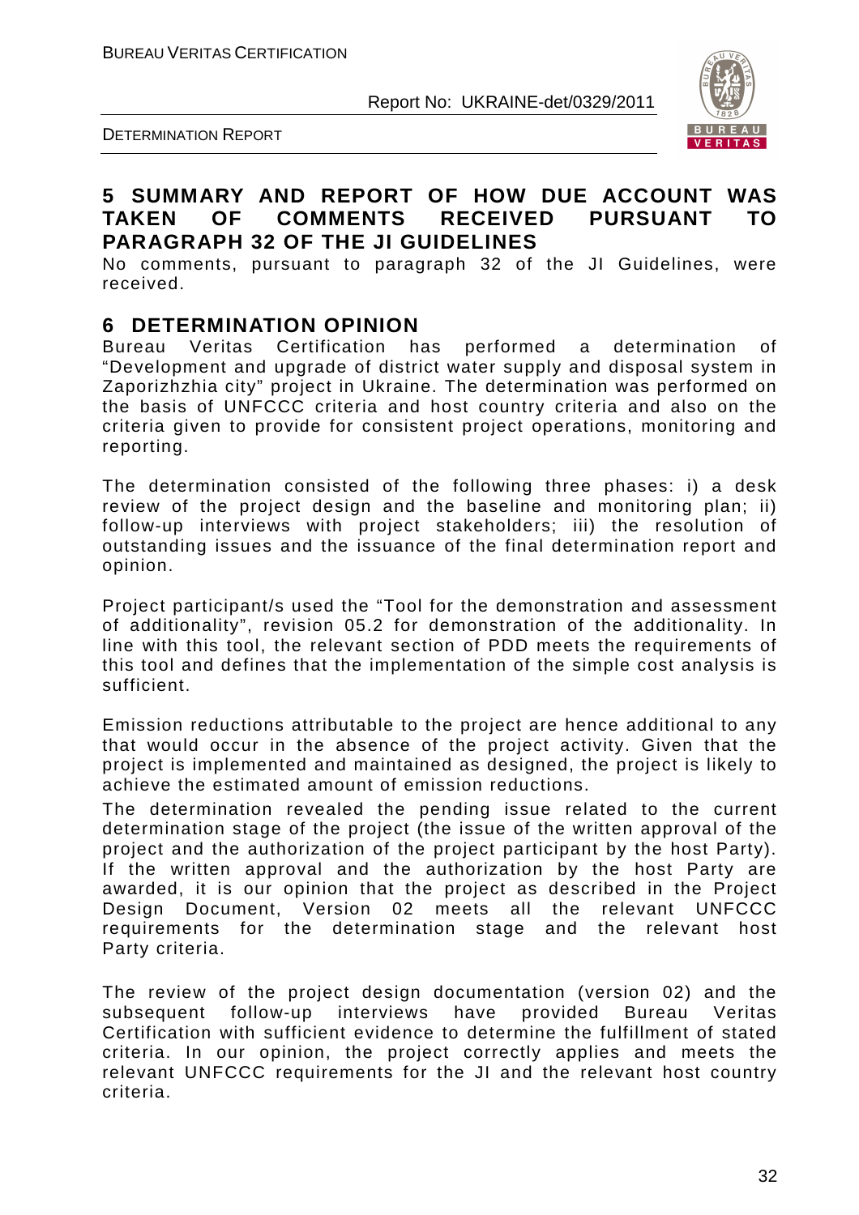## 5 SUMMARY AND REPORT OF HOW DUE ACCOUNT WAS TAKEN OF COMMENTS RECEIVED PURSUANT TO PARAGRAPH 32 OF THE JI GUIDELINES

No comments, pursuant to paragraph 32 of the JI Guidelines, were received.

## 6 DETERMINATION OPINION

Bureau Veritas Certification has performed a determination of "Development and upgrade of district water supply and disposal system in Zaporizhzhia city" project in Ukraine. The determination was performed on the basis of UNFCCC criteria and host country criteria and also on the criteria given to provide for consistent project operations, monitoring and reporting.

The determination consisted of the following three phases: i) a desk review of the project design and the baseline and monitoring plan; ii) follow-up interviews with project stakeholders; iii) the resolution of outstanding issues and the issuance of the final determination report and opinion.

Project participant/s used the "Tool for the demonstration and assessment of additionality", revision 05.2 for demonstration of the additionality. In line with this tool, the relevant section of PDD meets the requirements of this tool and defines that the implementation of the simple cost analysis is sufficient.

Emission reductions attributable to the project are hence additional to any that would occur in the absence of the project activity. Given that the project is implemented and maintained as designed, the project is likely to achieve the estimated amount of emission reductions.

The determination revealed the pending issue related to the current determination stage of the project (the issue of the written approval of the project and the authorization of the project participant by the host Party). If the written approval and the authorization by the host Party are awarded, it is our opinion that the project as described in the Project Design Document, Version 02 meets all the relevant UNFCCC requirements for the determination stage and the relevant host Party criteria.

The review of the project design documentation (version 02) and the subsequent follow-up interviews have provided Bureau Veritas Certification with sufficient evidence to determine the fulfillment of stated criteria. In our opinion, the project correctly applies and meets the relevant UNFCCC requirements for the JI and the relevant host country criteria.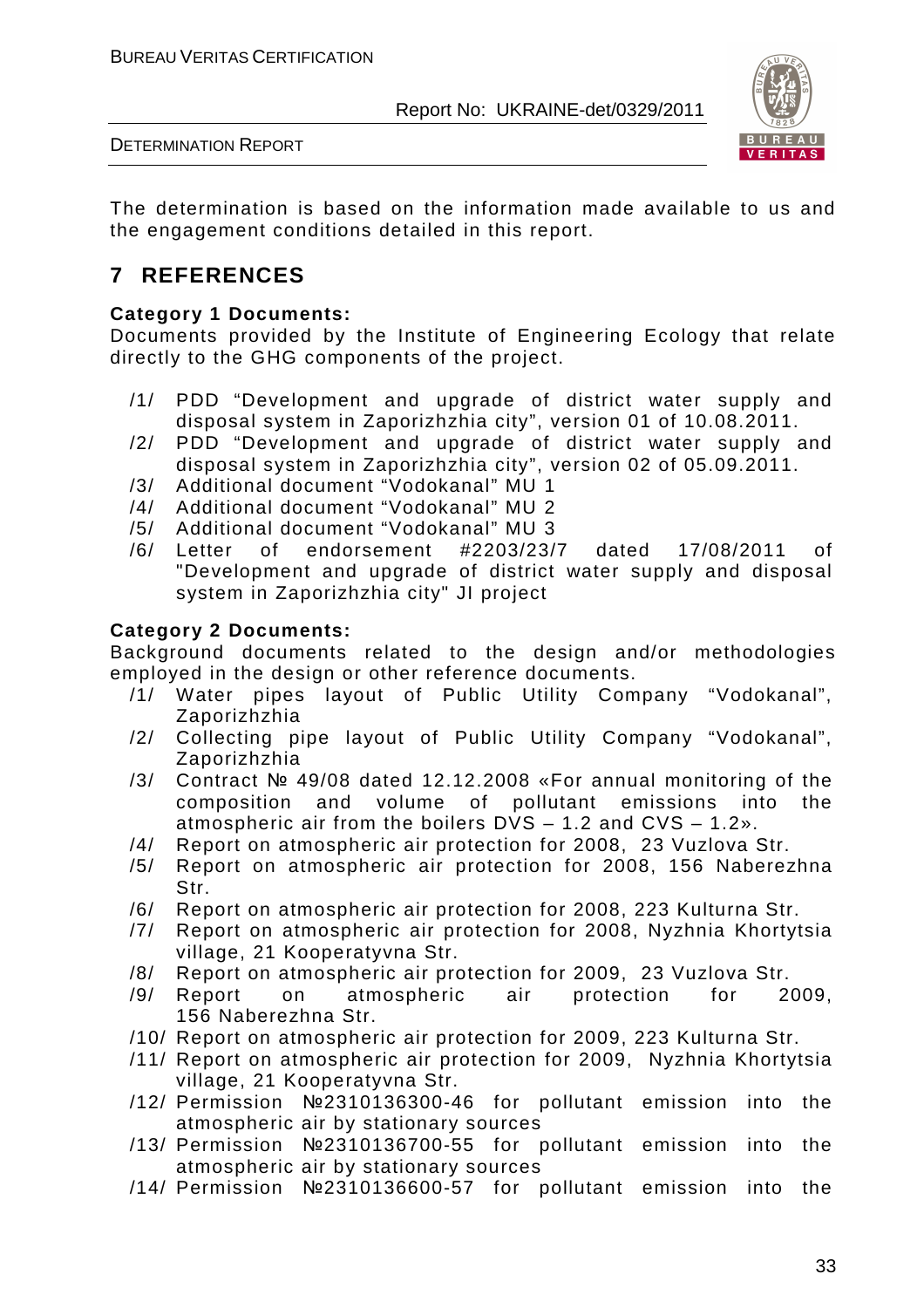The determination is based on the information made available to us and the engagement conditions detailed in this report.

# 7 REFERENCES

**Category 1 Documents:**

Documents provided by the Institute of Engineering Ecology that relate directly to the GHG components of the project.

/1/ PDD "Development and upgrade of district water supply and disposal system in Zaporizhzhia city", version 01 of 10.08.2011.

/2/ PDD "Development and upgrade of district water supply and disposal system in Zaporizhzhia city", version 02 of 05.09.2011.

/3/ Additional document "Vodokanal" MU 1

/4/ Additional document "Vodokanal" MU 2

/5/ Additional document "Vodokanal" MU 3

/6/ Letter of endorsement #2203/23/7 dated 17/08/2011 of "Development and upgrade of district water supply and disposal system in Zaporizhzhia city" JI project

**Category 2 Documents:**

Background documents related to the design and/or methodologies employed in the design or other reference documents.

/1/ Water pipes layout of Public Utility Company "Vodokanal", Zaporizhzhia

/2/ Collecting pipe layout of Public Utility Company "Vodokanal", Zaporizhzhia

/3/ Contract № 49/08 dated 12.12.2008 «For annual monitoring of the composition and volume of pollutant emissions into the atmospheric air from the boilers DVS – 1.2 and CVS – 1.2».

/4/ Report on atmospheric air protection for 2008, 23 Vuzlova Str.

/5/ Report on atmospheric air protection for 2008, 156 Naberezhna Str.

/6/ Report on atmospheric air protection for 2008, 223 Kulturna Str.

/7/ Report on atmospheric air protection for 2008, Nyzhnia Khortytsia village, 21 Kooperatyvna Str.

/8/ Report on atmospheric air protection for 2009, 23 Vuzlova Str.

/9/ Report on atmospheric air protection for 2009, 156 Naberezhna Str.

/10/ Report on atmospheric air protection for 2009, 223 Kulturna Str.

/11/ Report on atmospheric air protection for 2009, Nyzhnia Khortytsia village, 21 Kooperatyvna Str.

/12/ Permission №2310136300-46 for pollutant emission into the atmospheric air by stationary sources

/13/ Permission №2310136700-55 for pollutant emission into the atmospheric air by stationary sources

/14/ Permission №2310136600-57 for pollutant emission into the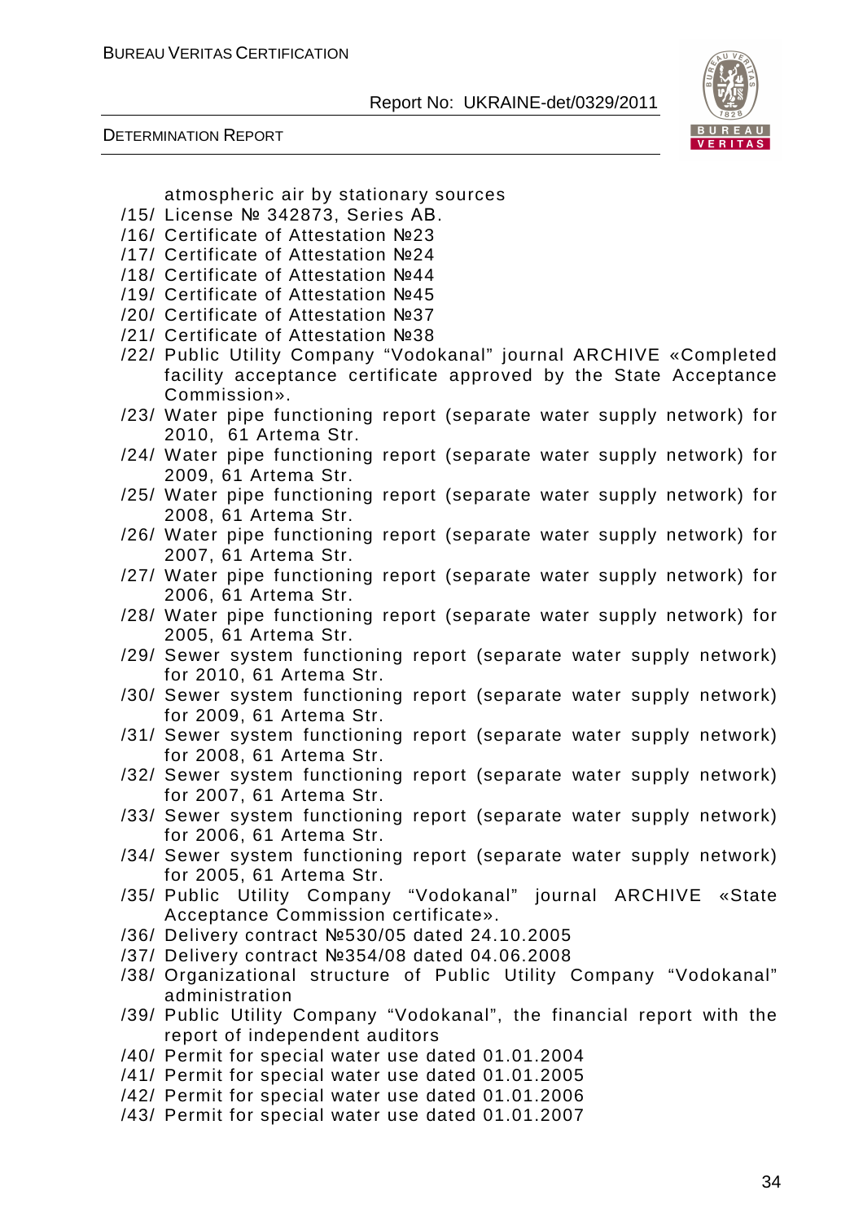atmospheric air by stationary sources

/15/ License № 342873, Series AB.
/16/ Certificate of Attestation №23
/17/ Certificate of Attestation №24
/18/ Certificate of Attestation №44
/19/ Certificate of Attestation №45
/20/ Certificate of Attestation №37
/21/ Certificate of Attestation №38
/22/ Public Utility Company "Vodokanal" journal ARCHIVE «Completed facility acceptance certificate approved by the State Acceptance Commission».
/23/ Water pipe functioning report (separate water supply network) for 2010, 61 Artema Str.
/24/ Water pipe functioning report (separate water supply network) for 2009, 61 Artema Str.
/25/ Water pipe functioning report (separate water supply network) for 2008, 61 Artema Str.
/26/ Water pipe functioning report (separate water supply network) for 2007, 61 Artema Str.
/27/ Water pipe functioning report (separate water supply network) for 2006, 61 Artema Str.
/28/ Water pipe functioning report (separate water supply network) for 2005, 61 Artema Str.
/29/ Sewer system functioning report (separate water supply network) for 2010, 61 Artema Str.
/30/ Sewer system functioning report (separate water supply network) for 2009, 61 Artema Str.
/31/ Sewer system functioning report (separate water supply network) for 2008, 61 Artema Str.
/32/ Sewer system functioning report (separate water supply network) for 2007, 61 Artema Str.
/33/ Sewer system functioning report (separate water supply network) for 2006, 61 Artema Str.
/34/ Sewer system functioning report (separate water supply network) for 2005, 61 Artema Str.
/35/ Public Utility Company "Vodokanal" journal ARCHIVE «State Acceptance Commission certificate».
/36/ Delivery contract №530/05 dated 24.10.2005
/37/ Delivery contract №354/08 dated 04.06.2008
/38/ Organizational structure of Public Utility Company "Vodokanal" administration
/39/ Public Utility Company "Vodokanal", the financial report with the report of independent auditors
/40/ Permit for special water use dated 01.01.2004
/41/ Permit for special water use dated 01.01.2005
/42/ Permit for special water use dated 01.01.2006
/43/ Permit for special water use dated 01.01.2007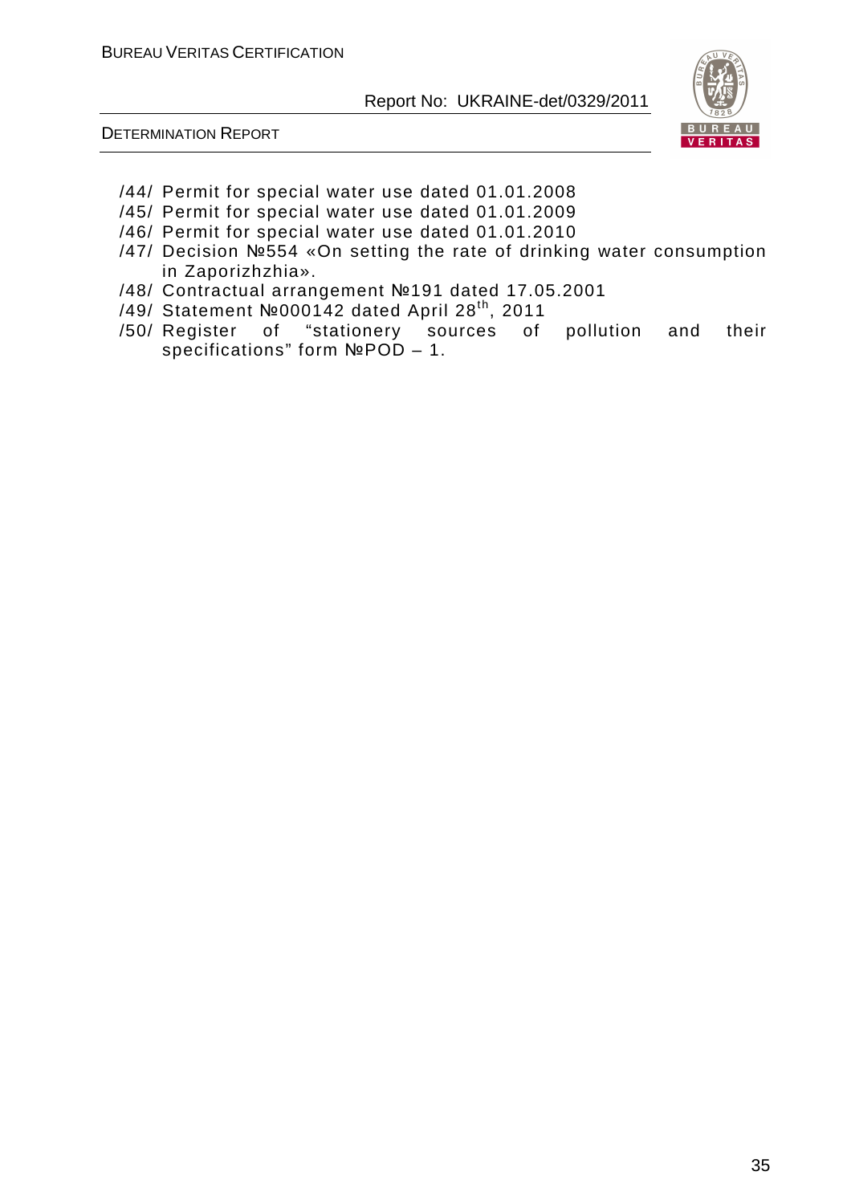/44/ Permit for special water use dated 01.01.2008

/45/ Permit for special water use dated 01.01.2009

/46/ Permit for special water use dated 01.01.2010

/47/ Decision №554 «On setting the rate of drinking water consumption in Zaporizhzhia».

/48/ Contractual arrangement №191 dated 17.05.2001

/49/ Statement №000142 dated April 28th, 2011

/50/ Register of “stationery sources of pollution and their specifications” form №POD – 1.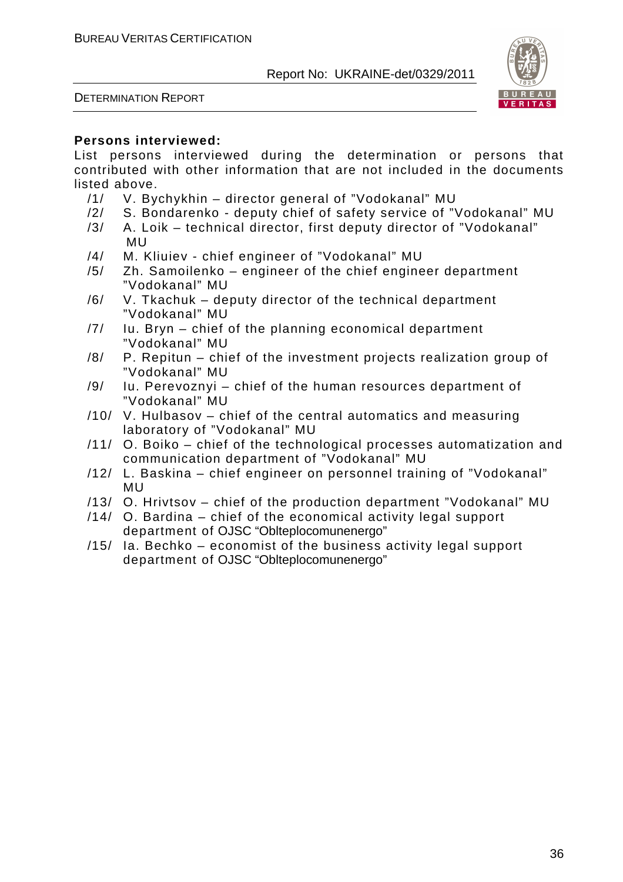**Persons interviewed:**

List persons interviewed during the determination or persons that contributed with other information that are not included in the documents listed above.

/1/ V. Bychykhin – director general of "Vodokanal" MU
/2/ S. Bondarenko - deputy chief of safety service of "Vodokanal" MU
/3/ A. Loik – technical director, first deputy director of "Vodokanal" MU
/4/ M. Kliuiev - chief engineer of "Vodokanal" MU
/5/ Zh. Samoilenko – engineer of the chief engineer department "Vodokanal" MU
/6/ V. Tkachuk – deputy director of the technical department "Vodokanal" MU
/7/ Iu. Bryn – chief of the planning economical department "Vodokanal" MU
/8/ P. Repitun – chief of the investment projects realization group of "Vodokanal" MU
/9/ Iu. Perevoznyi – chief of the human resources department of "Vodokanal" MU
/10/ V. Hulbasov – chief of the central automatics and measuring laboratory of "Vodokanal" MU
/11/ O. Boiko – chief of the technological processes automatization and communication department of "Vodokanal" MU
/12/ L. Baskina – chief engineer on personnel training of "Vodokanal" MU
/13/ O. Hrivtsov – chief of the production department "Vodokanal" MU
/14/ O. Bardina – chief of the economical activity legal support department of OJSC "Oblteplocomunenergo"
/15/ Ia. Bechko – economist of the business activity legal support department of OJSC "Oblteplocomunenergo"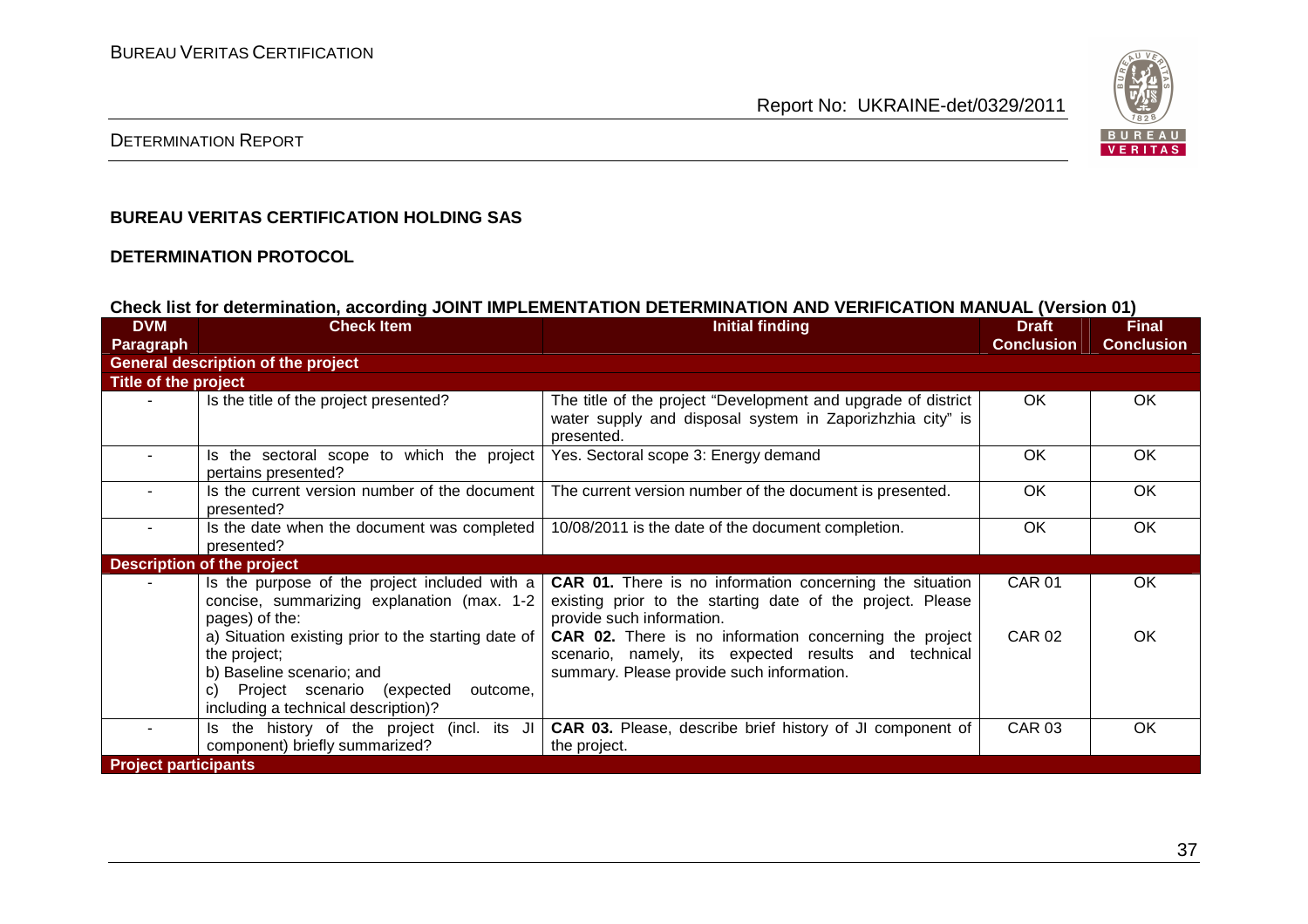**BUREAU VERITAS CERTIFICATION HOLDING SAS**

**DETERMINATION PROTOCOL**

**Check list for determination, according JOINT IMPLEMENTATION DETERMINATION AND VERIFICATION MANUAL (Version 01)**

| DVM Paragraph | Check Item | Initial finding | Draft Conclusion | Final Conclusion |
|---|---|---|---|---|
| **General description of the project** | | | | |
| **Title of the project** | | | | |
| - | Is the title of the project presented? | The title of the project "Development and upgrade of district water supply and disposal system in Zaporizhzhia city" is presented. | OK | OK |
| - | Is the sectoral scope to which the project pertains presented? | Yes. Sectoral scope 3: Energy demand | OK | OK |
| - | Is the current version number of the document presented? | The current version number of the document is presented. | OK | OK |
| - | Is the date when the document was completed presented? | 10/08/2011 is the date of the document completion. | OK | OK |
| **Description of the project** | | | | |
| - | Is the purpose of the project included with a concise, summarizing explanation (max. 1-2 pages) of the:<br>a) Situation existing prior to the starting date of the project;<br>b) Baseline scenario; and<br>c) Project scenario (expected outcome, including a technical description)? | **CAR 01.** There is no information concerning the situation existing prior to the starting date of the project. Please provide such information.<br>**CAR 02.** There is no information concerning the project scenario, namely, its expected results and technical summary. Please provide such information. | CAR 01<br><br>CAR 02 | OK<br><br>OK |
| - | Is the history of the project (incl. its JI component) briefly summarized? | **CAR 03.** Please, describe brief history of JI component of the project. | CAR 03 | OK |
| **Project participants** | | | | |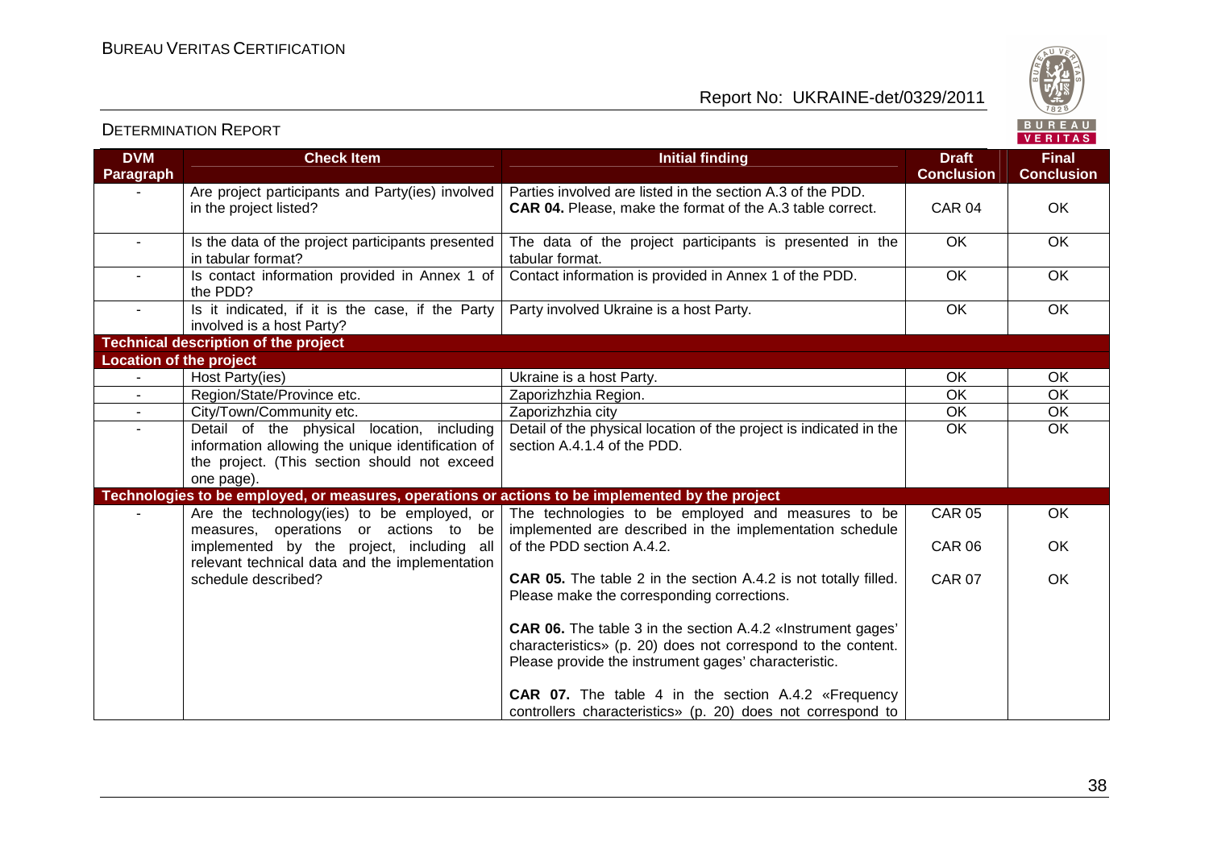| DVM Paragraph | Check Item | Initial finding | Draft Conclusion | Final Conclusion |
|---|---|---|---|---|
| - | Are project participants and Party(ies) involved in the project listed? | Parties involved are listed in the section A.3 of the PDD. **CAR 04.** Please, make the format of the A.3 table correct. | CAR 04 | OK |
| - | Is the data of the project participants presented in tabular format? | The data of the project participants is presented in the tabular format. | OK | OK |
| - | Is contact information provided in Annex 1 of the PDD? | Contact information is provided in Annex 1 of the PDD. | OK | OK |
| - | Is it indicated, if it is the case, if the Party involved is a host Party? | Party involved Ukraine is a host Party. | OK | OK |
| **Technical description of the project** | | | | |
| **Location of the project** | | | | |
| - | Host Party(ies) | Ukraine is a host Party. | OK | OK |
| - | Region/State/Province etc. | Zaporizhzhia Region. | OK | OK |
| - | City/Town/Community etc. | Zaporizhzhia city | OK | OK |
| - | Detail of the physical location, including information allowing the unique identification of the project. (This section should not exceed one page). | Detail of the physical location of the project is indicated in the section A.4.1.4 of the PDD. | OK | OK |
| **Technologies to be employed, or measures, operations or actions to be implemented by the project** | | | | |
| - | Are the technology(ies) to be employed, or measures, operations or actions to be implemented by the project, including all relevant technical data and the implementation schedule described? | The technologies to be employed and measures to be implemented are described in the implementation schedule of the PDD section A.4.2.<br><br>**CAR 05.** The table 2 in the section A.4.2 is not totally filled. Please make the corresponding corrections.<br><br>**CAR 06.** The table 3 in the section A.4.2 «Instrument gages' characteristics» (p. 20) does not correspond to the content. Please provide the instrument gages' characteristic.<br><br>**CAR 07.** The table 4 in the section A.4.2 «Frequency controllers characteristics» (p. 20) does not correspond to | CAR 05<br><br>CAR 06<br><br>CAR 07 | OK<br><br>OK<br><br>OK |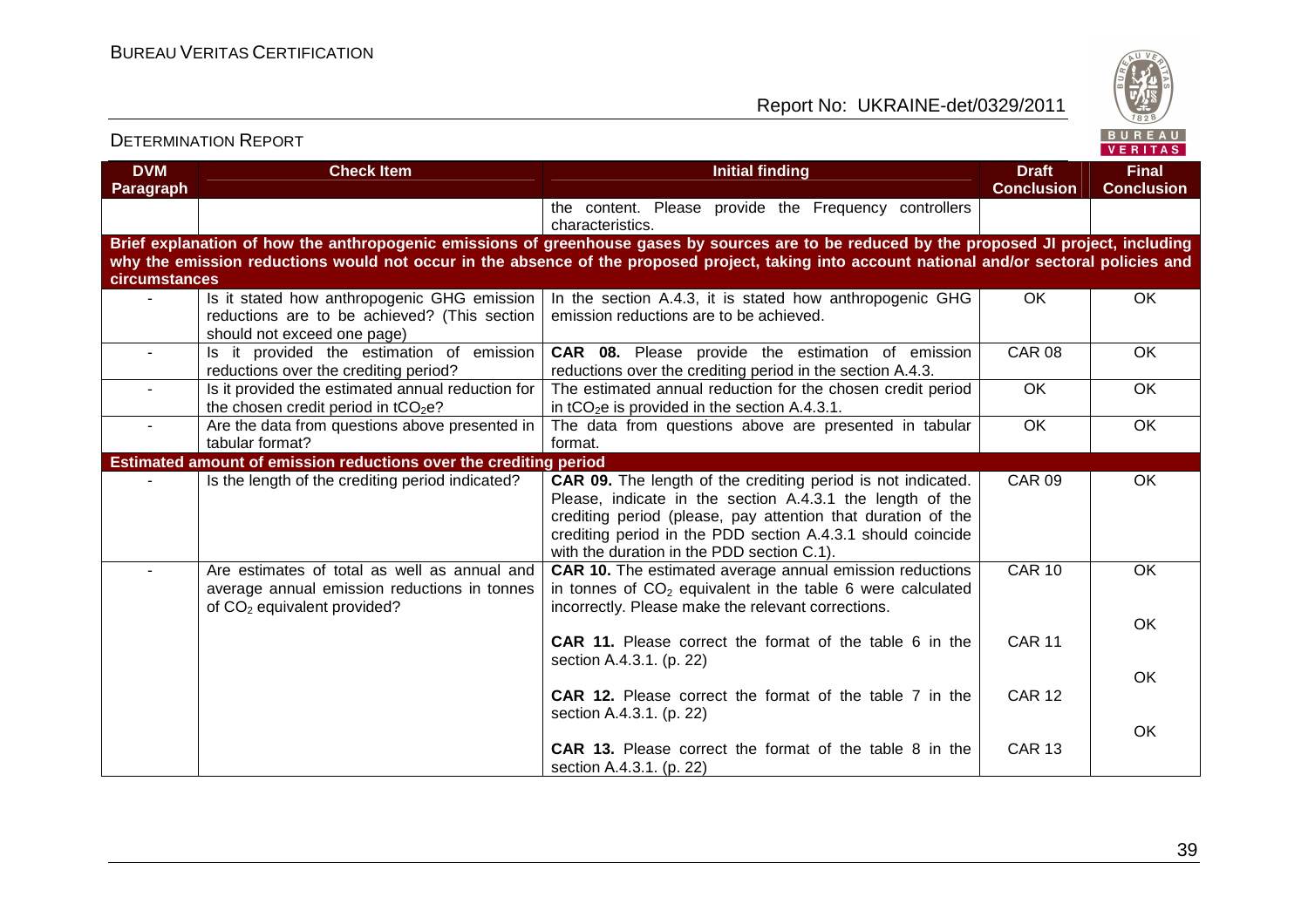| DVM Paragraph | Check Item | Initial finding | Draft Conclusion | Final Conclusion |
|---|---|---|---|---|
| | | the content. Please provide the Frequency controllers characteristics. | | |
| **Brief explanation of how the anthropogenic emissions of greenhouse gases by sources are to be reduced by the proposed JI project, including why the emission reductions would not occur in the absence of the proposed project, taking into account national and/or sectoral policies and circumstances** | | | | |
| - | Is it stated how anthropogenic GHG emission reductions are to be achieved? (This section should not exceed one page) | In the section A.4.3, it is stated how anthropogenic GHG emission reductions are to be achieved. | OK | OK |
| - | Is it provided the estimation of emission reductions over the crediting period? | **CAR 08.** Please provide the estimation of emission reductions over the crediting period in the section A.4.3. | CAR 08 | OK |
| - | Is it provided the estimated annual reduction for the chosen credit period in $tCO_2e$? | The estimated annual reduction for the chosen credit period in $tCO_2e$ is provided in the section A.4.3.1. | OK | OK |
| - | Are the data from questions above presented in tabular format? | The data from questions above are presented in tabular format. | OK | OK |
| **Estimated amount of emission reductions over the crediting period** | | | | |
| - | Is the length of the crediting period indicated? | **CAR 09.** The length of the crediting period is not indicated. Please, indicate in the section A.4.3.1 the length of the crediting period (please, pay attention that duration of the crediting period in the PDD section A.4.3.1 should coincide with the duration in the PDD section C.1). | CAR 09 | OK |
| - | Are estimates of total as well as annual and average annual emission reductions in tonnes of $CO_2$ equivalent provided? | **CAR 10.** The estimated average annual emission reductions in tonnes of $CO_2$ equivalent in the table 6 were calculated incorrectly. Please make the relevant corrections. | CAR 10 | OK |
| | | **CAR 11.** Please correct the format of the table 6 in the section A.4.3.1. (p. 22) | CAR 11 | OK |
| | | **CAR 12.** Please correct the format of the table 7 in the section A.4.3.1. (p. 22) | CAR 12 | OK |
| | | **CAR 13.** Please correct the format of the table 8 in the section A.4.3.1. (p. 22) | CAR 13 | OK |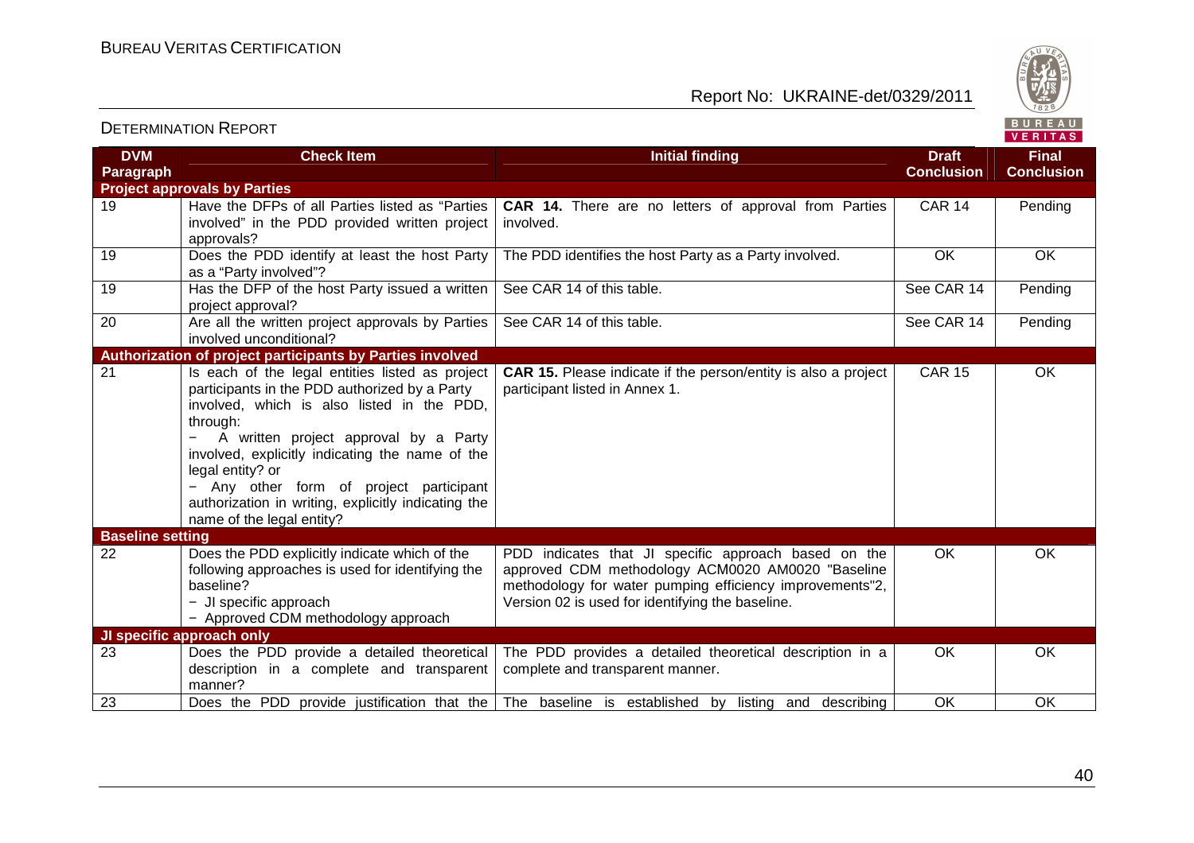| DVM Paragraph | Check Item | Initial finding | Draft Conclusion | Final Conclusion |
|---|---|---|---|---|
| **Project approvals by Parties** | | | | |
| 19 | Have the DFPs of all Parties listed as "Parties involved" in the PDD provided written project approvals? | **CAR 14.** There are no letters of approval from Parties involved. | CAR 14 | Pending |
| 19 | Does the PDD identify at least the host Party as a "Party involved"? | The PDD identifies the host Party as a Party involved. | OK | OK |
| 19 | Has the DFP of the host Party issued a written project approval? | See CAR 14 of this table. | See CAR 14 | Pending |
| 20 | Are all the written project approvals by Parties involved unconditional? | See CAR 14 of this table. | See CAR 14 | Pending |
| **Authorization of project participants by Parties involved** | | | | |
| 21 | Is each of the legal entities listed as project participants in the PDD authorized by a Party involved, which is also listed in the PDD, through: − A written project approval by a Party involved, explicitly indicating the name of the legal entity? or − Any other form of project participant authorization in writing, explicitly indicating the name of the legal entity? | **CAR 15.** Please indicate if the person/entity is also a project participant listed in Annex 1. | CAR 15 | OK |
| **Baseline setting** | | | | |
| 22 | Does the PDD explicitly indicate which of the following approaches is used for identifying the baseline? − JI specific approach − Approved CDM methodology approach | PDD indicates that JI specific approach based on the approved CDM methodology ACM0020 AM0020 "Baseline methodology for water pumping efficiency improvements"2, Version 02 is used for identifying the baseline. | OK | OK |
| **JI specific approach only** | | | | |
| 23 | Does the PDD provide a detailed theoretical description in a complete and transparent manner? | The PDD provides a detailed theoretical description in a complete and transparent manner. | OK | OK |
| 23 | Does the PDD provide justification that the | The baseline is established by listing and describing | OK | OK |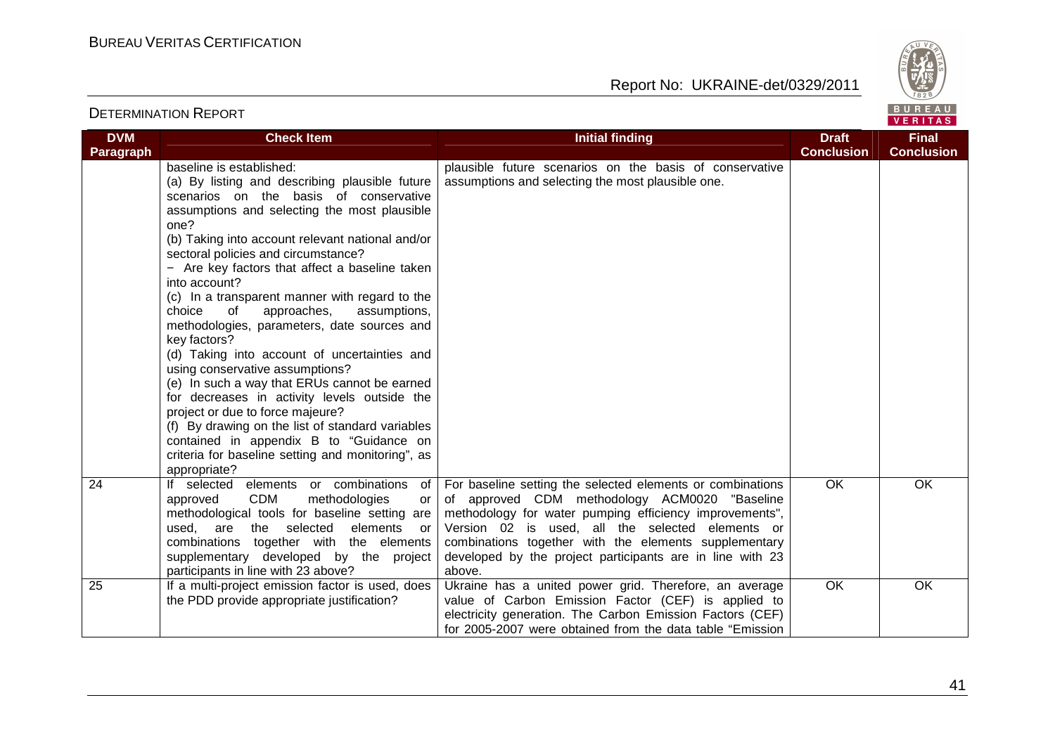| DVM Paragraph | Check Item | Initial finding | Draft Conclusion | Final Conclusion |
|---|---|---|---|---|
| | baseline is established:<br>(a) By listing and describing plausible future scenarios on the basis of conservative assumptions and selecting the most plausible one?<br>(b) Taking into account relevant national and/or sectoral policies and circumstance?<br>− Are key factors that affect a baseline taken into account?<br>(c) In a transparent manner with regard to the choice of approaches, assumptions, methodologies, parameters, date sources and key factors?<br>(d) Taking into account of uncertainties and using conservative assumptions?<br>(e) In such a way that ERUs cannot be earned for decreases in activity levels outside the project or due to force majeure?<br>(f) By drawing on the list of standard variables contained in appendix B to "Guidance on criteria for baseline setting and monitoring", as appropriate? | plausible future scenarios on the basis of conservative assumptions and selecting the most plausible one. | | |
| 24 | If selected elements or combinations of approved CDM methodologies or methodological tools for baseline setting are used, are the selected elements or combinations together with the elements supplementary developed by the project participants in line with 23 above? | For baseline setting the selected elements or combinations of approved CDM methodology ACM0020 "Baseline methodology for water pumping efficiency improvements", Version 02 is used, all the selected elements or combinations together with the elements supplementary developed by the project participants are in line with 23 above. | OK | OK |
| 25 | If a multi-project emission factor is used, does the PDD provide appropriate justification? | Ukraine has a united power grid. Therefore, an average value of Carbon Emission Factor (CEF) is applied to electricity generation. The Carbon Emission Factors (CEF) for 2005-2007 were obtained from the data table "Emission | OK | OK |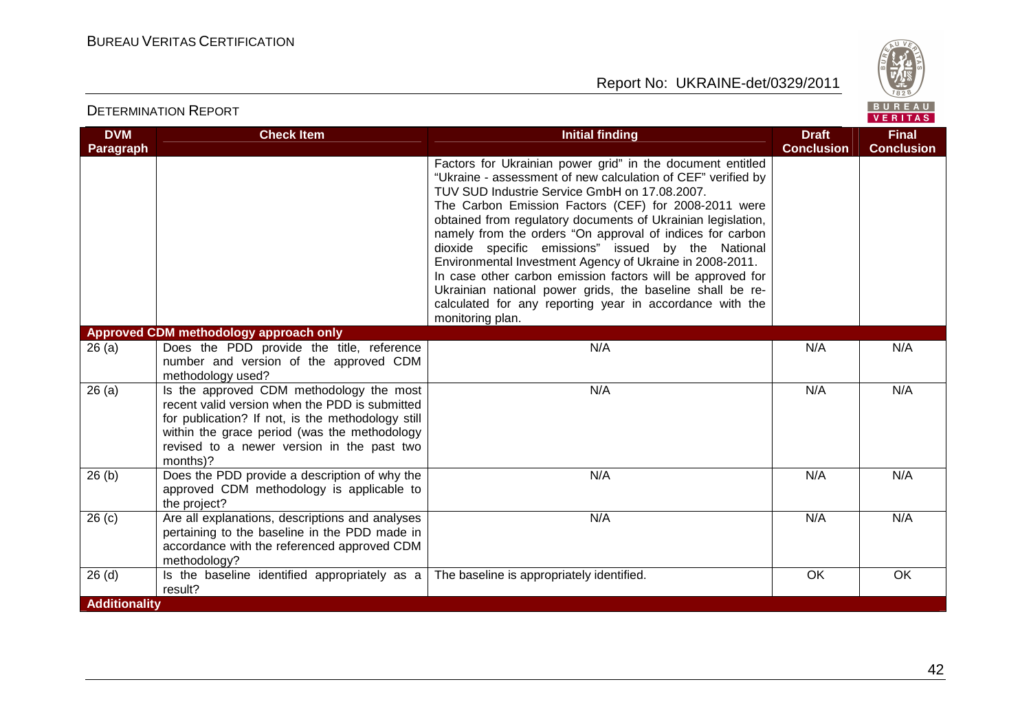| DVM Paragraph | Check Item | Initial finding | Draft Conclusion | Final Conclusion |
|---|---|---|---|---|
| | | Factors for Ukrainian power grid" in the document entitled "Ukraine - assessment of new calculation of CEF" verified by TUV SUD Industrie Service GmbH on 17.08.2007. The Carbon Emission Factors (CEF) for 2008-2011 were obtained from regulatory documents of Ukrainian legislation, namely from the orders "On approval of indices for carbon dioxide specific emissions" issued by the National Environmental Investment Agency of Ukraine in 2008-2011. In case other carbon emission factors will be approved for Ukrainian national power grids, the baseline shall be re-calculated for any reporting year in accordance with the monitoring plan. | | |
| **Approved CDM methodology approach only** | | | | |
| 26 (a) | Does the PDD provide the title, reference number and version of the approved CDM methodology used? | N/A | N/A | N/A |
| 26 (a) | Is the approved CDM methodology the most recent valid version when the PDD is submitted for publication? If not, is the methodology still within the grace period (was the methodology revised to a newer version in the past two months)? | N/A | N/A | N/A |
| 26 (b) | Does the PDD provide a description of why the approved CDM methodology is applicable to the project? | N/A | N/A | N/A |
| 26 (c) | Are all explanations, descriptions and analyses pertaining to the baseline in the PDD made in accordance with the referenced approved CDM methodology? | N/A | N/A | N/A |
| 26 (d) | Is the baseline identified appropriately as a result? | The baseline is appropriately identified. | OK | OK |
| **Additionality** | | | | |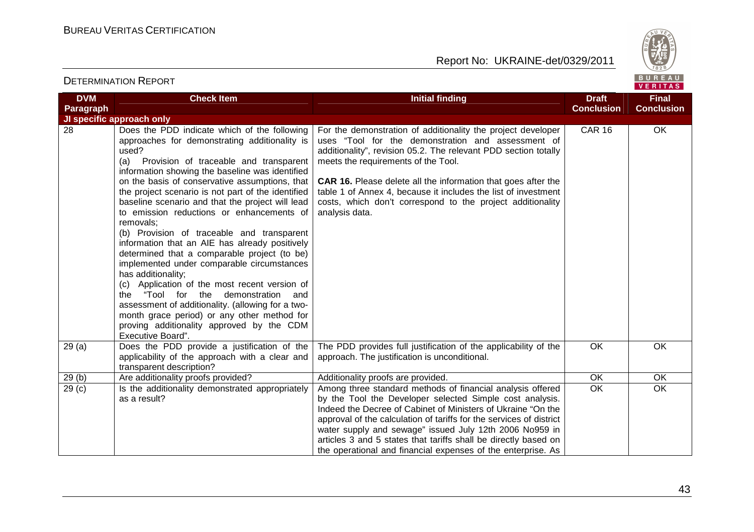| DVM Paragraph | Check Item | Initial finding | Draft Conclusion | Final Conclusion |
|---|---|---|---|---|
| **JI specific approach only** | | | | |
| 28 | Does the PDD indicate which of the following approaches for demonstrating additionality is used?<br>(a) Provision of traceable and transparent information showing the baseline was identified on the basis of conservative assumptions, that the project scenario is not part of the identified baseline scenario and that the project will lead to emission reductions or enhancements of removals;<br>(b) Provision of traceable and transparent information that an AIE has already positively determined that a comparable project (to be) implemented under comparable circumstances has additionality;<br>(c) Application of the most recent version of the "Tool for the demonstration and assessment of additionality. (allowing for a two-month grace period) or any other method for proving additionality approved by the CDM Executive Board". | For the demonstration of additionality the project developer uses "Tool for the demonstration and assessment of additionality", revision 05.2. The relevant PDD section totally meets the requirements of the Tool.<br><br>**CAR 16.** Please delete all the information that goes after the table 1 of Annex 4, because it includes the list of investment costs, which don't correspond to the project additionality analysis data. | CAR 16 | OK |
| 29 (a) | Does the PDD provide a justification of the applicability of the approach with a clear and transparent description? | The PDD provides full justification of the applicability of the approach. The justification is unconditional. | OK | OK |
| 29 (b) | Are additionality proofs provided? | Additionality proofs are provided. | OK | OK |
| 29 (c) | Is the additionality demonstrated appropriately as a result? | Among three standard methods of financial analysis offered by the Tool the Developer selected Simple cost analysis. Indeed the Decree of Cabinet of Ministers of Ukraine "On the approval of the calculation of tariffs for the services of district water supply and sewage" issued July 12th 2006 No959 in articles 3 and 5 states that tariffs shall be directly based on the operational and financial expenses of the enterprise. As | OK | OK |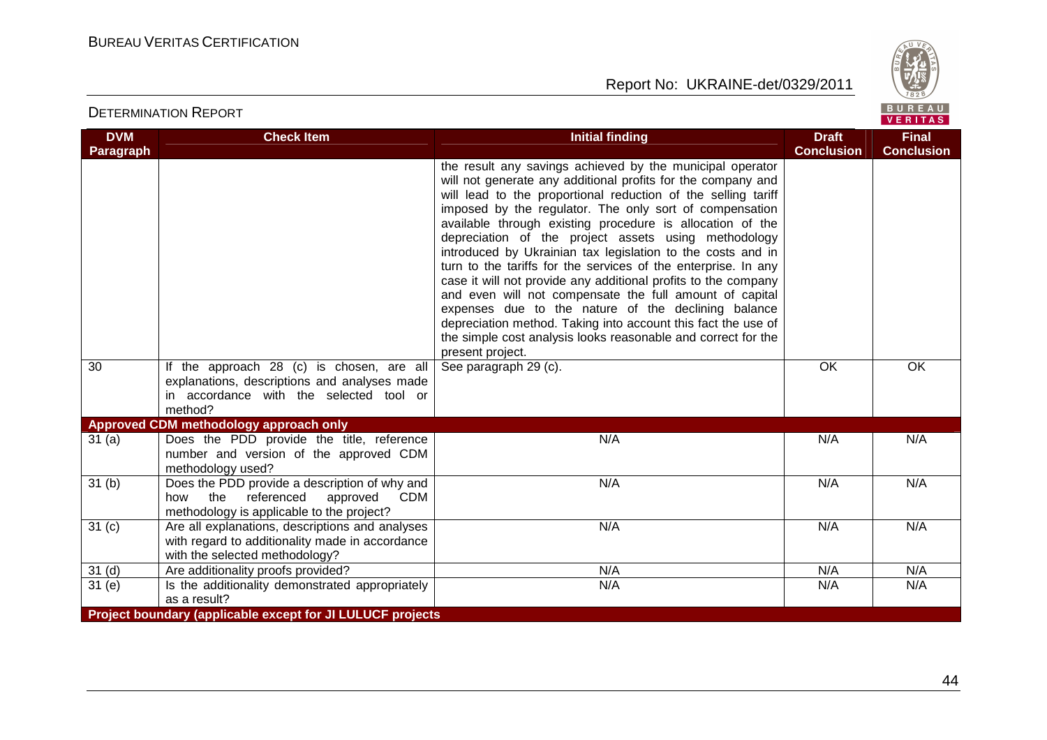| DVM Paragraph | Check Item | Initial finding | Draft Conclusion | Final Conclusion |
|---|---|---|---|---|
| | | the result any savings achieved by the municipal operator will not generate any additional profits for the company and will lead to the proportional reduction of the selling tariff imposed by the regulator. The only sort of compensation available through existing procedure is allocation of the depreciation of the project assets using methodology introduced by Ukrainian tax legislation to the costs and in turn to the tariffs for the services of the enterprise. In any case it will not provide any additional profits to the company and even will not compensate the full amount of capital expenses due to the nature of the declining balance depreciation method. Taking into account this fact the use of the simple cost analysis looks reasonable and correct for the present project. | | |
| 30 | If the approach 28 (c) is chosen, are all explanations, descriptions and analyses made in accordance with the selected tool or method? | See paragraph 29 (c). | OK | OK |
| **Approved CDM methodology approach only** | | | | |
| 31 (a) | Does the PDD provide the title, reference number and version of the approved CDM methodology used? | N/A | N/A | N/A |
| 31 (b) | Does the PDD provide a description of why and how the referenced approved CDM methodology is applicable to the project? | N/A | N/A | N/A |
| 31 (c) | Are all explanations, descriptions and analyses with regard to additionality made in accordance with the selected methodology? | N/A | N/A | N/A |
| 31 (d) | Are additionality proofs provided? | N/A | N/A | N/A |
| 31 (e) | Is the additionality demonstrated appropriately as a result? | N/A | N/A | N/A |
| **Project boundary (applicable except for JI LULUCF projects** | | | | |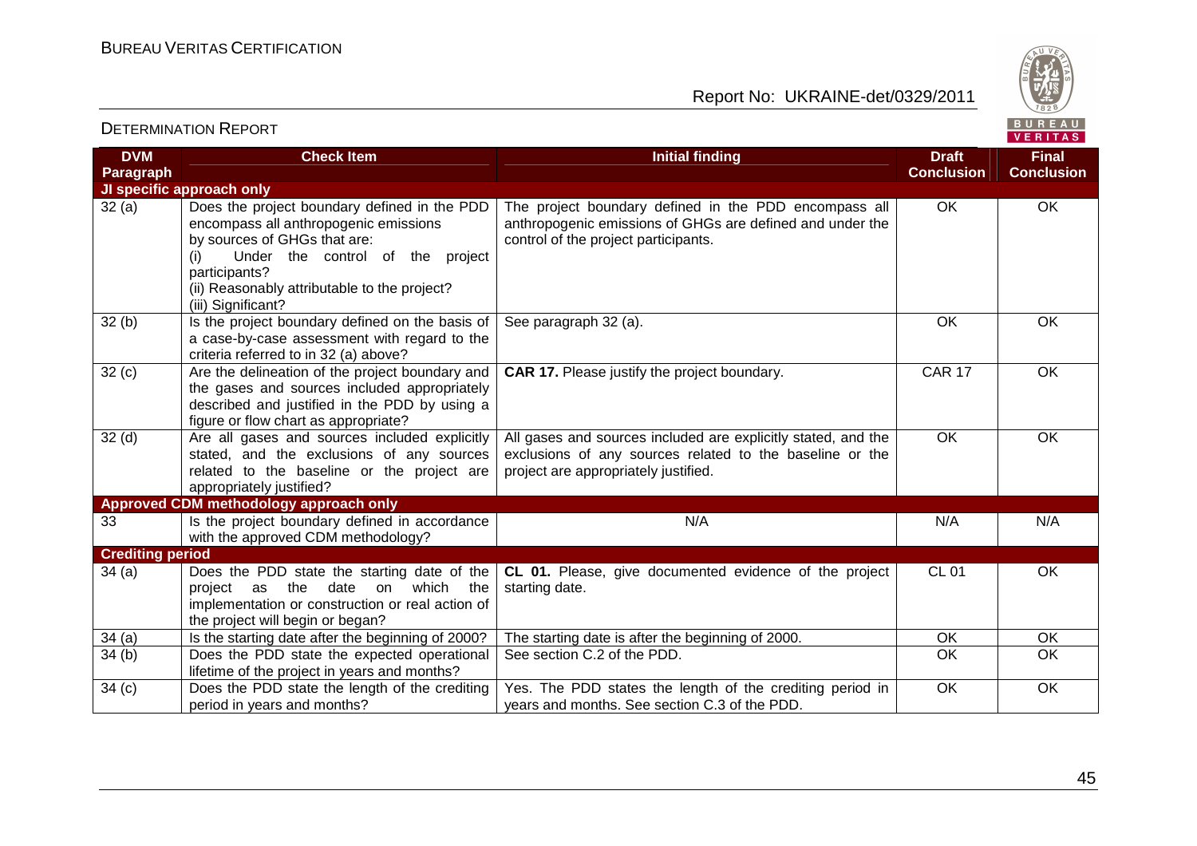| DVM Paragraph | Check Item | Initial finding | Draft Conclusion | Final Conclusion |
|---|---|---|---|---|
| **JI specific approach only** | | | | |
| 32 (a) | Does the project boundary defined in the PDD encompass all anthropogenic emissions by sources of GHGs that are: (i) Under the control of the project participants? (ii) Reasonably attributable to the project? (iii) Significant? | The project boundary defined in the PDD encompass all anthropogenic emissions of GHGs are defined and under the control of the project participants. | OK | OK |
| 32 (b) | Is the project boundary defined on the basis of a case-by-case assessment with regard to the criteria referred to in 32 (a) above? | See paragraph 32 (a). | OK | OK |
| 32 (c) | Are the delineation of the project boundary and the gases and sources included appropriately described and justified in the PDD by using a figure or flow chart as appropriate? | **CAR 17.** Please justify the project boundary. | CAR 17 | OK |
| 32 (d) | Are all gases and sources included explicitly stated, and the exclusions of any sources related to the baseline or the project are appropriately justified? | All gases and sources included are explicitly stated, and the exclusions of any sources related to the baseline or the project are appropriately justified. | OK | OK |
| **Approved CDM methodology approach only** | | | | |
| 33 | Is the project boundary defined in accordance with the approved CDM methodology? | N/A | N/A | N/A |
| **Crediting period** | | | | |
| 34 (a) | Does the PDD state the starting date of the project as the date on which the implementation or construction or real action of the project will begin or began? | **CL 01.** Please, give documented evidence of the project starting date. | CL 01 | OK |
| 34 (a) | Is the starting date after the beginning of 2000? | The starting date is after the beginning of 2000. | OK | OK |
| 34 (b) | Does the PDD state the expected operational lifetime of the project in years and months? | See section C.2 of the PDD. | OK | OK |
| 34 (c) | Does the PDD state the length of the crediting period in years and months? | Yes. The PDD states the length of the crediting period in years and months. See section C.3 of the PDD. | OK | OK |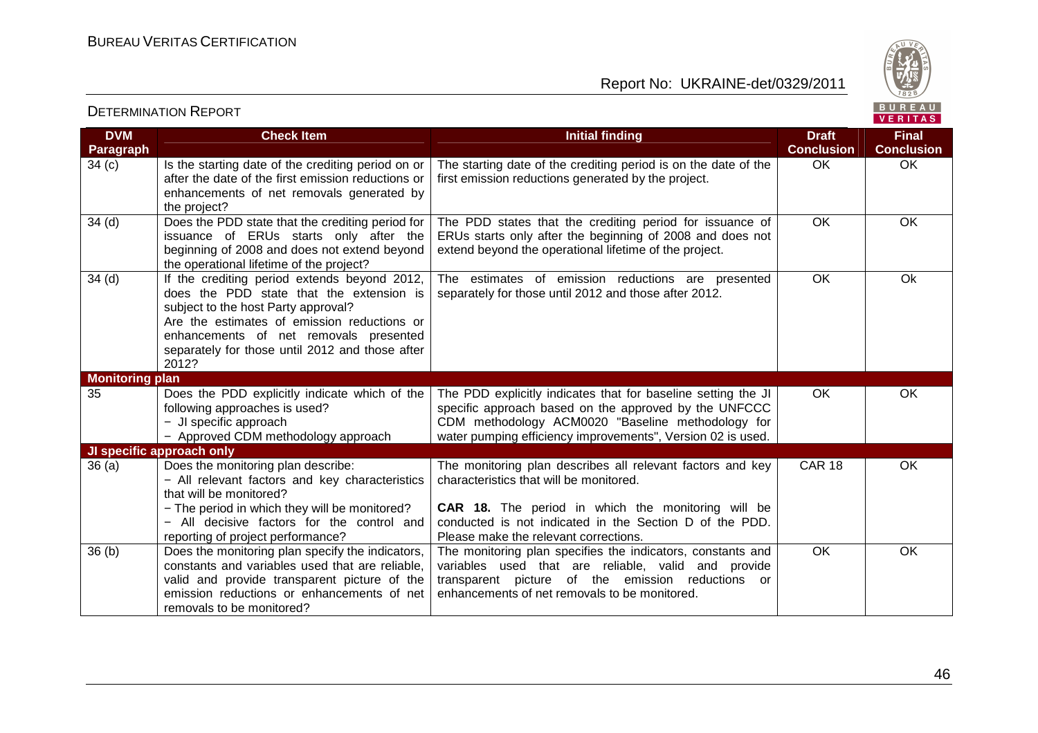| DVM Paragraph | Check Item | Initial finding | Draft Conclusion | Final Conclusion |
|---|---|---|---|---|
| 34 (c) | Is the starting date of the crediting period on or after the date of the first emission reductions or enhancements of net removals generated by the project? | The starting date of the crediting period is on the date of the first emission reductions generated by the project. | OK | OK |
| 34 (d) | Does the PDD state that the crediting period for issuance of ERUs starts only after the beginning of 2008 and does not extend beyond the operational lifetime of the project? | The PDD states that the crediting period for issuance of ERUs starts only after the beginning of 2008 and does not extend beyond the operational lifetime of the project. | OK | OK |
| 34 (d) | If the crediting period extends beyond 2012, does the PDD state that the extension is subject to the host Party approval? Are the estimates of emission reductions or enhancements of net removals presented separately for those until 2012 and those after 2012? | The estimates of emission reductions are presented separately for those until 2012 and those after 2012. | OK | Ok |
| **Monitoring plan** | | | | |
| 35 | Does the PDD explicitly indicate which of the following approaches is used? − JI specific approach − Approved CDM methodology approach | The PDD explicitly indicates that for baseline setting the JI specific approach based on the approved by the UNFCCC CDM methodology ACM0020 "Baseline methodology for water pumping efficiency improvements", Version 02 is used. | OK | OK |
| **JI specific approach only** | | | | |
| 36 (a) | Does the monitoring plan describe: − All relevant factors and key characteristics that will be monitored? − The period in which they will be monitored? − All decisive factors for the control and reporting of project performance? | The monitoring plan describes all relevant factors and key characteristics that will be monitored. **CAR 18.** The period in which the monitoring will be conducted is not indicated in the Section D of the PDD. Please make the relevant corrections. | CAR 18 | OK |
| 36 (b) | Does the monitoring plan specify the indicators, constants and variables used that are reliable, valid and provide transparent picture of the emission reductions or enhancements of net removals to be monitored? | The monitoring plan specifies the indicators, constants and variables used that are reliable, valid and provide transparent picture of the emission reductions or enhancements of net removals to be monitored. | OK | OK |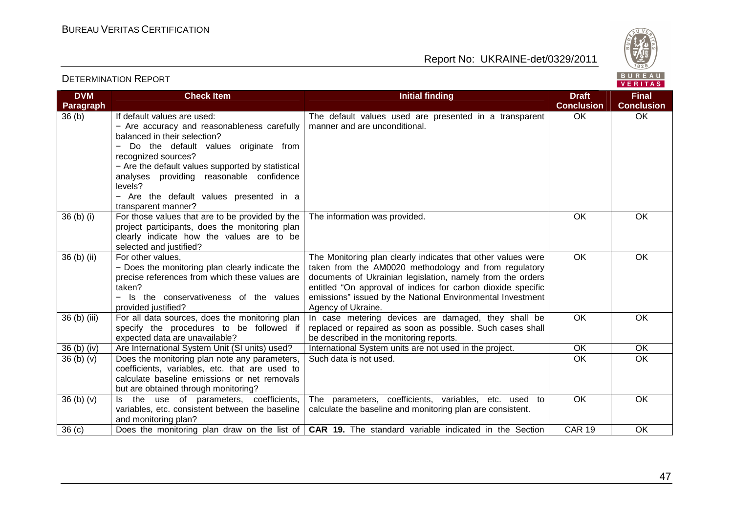| DVM Paragraph | Check Item | Initial finding | Draft Conclusion | Final Conclusion |
|---|---|---|---|---|
| 36 (b) | If default values are used:<br>− Are accuracy and reasonableness carefully balanced in their selection?<br>− Do the default values originate from recognized sources?<br>− Are the default values supported by statistical analyses providing reasonable confidence levels?<br>− Are the default values presented in a transparent manner? | The default values used are presented in a transparent manner and are unconditional. | OK | OK |
| 36 (b) (i) | For those values that are to be provided by the project participants, does the monitoring plan clearly indicate how the values are to be selected and justified? | The information was provided. | OK | OK |
| 36 (b) (ii) | For other values,<br>− Does the monitoring plan clearly indicate the precise references from which these values are taken?<br>− Is the conservativeness of the values provided justified? | The Monitoring plan clearly indicates that other values were taken from the AM0020 methodology and from regulatory documents of Ukrainian legislation, namely from the orders entitled "On approval of indices for carbon dioxide specific emissions" issued by the National Environmental Investment Agency of Ukraine. | OK | OK |
| 36 (b) (iii) | For all data sources, does the monitoring plan specify the procedures to be followed if expected data are unavailable? | In case metering devices are damaged, they shall be replaced or repaired as soon as possible. Such cases shall be described in the monitoring reports. | OK | OK |
| 36 (b) (iv) | Are International System Unit (SI units) used? | International System units are not used in the project. | OK | OK |
| 36 (b) (v) | Does the monitoring plan note any parameters, coefficients, variables, etc. that are used to calculate baseline emissions or net removals but are obtained through monitoring? | Such data is not used. | OK | OK |
| 36 (b) (v) | Is the use of parameters, coefficients, variables, etc. consistent between the baseline and monitoring plan? | The parameters, coefficients, variables, etc. used to calculate the baseline and monitoring plan are consistent. | OK | OK |
| 36 (c) | Does the monitoring plan draw on the list of | **CAR 19.** The standard variable indicated in the Section | CAR 19 | OK |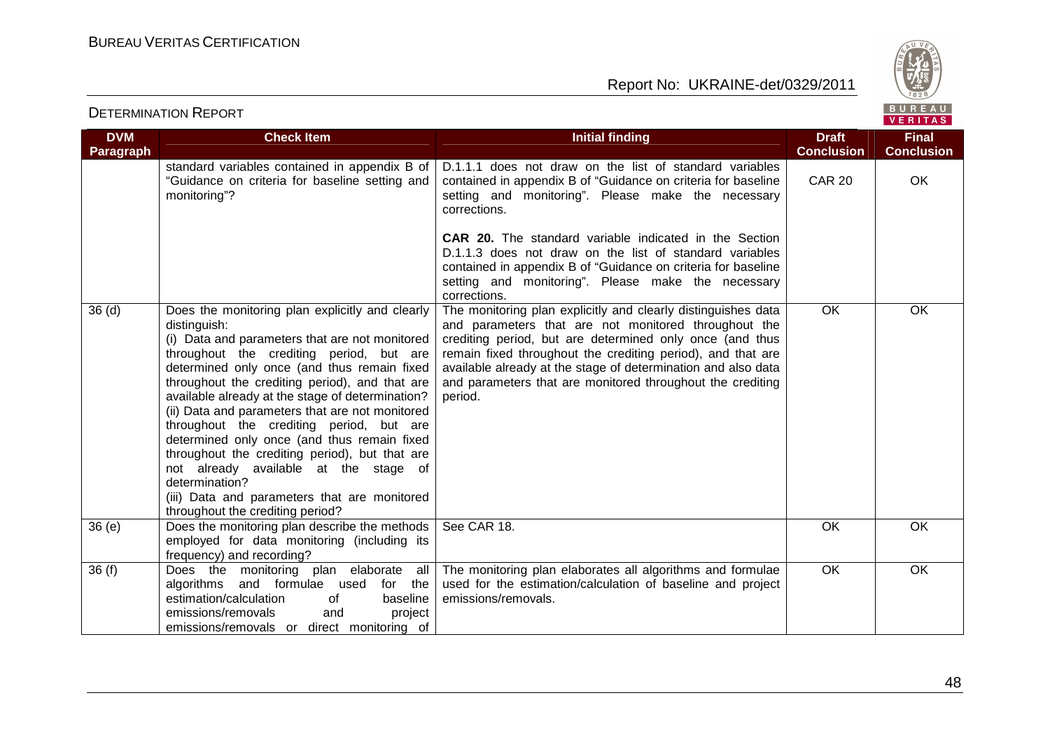| DVM Paragraph | Check Item | Initial finding | Draft Conclusion | Final Conclusion |
|---|---|---|---|---|
| | standard variables contained in appendix B of "Guidance on criteria for baseline setting and monitoring"? | D.1.1.1 does not draw on the list of standard variables contained in appendix B of "Guidance on criteria for baseline setting and monitoring". Please make the necessary corrections.<br><br>**CAR 20.** The standard variable indicated in the Section D.1.1.3 does not draw on the list of standard variables contained in appendix B of "Guidance on criteria for baseline setting and monitoring". Please make the necessary corrections. | CAR 20 | OK |
| 36 (d) | Does the monitoring plan explicitly and clearly distinguish:<br>(i) Data and parameters that are not monitored throughout the crediting period, but are determined only once (and thus remain fixed throughout the crediting period), and that are available already at the stage of determination?<br>(ii) Data and parameters that are not monitored throughout the crediting period, but are determined only once (and thus remain fixed throughout the crediting period), but that are not already available at the stage of determination?<br>(iii) Data and parameters that are monitored throughout the crediting period? | The monitoring plan explicitly and clearly distinguishes data and parameters that are not monitored throughout the crediting period, but are determined only once (and thus remain fixed throughout the crediting period), and that are available already at the stage of determination and also data and parameters that are monitored throughout the crediting period. | OK | OK |
| 36 (e) | Does the monitoring plan describe the methods employed for data monitoring (including its frequency) and recording? | See CAR 18. | OK | OK |
| 36 (f) | Does the monitoring plan elaborate all algorithms and formulae used for the estimation/calculation of baseline emissions/removals and project emissions/removals or direct monitoring of | The monitoring plan elaborates all algorithms and formulae used for the estimation/calculation of baseline and project emissions/removals. | OK | OK |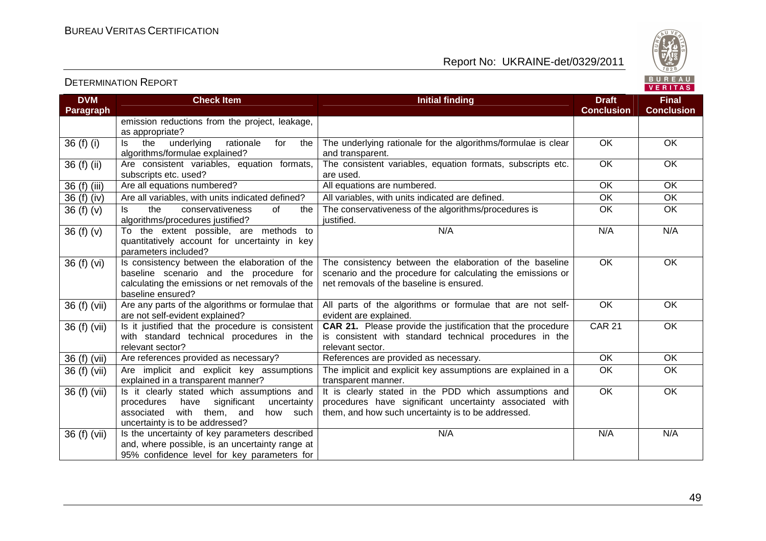| DVM Paragraph | Check Item | Initial finding | Draft Conclusion | Final Conclusion |
|---|---|---|---|---|
| | emission reductions from the project, leakage, as appropriate? | | | |
| 36 (f) (i) | Is the underlying rationale for the algorithms/formulae explained? | The underlying rationale for the algorithms/formulae is clear and transparent. | OK | OK |
| 36 (f) (ii) | Are consistent variables, equation formats, subscripts etc. used? | The consistent variables, equation formats, subscripts etc. are used. | OK | OK |
| 36 (f) (iii) | Are all equations numbered? | All equations are numbered. | OK | OK |
| 36 (f) (iv) | Are all variables, with units indicated defined? | All variables, with units indicated are defined. | OK | OK |
| 36 (f) (v) | Is the conservativeness of the algorithms/procedures justified? | The conservativeness of the algorithms/procedures is justified. | OK | OK |
| 36 (f) (v) | To the extent possible, are methods to quantitatively account for uncertainty in key parameters included? | N/A | N/A | N/A |
| 36 (f) (vi) | Is consistency between the elaboration of the baseline scenario and the procedure for calculating the emissions or net removals of the baseline ensured? | The consistency between the elaboration of the baseline scenario and the procedure for calculating the emissions or net removals of the baseline is ensured. | OK | OK |
| 36 (f) (vii) | Are any parts of the algorithms or formulae that are not self-evident explained? | All parts of the algorithms or formulae that are not self-evident are explained. | OK | OK |
| 36 (f) (vii) | Is it justified that the procedure is consistent with standard technical procedures in the relevant sector? | **CAR 21.** Please provide the justification that the procedure is consistent with standard technical procedures in the relevant sector. | CAR 21 | OK |
| 36 (f) (vii) | Are references provided as necessary? | References are provided as necessary. | OK | OK |
| 36 (f) (vii) | Are implicit and explicit key assumptions explained in a transparent manner? | The implicit and explicit key assumptions are explained in a transparent manner. | OK | OK |
| 36 (f) (vii) | Is it clearly stated which assumptions and procedures have significant uncertainty associated with them, and how such uncertainty is to be addressed? | It is clearly stated in the PDD which assumptions and procedures have significant uncertainty associated with them, and how such uncertainty is to be addressed. | OK | OK |
| 36 (f) (vii) | Is the uncertainty of key parameters described and, where possible, is an uncertainty range at 95% confidence level for key parameters for | N/A | N/A | N/A |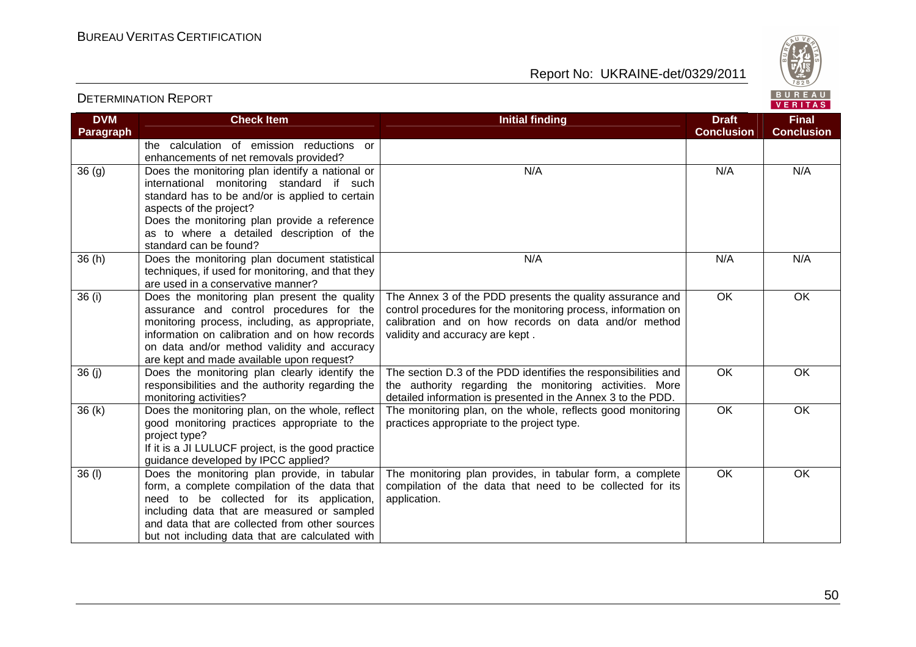| DVM Paragraph | Check Item | Initial finding | Draft Conclusion | Final Conclusion |
|---|---|---|---|---|
| | the calculation of emission reductions or enhancements of net removals provided? | | | |
| 36 (g) | Does the monitoring plan identify a national or international monitoring standard if such standard has to be and/or is applied to certain aspects of the project?<br>Does the monitoring plan provide a reference as to where a detailed description of the standard can be found? | N/A | N/A | N/A |
| 36 (h) | Does the monitoring plan document statistical techniques, if used for monitoring, and that they are used in a conservative manner? | N/A | N/A | N/A |
| 36 (i) | Does the monitoring plan present the quality assurance and control procedures for the monitoring process, including, as appropriate, information on calibration and on how records on data and/or method validity and accuracy are kept and made available upon request? | The Annex 3 of the PDD presents the quality assurance and control procedures for the monitoring process, information on calibration and on how records on data and/or method validity and accuracy are kept . | OK | OK |
| 36 (j) | Does the monitoring plan clearly identify the responsibilities and the authority regarding the monitoring activities? | The section D.3 of the PDD identifies the responsibilities and the authority regarding the monitoring activities. More detailed information is presented in the Annex 3 to the PDD. | OK | OK |
| 36 (k) | Does the monitoring plan, on the whole, reflect good monitoring practices appropriate to the project type?<br>If it is a JI LULUCF project, is the good practice guidance developed by IPCC applied? | The monitoring plan, on the whole, reflects good monitoring practices appropriate to the project type. | OK | OK |
| 36 (l) | Does the monitoring plan provide, in tabular form, a complete compilation of the data that need to be collected for its application, including data that are measured or sampled and data that are collected from other sources but not including data that are calculated with | The monitoring plan provides, in tabular form, a complete compilation of the data that need to be collected for its application. | OK | OK |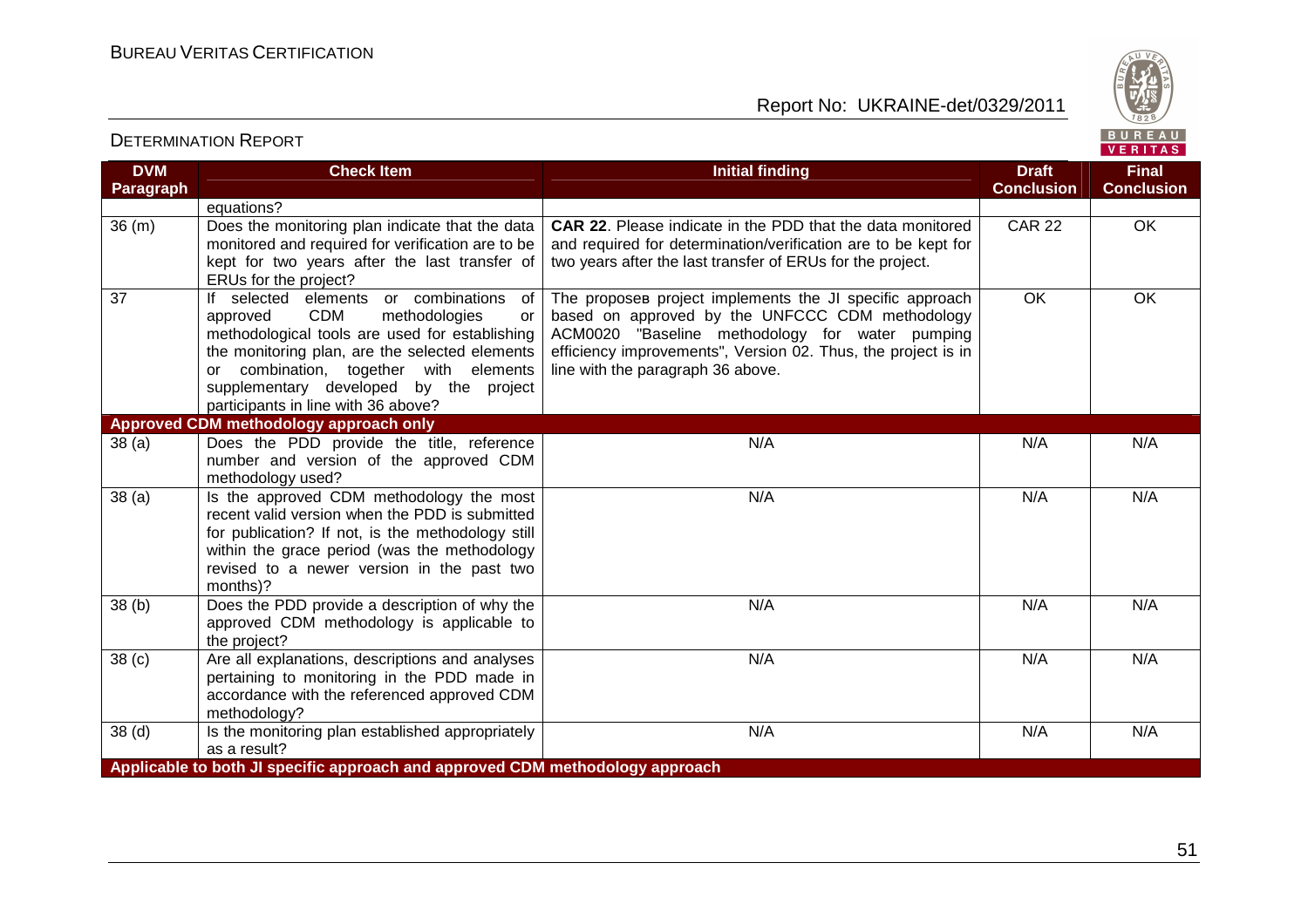| DVM Paragraph | Check Item | Initial finding | Draft Conclusion | Final Conclusion |
|---|---|---|---|---|
| | equations? | | | |
| 36 (m) | Does the monitoring plan indicate that the data monitored and required for verification are to be kept for two years after the last transfer of ERUs for the project? | **CAR 22**. Please indicate in the PDD that the data monitored and required for determination/verification are to be kept for two years after the last transfer of ERUs for the project. | CAR 22 | OK |
| 37 | If selected elements or combinations of approved CDM methodologies or methodological tools are used for establishing the monitoring plan, are the selected elements or combination, together with elements supplementary developed by the project participants in line with 36 above? | The proposeв project implements the JI specific approach based on approved by the UNFCCC CDM methodology ACM0020 "Baseline methodology for water pumping efficiency improvements", Version 02. Thus, the project is in line with the paragraph 36 above. | OK | OK |
| **Approved CDM methodology approach only** | | | | |
| 38 (a) | Does the PDD provide the title, reference number and version of the approved CDM methodology used? | N/A | N/A | N/A |
| 38 (a) | Is the approved CDM methodology the most recent valid version when the PDD is submitted for publication? If not, is the methodology still within the grace period (was the methodology revised to a newer version in the past two months)? | N/A | N/A | N/A |
| 38 (b) | Does the PDD provide a description of why the approved CDM methodology is applicable to the project? | N/A | N/A | N/A |
| 38 (c) | Are all explanations, descriptions and analyses pertaining to monitoring in the PDD made in accordance with the referenced approved CDM methodology? | N/A | N/A | N/A |
| 38 (d) | Is the monitoring plan established appropriately as a result? | N/A | N/A | N/A |
| **Applicable to both JI specific approach and approved CDM methodology approach** | | | | |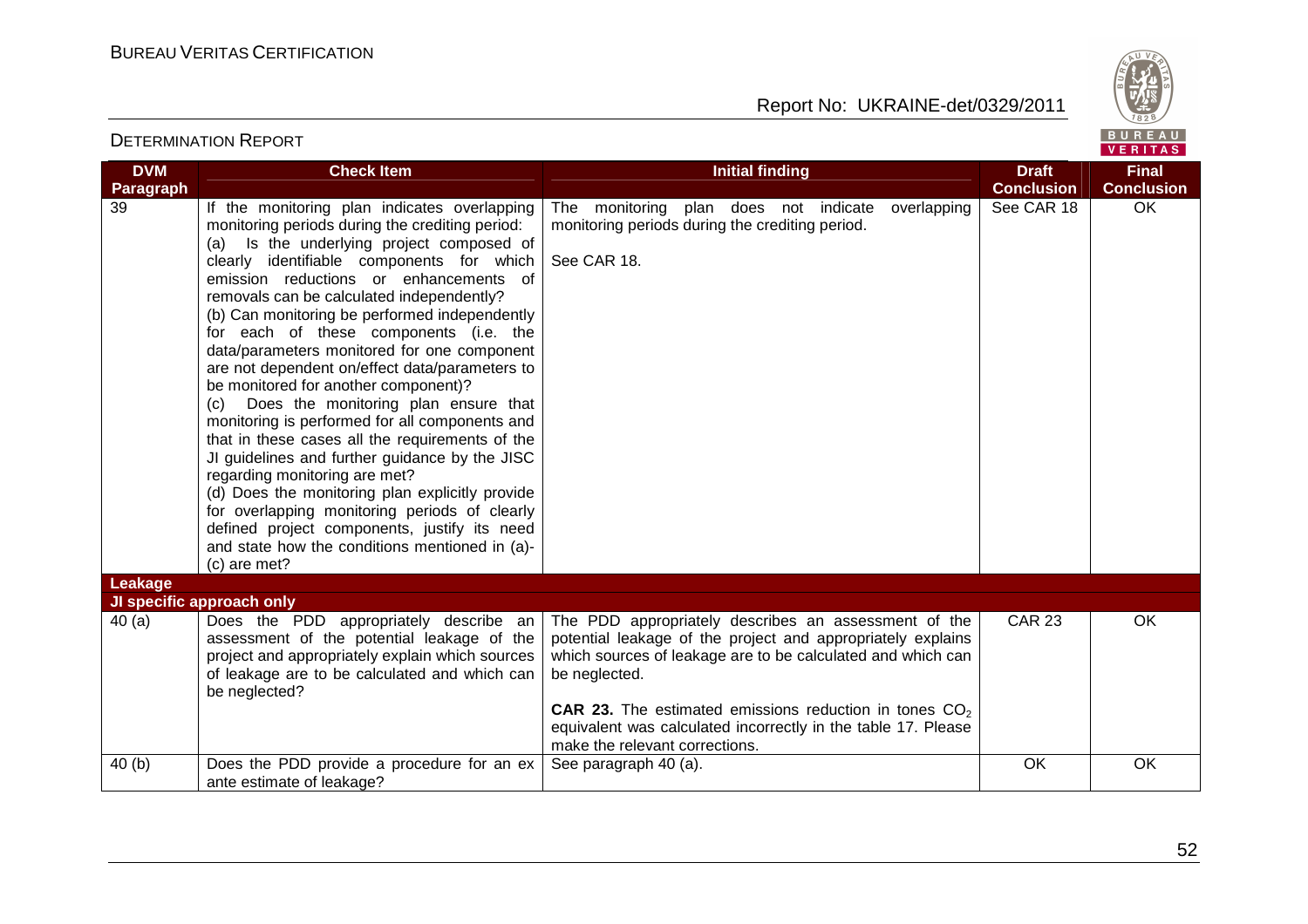| DVM Paragraph | Check Item | Initial finding | Draft Conclusion | Final Conclusion |
|---|---|---|---|---|
| 39 | If the monitoring plan indicates overlapping monitoring periods during the crediting period: (a) Is the underlying project composed of clearly identifiable components for which emission reductions or enhancements of removals can be calculated independently? (b) Can monitoring be performed independently for each of these components (i.e. the data/parameters monitored for one component are not dependent on/effect data/parameters to be monitored for another component)? (c) Does the monitoring plan ensure that monitoring is performed for all components and that in these cases all the requirements of the JI guidelines and further guidance by the JISC regarding monitoring are met? (d) Does the monitoring plan explicitly provide for overlapping monitoring periods of clearly defined project components, justify its need and state how the conditions mentioned in (a)-(c) are met? | The monitoring plan does not indicate overlapping monitoring periods during the crediting period. See CAR 18. | See CAR 18 | OK |
| **Leakage** | | | | |
| **JI specific approach only** | | | | |
| 40 (a) | Does the PDD appropriately describe an assessment of the potential leakage of the project and appropriately explain which sources of leakage are to be calculated and which can be neglected? | The PDD appropriately describes an assessment of the potential leakage of the project and appropriately explains which sources of leakage are to be calculated and which can be neglected. **CAR 23.** The estimated emissions reduction in tones $CO_2$ equivalent was calculated incorrectly in the table 17. Please make the relevant corrections. | CAR 23 | OK |
| 40 (b) | Does the PDD provide a procedure for an ex ante estimate of leakage? | See paragraph 40 (a). | OK | OK |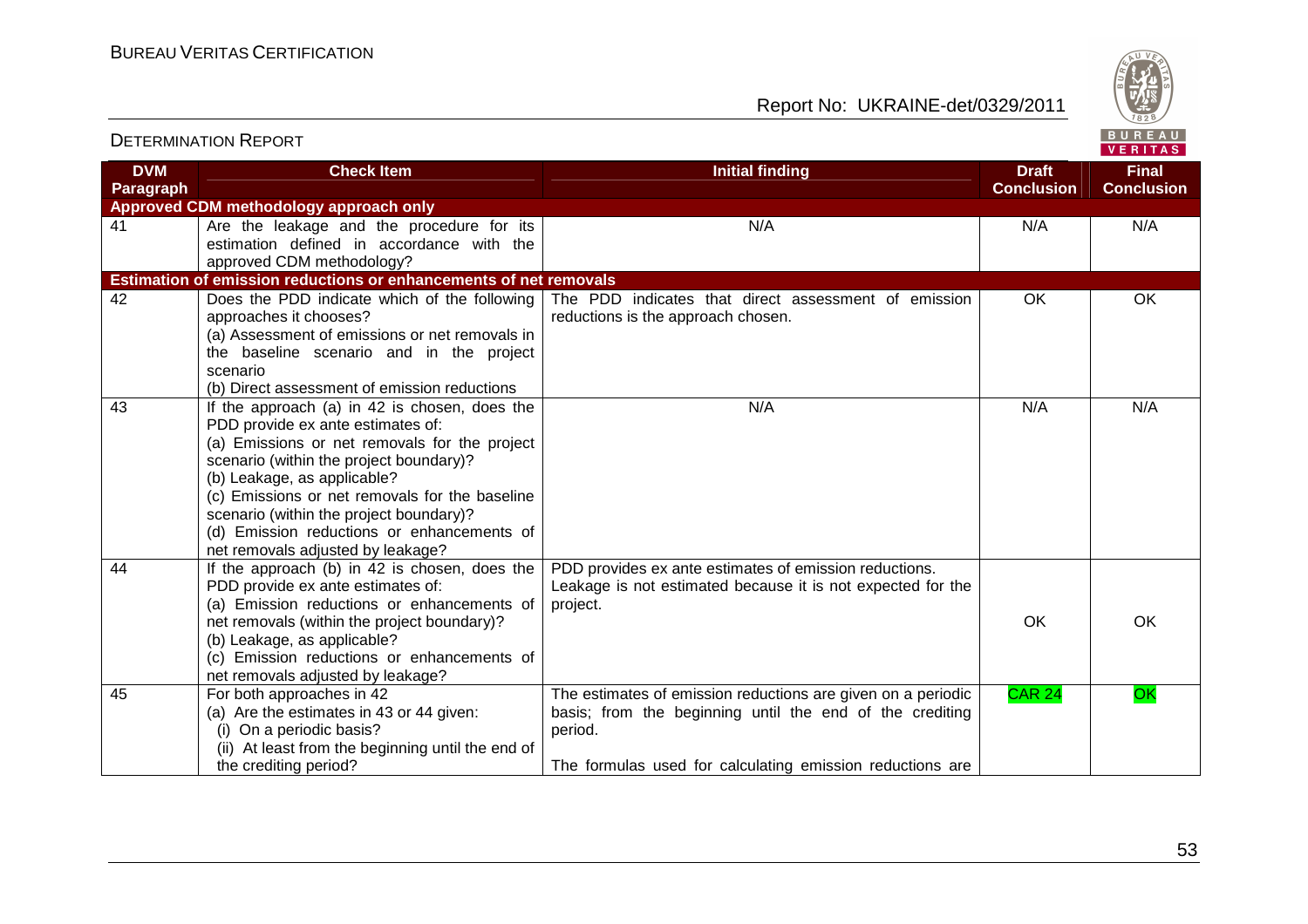| DVM Paragraph | Check Item | Initial finding | Draft Conclusion | Final Conclusion |
|---|---|---|---|---|
| **Approved CDM methodology approach only** | | | | |
| 41 | Are the leakage and the procedure for its estimation defined in accordance with the approved CDM methodology? | N/A | N/A | N/A |
| **Estimation of emission reductions or enhancements of net removals** | | | | |
| 42 | Does the PDD indicate which of the following approaches it chooses?<br>(a) Assessment of emissions or net removals in the baseline scenario and in the project scenario<br>(b) Direct assessment of emission reductions | The PDD indicates that direct assessment of emission reductions is the approach chosen. | OK | OK |
| 43 | If the approach (a) in 42 is chosen, does the PDD provide ex ante estimates of:<br>(a) Emissions or net removals for the project scenario (within the project boundary)?<br>(b) Leakage, as applicable?<br>(c) Emissions or net removals for the baseline scenario (within the project boundary)?<br>(d) Emission reductions or enhancements of net removals adjusted by leakage? | N/A | N/A | N/A |
| 44 | If the approach (b) in 42 is chosen, does the PDD provide ex ante estimates of:<br>(a) Emission reductions or enhancements of net removals (within the project boundary)?<br>(b) Leakage, as applicable?<br>(c) Emission reductions or enhancements of net removals adjusted by leakage? | PDD provides ex ante estimates of emission reductions.<br>Leakage is not estimated because it is not expected for the project. | OK | OK |
| 45 | For both approaches in 42<br>(a) Are the estimates in 43 or 44 given:<br>(i) On a periodic basis?<br>(ii) At least from the beginning until the end of the crediting period? | The estimates of emission reductions are given on a periodic basis; from the beginning until the end of the crediting period.<br><br>The formulas used for calculating emission reductions are | CAR 24 | OK |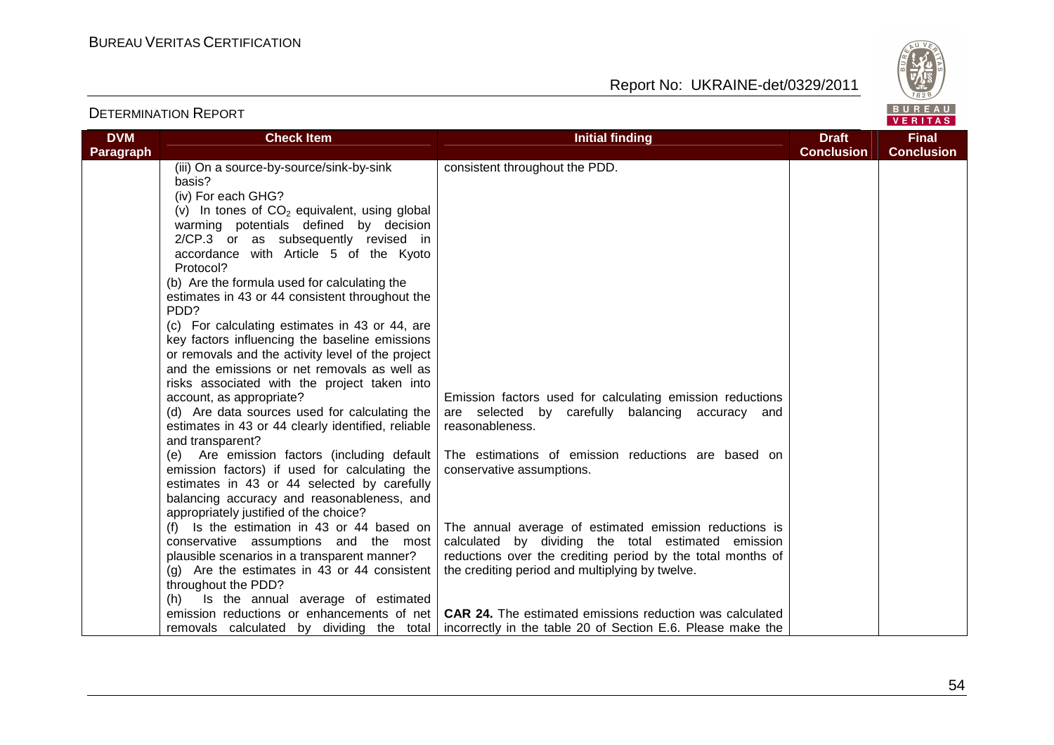| DVM Paragraph | Check Item | Initial finding | Draft Conclusion | Final Conclusion |
|---|---|---|---|---|
| | (iii) On a source-by-source/sink-by-sink basis?<br>(iv) For each GHG?<br>(v) In tones of $CO_2$ equivalent, using global warming potentials defined by decision 2/CP.3 or as subsequently revised in accordance with Article 5 of the Kyoto Protocol?<br>(b) Are the formula used for calculating the estimates in 43 or 44 consistent throughout the PDD?<br>(c) For calculating estimates in 43 or 44, are key factors influencing the baseline emissions or removals and the activity level of the project and the emissions or net removals as well as risks associated with the project taken into account, as appropriate?<br>(d) Are data sources used for calculating the estimates in 43 or 44 clearly identified, reliable and transparent?<br>(e) Are emission factors (including default emission factors) if used for calculating the estimates in 43 or 44 selected by carefully balancing accuracy and reasonableness, and appropriately justified of the choice?<br>(f) Is the estimation in 43 or 44 based on conservative assumptions and the most plausible scenarios in a transparent manner?<br>(g) Are the estimates in 43 or 44 consistent throughout the PDD?<br>(h) Is the annual average of estimated emission reductions or enhancements of net removals calculated by dividing the total | consistent throughout the PDD.<br><br>Emission factors used for calculating emission reductions are selected by carefully balancing accuracy and reasonableness.<br><br>The estimations of emission reductions are based on conservative assumptions.<br><br>The annual average of estimated emission reductions is calculated by dividing the total estimated emission reductions over the crediting period by the total months of the crediting period and multiplying by twelve.<br><br>**CAR 24.** The estimated emissions reduction was calculated incorrectly in the table 20 of Section E.6. Please make the | | |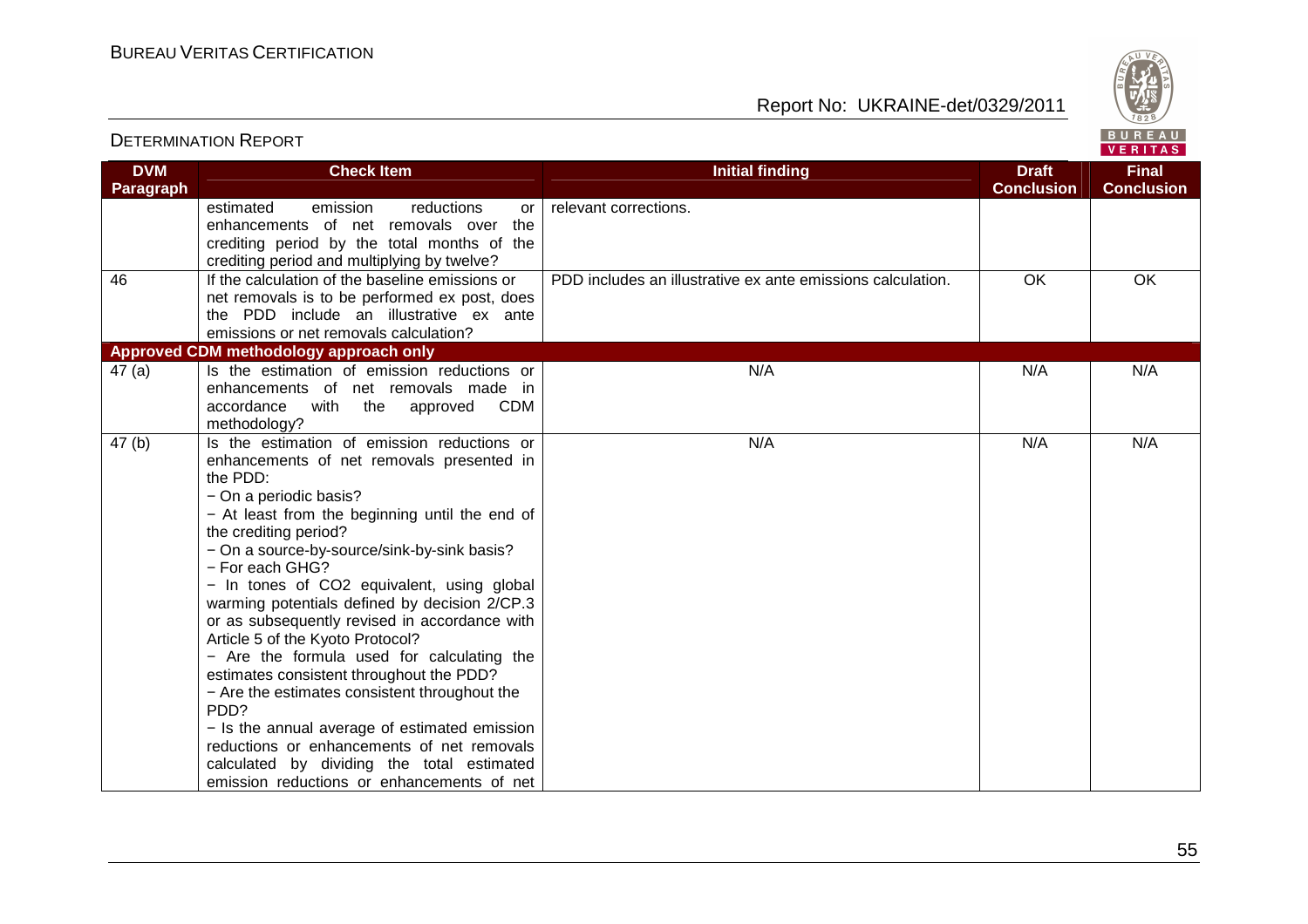## DETERMINATION REPORT

| DVM Paragraph | Check Item | Initial finding | Draft Conclusion | Final Conclusion |
|---|---|---|---|---|
| | estimated emission reductions or enhancements of net removals over the crediting period by the total months of the crediting period and multiplying by twelve? | relevant corrections. | | |
| 46 | If the calculation of the baseline emissions or net removals is to be performed ex post, does the PDD include an illustrative ex ante emissions or net removals calculation? | PDD includes an illustrative ex ante emissions calculation. | OK | OK |
| **Approved CDM methodology approach only** | | | | |
| 47 (a) | Is the estimation of emission reductions or enhancements of net removals made in accordance with the approved CDM methodology? | N/A | N/A | N/A |
| 47 (b) | Is the estimation of emission reductions or enhancements of net removals presented in the PDD:<br>− On a periodic basis?<br>− At least from the beginning until the end of the crediting period?<br>− On a source-by-source/sink-by-sink basis?<br>− For each GHG?<br>− In tones of $CO_2$ equivalent, using global warming potentials defined by decision 2/CP.3 or as subsequently revised in accordance with Article 5 of the Kyoto Protocol?<br>− Are the formula used for calculating the estimates consistent throughout the PDD?<br>− Are the estimates consistent throughout the PDD?<br>− Is the annual average of estimated emission reductions or enhancements of net removals calculated by dividing the total estimated emission reductions or enhancements of net | N/A | N/A | N/A |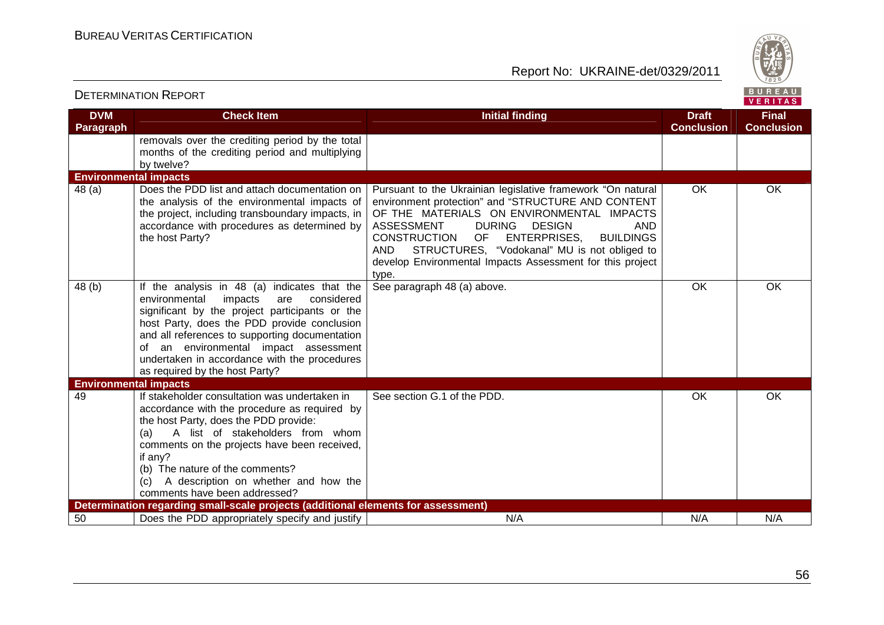| DVM Paragraph | Check Item | Initial finding | Draft Conclusion | Final Conclusion |
|---|---|---|---|---|
| | removals over the crediting period by the total months of the crediting period and multiplying by twelve? | | | |
| **Environmental impacts** | | | | |
| 48 (a) | Does the PDD list and attach documentation on the analysis of the environmental impacts of the project, including transboundary impacts, in accordance with procedures as determined by the host Party? | Pursuant to the Ukrainian legislative framework "On natural environment protection" and "STRUCTURE AND CONTENT OF THE MATERIALS ON ENVIRONMENTAL IMPACTS ASSESSMENT DURING DESIGN AND CONSTRUCTION OF ENTERPRISES, BUILDINGS AND STRUCTURES, "Vodokanal" MU is not obliged to develop Environmental Impacts Assessment for this project type. | OK | OK |
| 48 (b) | If the analysis in 48 (a) indicates that the environmental impacts are considered significant by the project participants or the host Party, does the PDD provide conclusion and all references to supporting documentation of an environmental impact assessment undertaken in accordance with the procedures as required by the host Party? | See paragraph 48 (a) above. | OK | OK |
| **Environmental impacts** | | | | |
| 49 | If stakeholder consultation was undertaken in accordance with the procedure as required by the host Party, does the PDD provide:<br>(a) A list of stakeholders from whom comments on the projects have been received, if any?<br>(b) The nature of the comments?<br>(c) A description on whether and how the comments have been addressed? | See section G.1 of the PDD. | OK | OK |
| **Determination regarding small-scale projects (additional elements for assessment)** | | | | |
| 50 | Does the PDD appropriately specify and justify | N/A | N/A | N/A |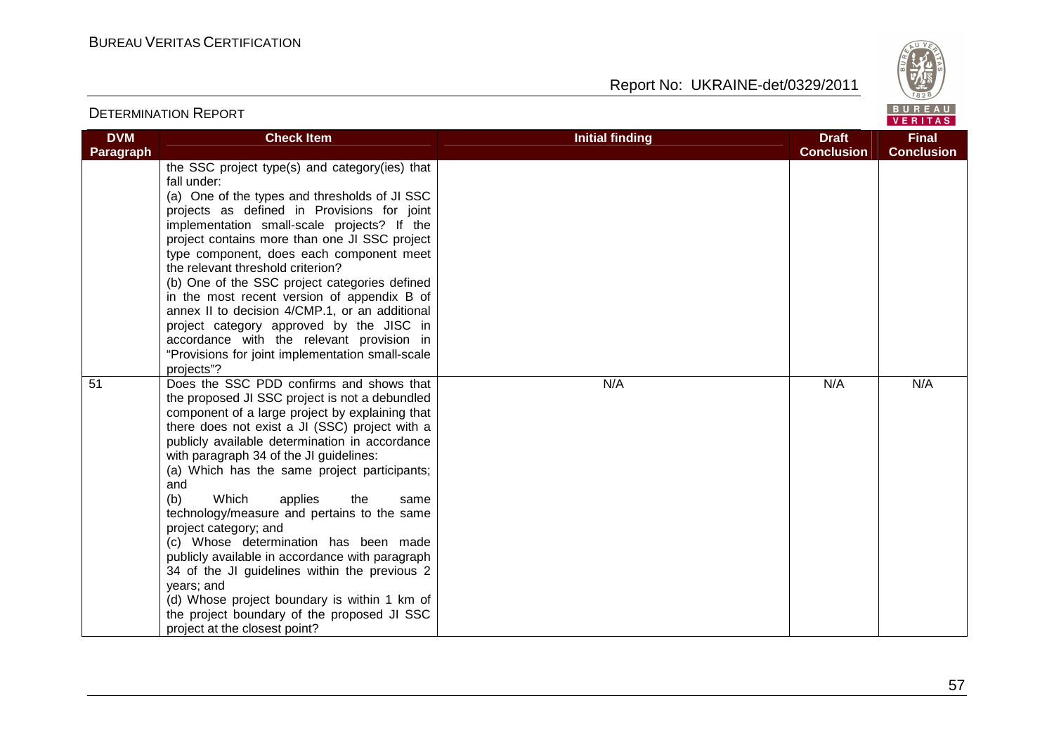| DVM Paragraph | Check Item | Initial finding | Draft Conclusion | Final Conclusion |
|---|---|---|---|---|
| | the SSC project type(s) and category(ies) that fall under:<br>(a) One of the types and thresholds of JI SSC projects as defined in Provisions for joint implementation small-scale projects? If the project contains more than one JI SSC project type component, does each component meet the relevant threshold criterion?<br>(b) One of the SSC project categories defined in the most recent version of appendix B of annex II to decision 4/CMP.1, or an additional project category approved by the JISC in accordance with the relevant provision in "Provisions for joint implementation small-scale projects"? | | | |
| 51 | Does the SSC PDD confirms and shows that the proposed JI SSC project is not a debundled component of a large project by explaining that there does not exist a JI (SSC) project with a publicly available determination in accordance with paragraph 34 of the JI guidelines:<br>(a) Which has the same project participants; and<br>(b) Which applies the same technology/measure and pertains to the same project category; and<br>(c) Whose determination has been made publicly available in accordance with paragraph 34 of the JI guidelines within the previous 2 years; and<br>(d) Whose project boundary is within 1 km of the project boundary of the proposed JI SSC project at the closest point? | N/A | N/A | N/A |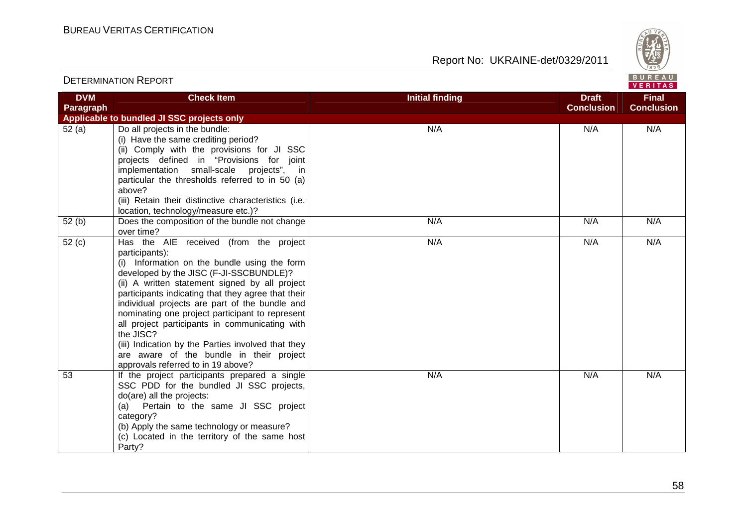| DVM Paragraph | Check Item | Initial finding | Draft Conclusion | Final Conclusion |
|---|---|---|---|---|
| **Applicable to bundled JI SSC projects only** | | | | |
| 52 (a) | Do all projects in the bundle:<br>(i) Have the same crediting period?<br>(ii) Comply with the provisions for JI SSC projects defined in "Provisions for joint implementation small-scale projects", in particular the thresholds referred to in 50 (a) above?<br>(iii) Retain their distinctive characteristics (i.e. location, technology/measure etc.)? | N/A | N/A | N/A |
| 52 (b) | Does the composition of the bundle not change over time? | N/A | N/A | N/A |
| 52 (c) | Has the AIE received (from the project participants):<br>(i) Information on the bundle using the form developed by the JISC (F-JI-SSCBUNDLE)?<br>(ii) A written statement signed by all project participants indicating that they agree that their individual projects are part of the bundle and nominating one project participant to represent all project participants in communicating with the JISC?<br>(iii) Indication by the Parties involved that they are aware of the bundle in their project approvals referred to in 19 above? | N/A | N/A | N/A |
| 53 | If the project participants prepared a single SSC PDD for the bundled JI SSC projects, do(are) all the projects:<br>(a) Pertain to the same JI SSC project category?<br>(b) Apply the same technology or measure?<br>(c) Located in the territory of the same host Party? | N/A | N/A | N/A |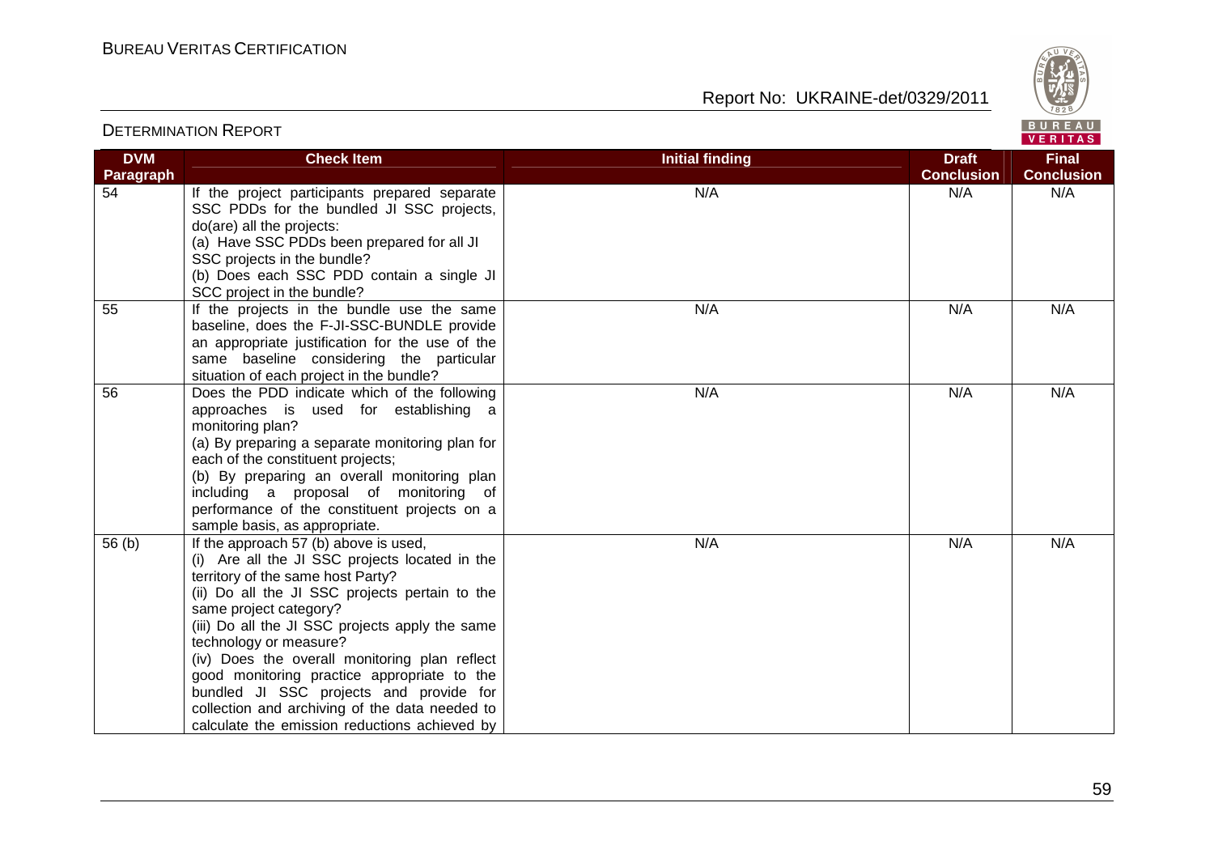DETERMINATION REPORT

| DVM Paragraph | Check Item | Initial finding | Draft Conclusion | Final Conclusion |
|---|---|---|---|---|
| 54 | If the project participants prepared separate SSC PDDs for the bundled JI SSC projects, do(are) all the projects:<br>(a) Have SSC PDDs been prepared for all JI SSC projects in the bundle?<br>(b) Does each SSC PDD contain a single JI SCC project in the bundle? | N/A | N/A | N/A |
| 55 | If the projects in the bundle use the same baseline, does the F-JI-SSC-BUNDLE provide an appropriate justification for the use of the same baseline considering the particular situation of each project in the bundle? | N/A | N/A | N/A |
| 56 | Does the PDD indicate which of the following approaches is used for establishing a monitoring plan?<br>(a) By preparing a separate monitoring plan for each of the constituent projects;<br>(b) By preparing an overall monitoring plan including a proposal of monitoring of performance of the constituent projects on a sample basis, as appropriate. | N/A | N/A | N/A |
| 56 (b) | If the approach 57 (b) above is used,<br>(i) Are all the JI SSC projects located in the territory of the same host Party?<br>(ii) Do all the JI SSC projects pertain to the same project category?<br>(iii) Do all the JI SSC projects apply the same technology or measure?<br>(iv) Does the overall monitoring plan reflect good monitoring practice appropriate to the bundled JI SSC projects and provide for collection and archiving of the data needed to calculate the emission reductions achieved by | N/A | N/A | N/A |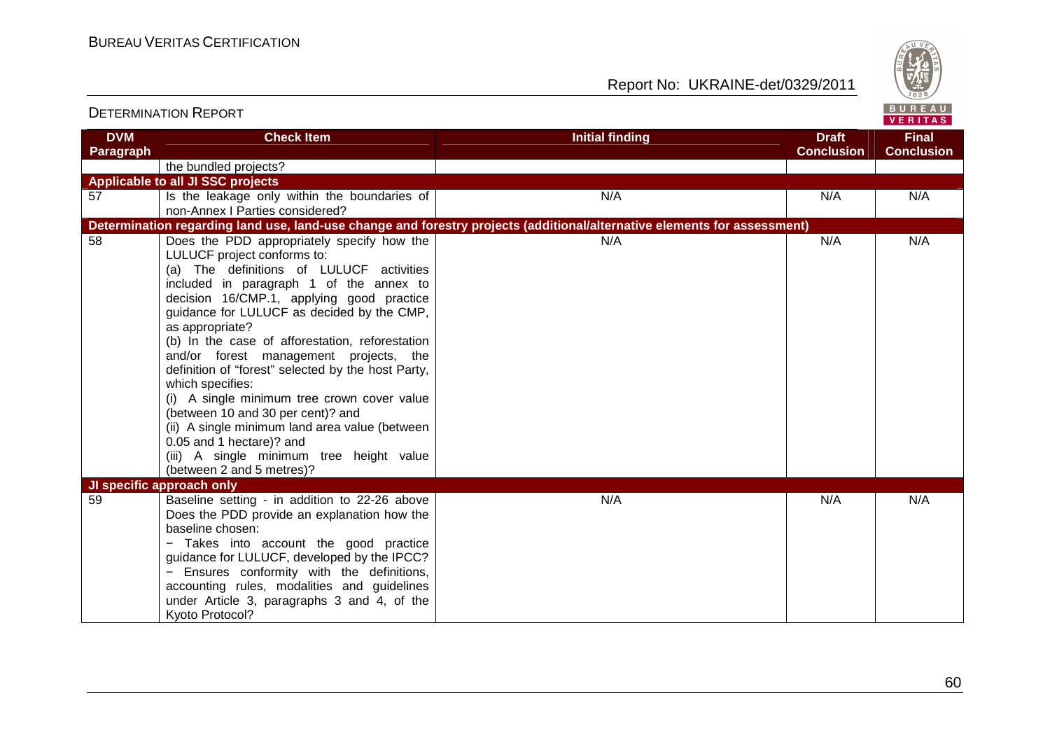| DVM Paragraph | Check Item | Initial finding | Draft Conclusion | Final Conclusion |
|---|---|---|---|---|
| | the bundled projects? | | | |
| **Applicable to all JI SSC projects** | | | | |
| 57 | Is the leakage only within the boundaries of non-Annex I Parties considered? | N/A | N/A | N/A |
| **Determination regarding land use, land-use change and forestry projects (additional/alternative elements for assessment)** | | | | |
| 58 | Does the PDD appropriately specify how the LULUCF project conforms to: (a) The definitions of LULUCF activities included in paragraph 1 of the annex to decision 16/CMP.1, applying good practice guidance for LULUCF as decided by the CMP, as appropriate? (b) In the case of afforestation, reforestation and/or forest management projects, the definition of "forest" selected by the host Party, which specifies: (i) A single minimum tree crown cover value (between 10 and 30 per cent)? and (ii) A single minimum land area value (between 0.05 and 1 hectare)? and (iii) A single minimum tree height value (between 2 and 5 metres)? | N/A | N/A | N/A |
| **JI specific approach only** | | | | |
| 59 | Baseline setting - in addition to 22-26 above Does the PDD provide an explanation how the baseline chosen: − Takes into account the good practice guidance for LULUCF, developed by the IPCC? − Ensures conformity with the definitions, accounting rules, modalities and guidelines under Article 3, paragraphs 3 and 4, of the Kyoto Protocol? | N/A | N/A | N/A |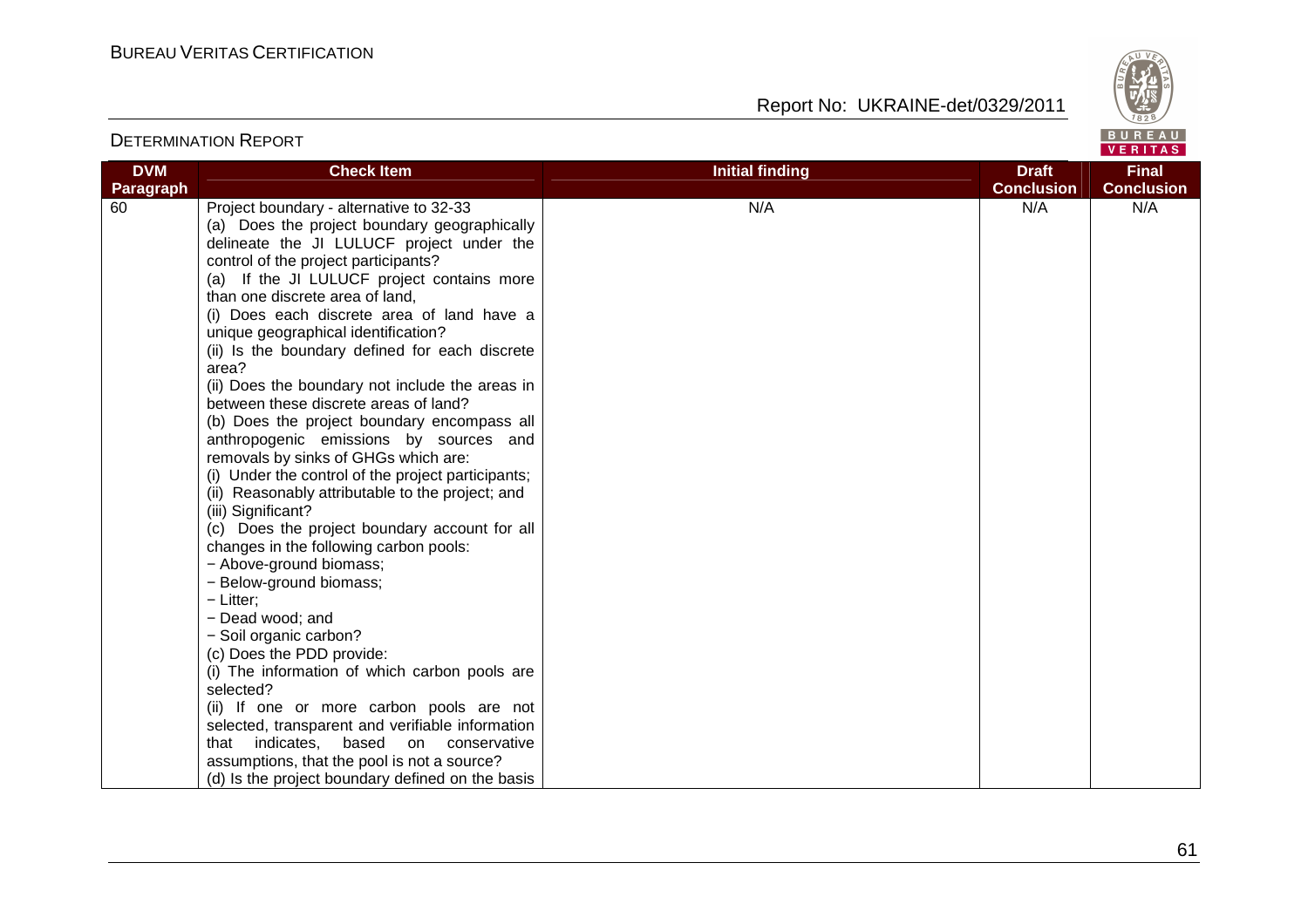| DVM Paragraph | Check Item | Initial finding | Draft Conclusion | Final Conclusion |
|---|---|---|---|---|
| 60 | Project boundary - alternative to 32-33<br>(a) Does the project boundary geographically delineate the JI LULUCF project under the control of the project participants?<br>(a) If the JI LULUCF project contains more than one discrete area of land,<br>(i) Does each discrete area of land have a unique geographical identification?<br>(ii) Is the boundary defined for each discrete area?<br>(ii) Does the boundary not include the areas in between these discrete areas of land?<br>(b) Does the project boundary encompass all anthropogenic emissions by sources and removals by sinks of GHGs which are:<br>(i) Under the control of the project participants;<br>(ii) Reasonably attributable to the project; and<br>(iii) Significant?<br>(c) Does the project boundary account for all changes in the following carbon pools:<br>− Above-ground biomass;<br>− Below-ground biomass;<br>− Litter;<br>− Dead wood; and<br>− Soil organic carbon?<br>(c) Does the PDD provide:<br>(i) The information of which carbon pools are selected?<br>(ii) If one or more carbon pools are not selected, transparent and verifiable information that indicates, based on conservative assumptions, that the pool is not a source?<br>(d) Is the project boundary defined on the basis | N/A | N/A | N/A |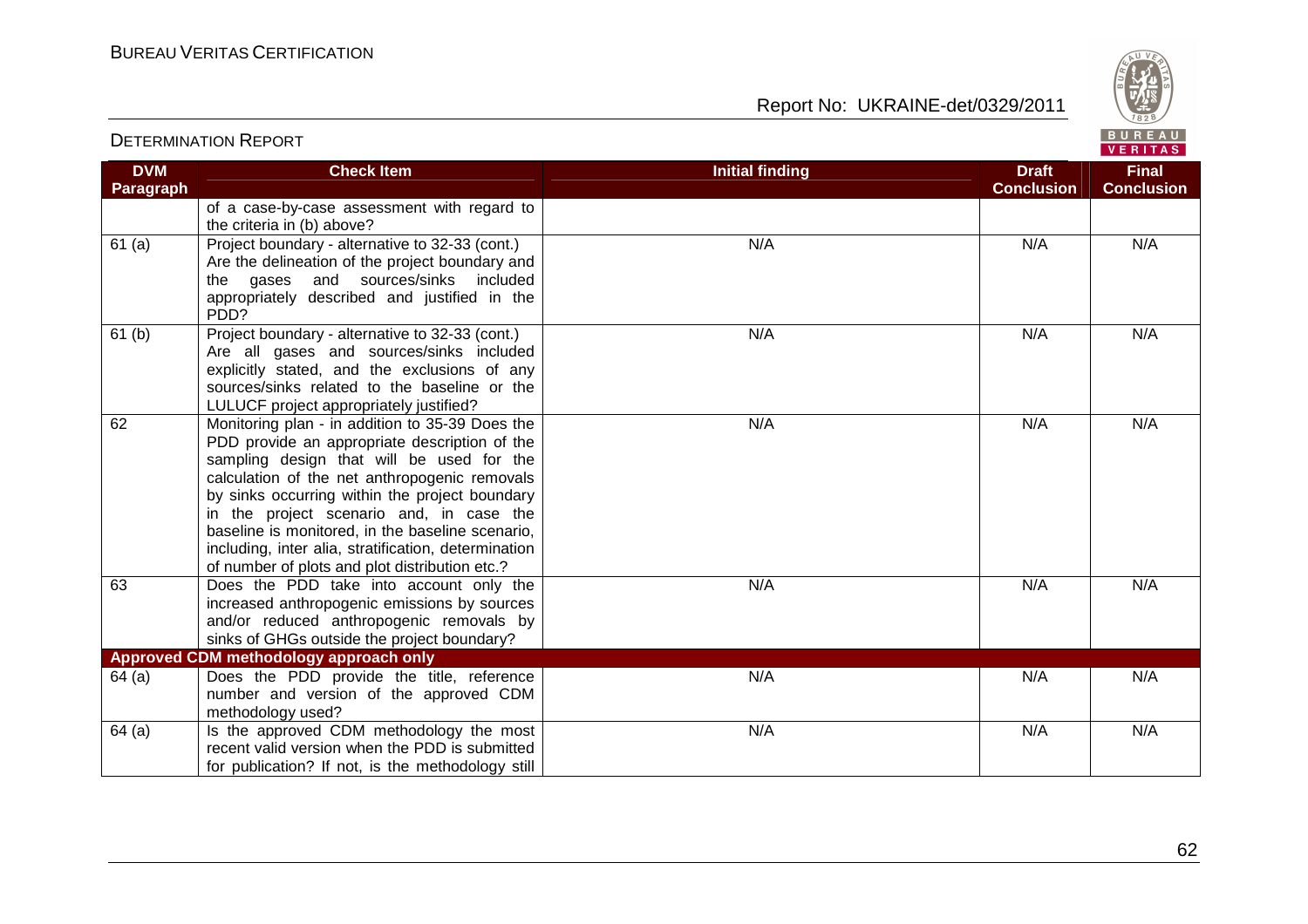| DVM Paragraph | Check Item | Initial finding | Draft Conclusion | Final Conclusion |
|---|---|---|---|---|
| | of a case-by-case assessment with regard to the criteria in (b) above? | | | |
| 61 (a) | Project boundary - alternative to 32-33 (cont.) Are the delineation of the project boundary and the gases and sources/sinks included appropriately described and justified in the PDD? | N/A | N/A | N/A |
| 61 (b) | Project boundary - alternative to 32-33 (cont.) Are all gases and sources/sinks included explicitly stated, and the exclusions of any sources/sinks related to the baseline or the LULUCF project appropriately justified? | N/A | N/A | N/A |
| 62 | Monitoring plan - in addition to 35-39 Does the PDD provide an appropriate description of the sampling design that will be used for the calculation of the net anthropogenic removals by sinks occurring within the project boundary in the project scenario and, in case the baseline is monitored, in the baseline scenario, including, inter alia, stratification, determination of number of plots and plot distribution etc.? | N/A | N/A | N/A |
| 63 | Does the PDD take into account only the increased anthropogenic emissions by sources and/or reduced anthropogenic removals by sinks of GHGs outside the project boundary? | N/A | N/A | N/A |
| **Approved CDM methodology approach only** | | | | |
| 64 (a) | Does the PDD provide the title, reference number and version of the approved CDM methodology used? | N/A | N/A | N/A |
| 64 (a) | Is the approved CDM methodology the most recent valid version when the PDD is submitted for publication? If not, is the methodology still | N/A | N/A | N/A |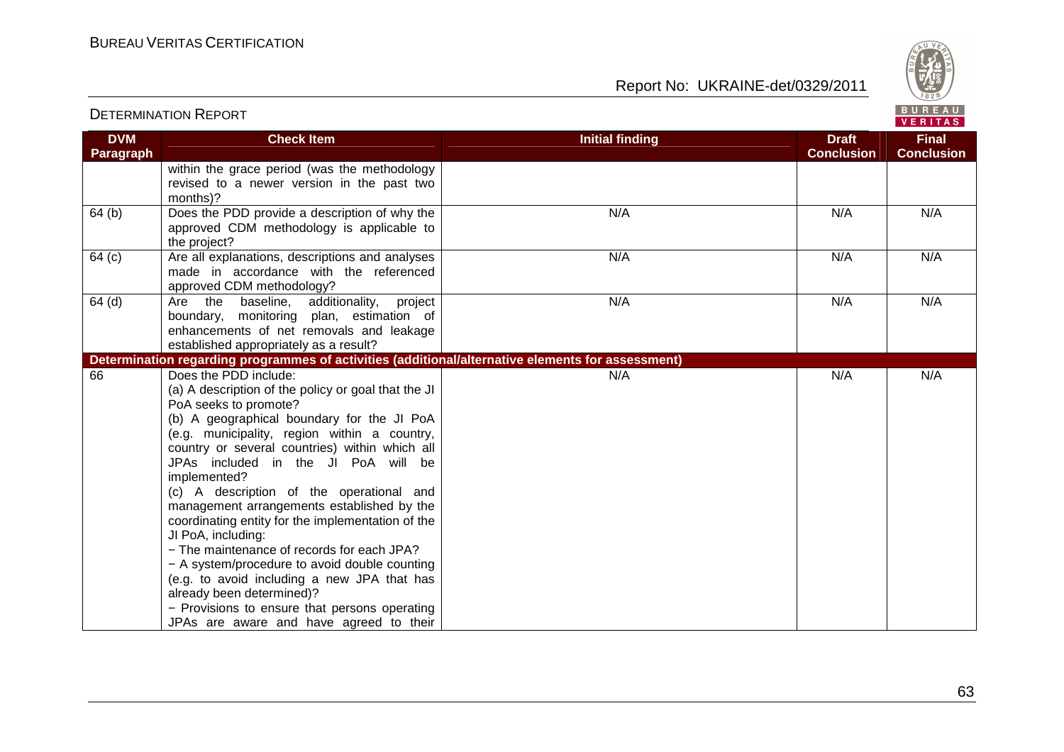| DVM Paragraph | Check Item | Initial finding | Draft Conclusion | Final Conclusion |
|---|---|---|---|---|
| | within the grace period (was the methodology revised to a newer version in the past two months)? | | | |
| 64 (b) | Does the PDD provide a description of why the approved CDM methodology is applicable to the project? | N/A | N/A | N/A |
| 64 (c) | Are all explanations, descriptions and analyses made in accordance with the referenced approved CDM methodology? | N/A | N/A | N/A |
| 64 (d) | Are the baseline, additionality, project boundary, monitoring plan, estimation of enhancements of net removals and leakage established appropriately as a result? | N/A | N/A | N/A |
| **Determination regarding programmes of activities (additional/alternative elements for assessment)** | | | | |
| 66 | Does the PDD include:<br>(a) A description of the policy or goal that the JI PoA seeks to promote?<br>(b) A geographical boundary for the JI PoA (e.g. municipality, region within a country, country or several countries) within which all JPAs included in the JI PoA will be implemented?<br>(c) A description of the operational and management arrangements established by the coordinating entity for the implementation of the JI PoA, including:<br>− The maintenance of records for each JPA?<br>− A system/procedure to avoid double counting (e.g. to avoid including a new JPA that has already been determined)?<br>− Provisions to ensure that persons operating JPAs are aware and have agreed to their | N/A | N/A | N/A |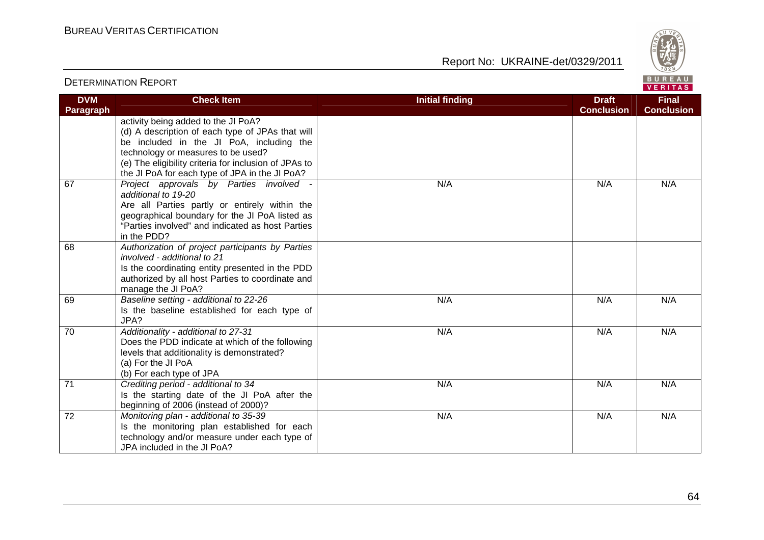| DVM Paragraph | Check Item | Initial finding | Draft Conclusion | Final Conclusion |
|---|---|---|---|---|
| | activity being added to the JI PoA?<br>(d) A description of each type of JPAs that will be included in the JI PoA, including the technology or measures to be used?<br>(e) The eligibility criteria for inclusion of JPAs to the JI PoA for each type of JPA in the JI PoA? | | | |
| 67 | *Project approvals by Parties involved - additional to 19-20*<br>Are all Parties partly or entirely within the geographical boundary for the JI PoA listed as "Parties involved" and indicated as host Parties in the PDD? | N/A | N/A | N/A |
| 68 | *Authorization of project participants by Parties involved - additional to 21*<br>Is the coordinating entity presented in the PDD authorized by all host Parties to coordinate and manage the JI PoA? | | | |
| 69 | *Baseline setting - additional to 22-26*<br>Is the baseline established for each type of JPA? | N/A | N/A | N/A |
| 70 | *Additionality - additional to 27-31*<br>Does the PDD indicate at which of the following levels that additionality is demonstrated?<br>(a) For the JI PoA<br>(b) For each type of JPA | N/A | N/A | N/A |
| 71 | *Crediting period - additional to 34*<br>Is the starting date of the JI PoA after the beginning of 2006 (instead of 2000)? | N/A | N/A | N/A |
| 72 | *Monitoring plan - additional to 35-39*<br>Is the monitoring plan established for each technology and/or measure under each type of JPA included in the JI PoA? | N/A | N/A | N/A |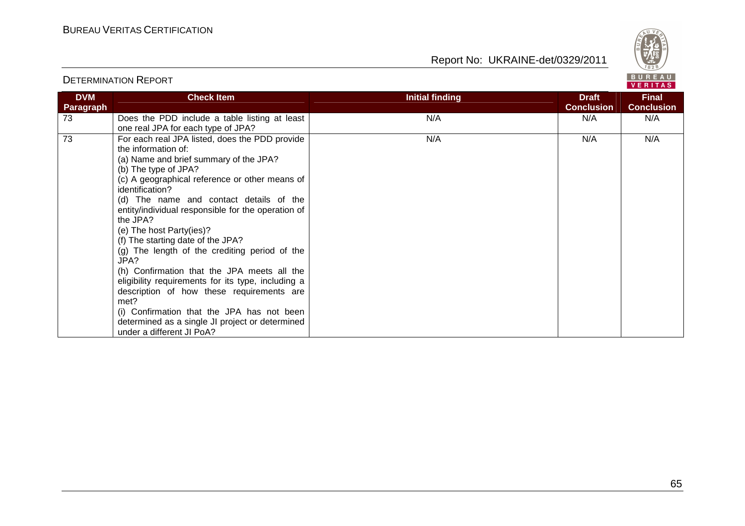| DVM Paragraph | Check Item | Initial finding | Draft Conclusion | Final Conclusion |
|---|---|---|---|---|
| 73 | Does the PDD include a table listing at least one real JPA for each type of JPA? | N/A | N/A | N/A |
| 73 | For each real JPA listed, does the PDD provide the information of:<br>(a) Name and brief summary of the JPA?<br>(b) The type of JPA?<br>(c) A geographical reference or other means of identification?<br>(d) The name and contact details of the entity/individual responsible for the operation of the JPA?<br>(e) The host Party(ies)?<br>(f) The starting date of the JPA?<br>(g) The length of the crediting period of the JPA?<br>(h) Confirmation that the JPA meets all the eligibility requirements for its type, including a description of how these requirements are met?<br>(i) Confirmation that the JPA has not been determined as a single JI project or determined under a different JI PoA? | N/A | N/A | N/A |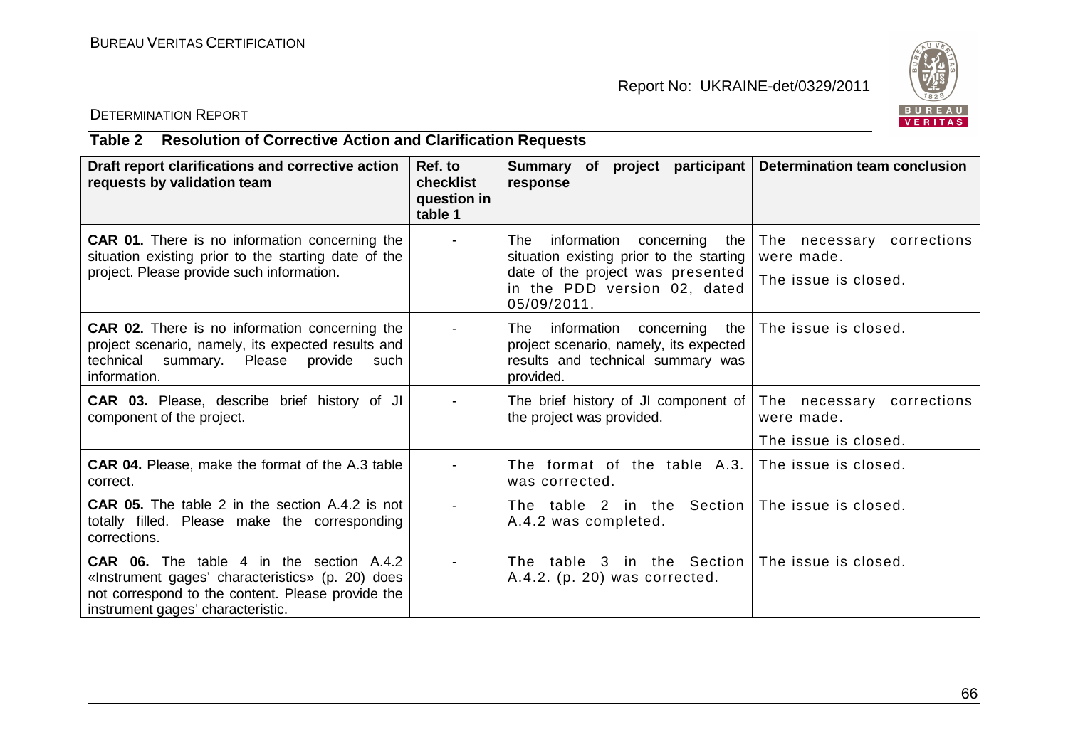DETERMINATION REPORT

## Table 2 Resolution of Corrective Action and Clarification Requests

| Draft report clarifications and corrective action requests by validation team | Ref. to checklist question in table 1 | Summary of project participant response | Determination team conclusion |
|---|---|---|---|
| **CAR 01.** There is no information concerning the situation existing prior to the starting date of the project. Please provide such information. | - | The information concerning the situation existing prior to the starting date of the project was presented in the PDD version 02, dated 05/09/2011. | The necessary corrections were made.<br>The issue is closed. |
| **CAR 02.** There is no information concerning the project scenario, namely, its expected results and technical summary. Please provide such information. | - | The information concerning the project scenario, namely, its expected results and technical summary was provided. | The issue is closed. |
| **CAR 03.** Please, describe brief history of JI component of the project. | - | The brief history of JI component of the project was provided. | The necessary corrections were made.<br>The issue is closed. |
| **CAR 04.** Please, make the format of the A.3 table correct. | - | The format of the table A.3. was corrected. | The issue is closed. |
| **CAR 05.** The table 2 in the section A.4.2 is not totally filled. Please make the corresponding corrections. | - | The table 2 in the Section A.4.2 was completed. | The issue is closed. |
| **CAR 06.** The table 4 in the section A.4.2 «Instrument gages' characteristics» (p. 20) does not correspond to the content. Please provide the instrument gages' characteristic. | - | The table 3 in the Section A.4.2. (p. 20) was corrected. | The issue is closed. |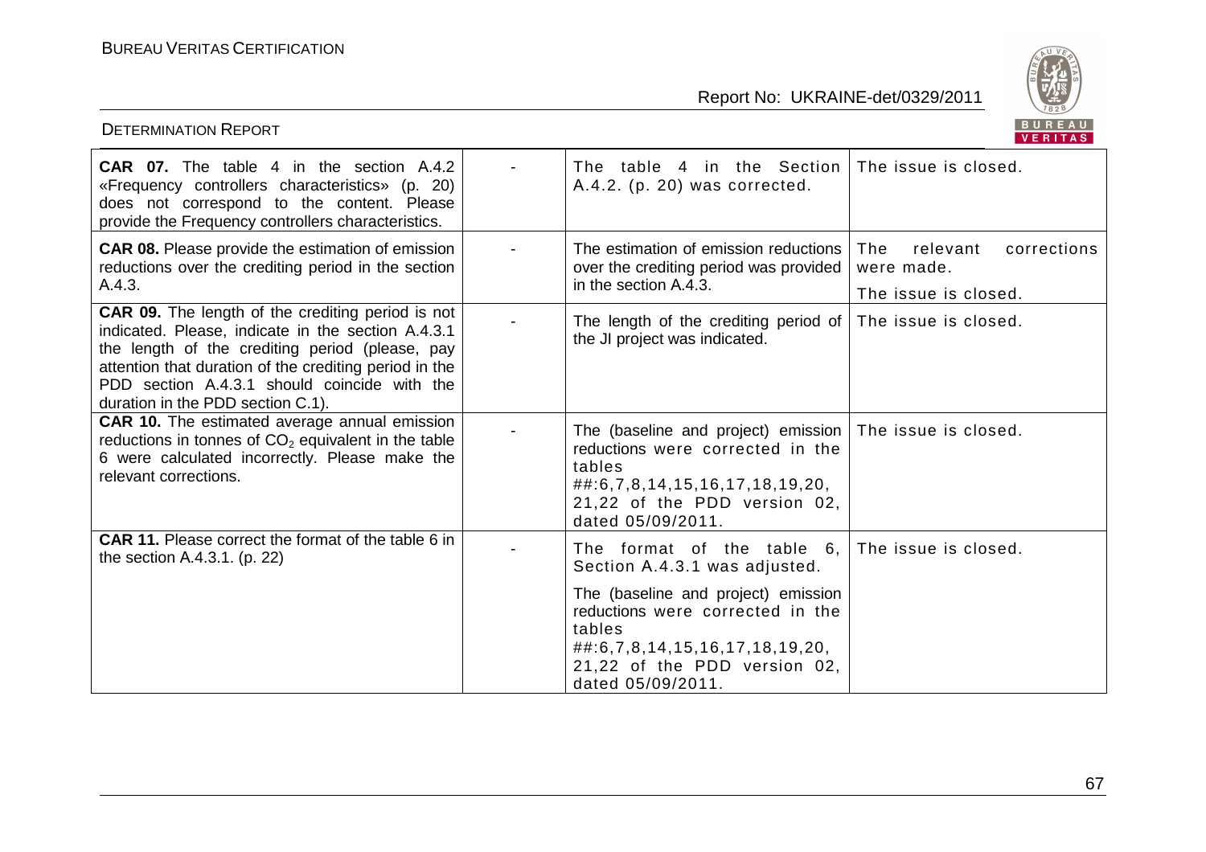| | | | |
|---|---|---|---|
| **CAR 07.** The table 4 in the section A.4.2 «Frequency controllers characteristics» (p. 20) does not correspond to the content. Please provide the Frequency controllers characteristics. | - | The table 4 in the Section A.4.2. (p. 20) was corrected. | The issue is closed. |
| **CAR 08.** Please provide the estimation of emission reductions over the crediting period in the section A.4.3. | - | The estimation of emission reductions over the crediting period was provided in the section A.4.3. | The relevant corrections were made.<br><br>The issue is closed. |
| **CAR 09.** The length of the crediting period is not indicated. Please, indicate in the section A.4.3.1 the length of the crediting period (please, pay attention that duration of the crediting period in the PDD section A.4.3.1 should coincide with the duration in the PDD section C.1). | - | The length of the crediting period of the JI project was indicated. | The issue is closed. |
| **CAR 10.** The estimated average annual emission reductions in tonnes of $CO_2$ equivalent in the table 6 were calculated incorrectly. Please make the relevant corrections. | - | The (baseline and project) emission reductions were corrected in the tables ##:6,7,8,14,15,16,17,18,19,20, 21,22 of the PDD version 02, dated 05/09/2011. | The issue is closed. |
| **CAR 11.** Please correct the format of the table 6 in the section A.4.3.1. (p. 22) | - | The format of the table 6, Section A.4.3.1 was adjusted.<br><br>The (baseline and project) emission reductions were corrected in the tables ##:6,7,8,14,15,16,17,18,19,20, 21,22 of the PDD version 02, dated 05/09/2011. | The issue is closed. |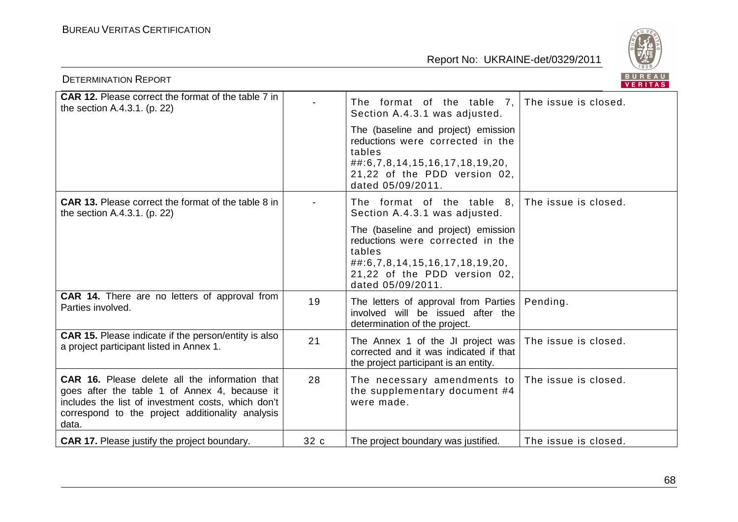| **CAR 12.** Please correct the format of the table 7 in the section A.4.3.1. (p. 22) | - | The format of the table 7, Section A.4.3.1 was adjusted.<br><br>The (baseline and project) emission reductions were corrected in the tables ##:6,7,8,14,15,16,17,18,19,20, 21,22 of the PDD version 02, dated 05/09/2011. | The issue is closed. |
|---|---|---|---|
| **CAR 13.** Please correct the format of the table 8 in the section A.4.3.1. (p. 22) | - | The format of the table 8, Section A.4.3.1 was adjusted.<br><br>The (baseline and project) emission reductions were corrected in the tables ##:6,7,8,14,15,16,17,18,19,20, 21,22 of the PDD version 02, dated 05/09/2011. | The issue is closed. |
| **CAR 14.** There are no letters of approval from Parties involved. | 19 | The letters of approval from Parties involved will be issued after the determination of the project. | Pending. |
| **CAR 15.** Please indicate if the person/entity is also a project participant listed in Annex 1. | 21 | The Annex 1 of the JI project was corrected and it was indicated if that the project participant is an entity. | The issue is closed. |
| **CAR 16.** Please delete all the information that goes after the table 1 of Annex 4, because it includes the list of investment costs, which don't correspond to the project additionality analysis data. | 28 | The necessary amendments to the supplementary document #4 were made. | The issue is closed. |
| **CAR 17.** Please justify the project boundary. | 32 c | The project boundary was justified. | The issue is closed. |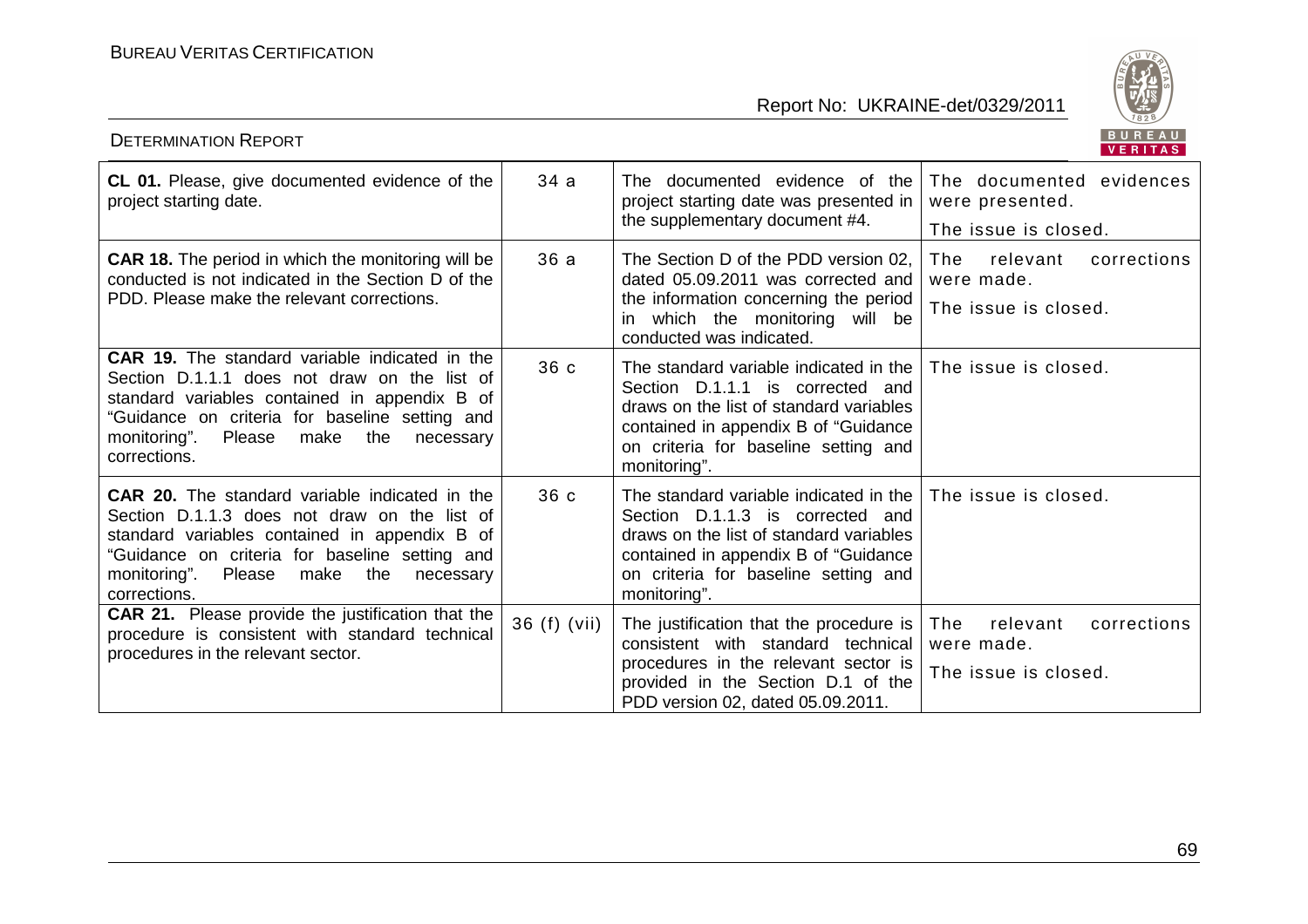| | | | |
|---|---|---|---|
| **CL 01.** Please, give documented evidence of the project starting date. | 34 a | The documented evidence of the project starting date was presented in the supplementary document #4. | The documented evidences were presented.<br>The issue is closed. |
| **CAR 18.** The period in which the monitoring will be conducted is not indicated in the Section D of the PDD. Please make the relevant corrections. | 36 a | The Section D of the PDD version 02, dated 05.09.2011 was corrected and the information concerning the period in which the monitoring will be conducted was indicated. | The relevant corrections were made.<br>The issue is closed. |
| **CAR 19.** The standard variable indicated in the Section D.1.1.1 does not draw on the list of standard variables contained in appendix B of "Guidance on criteria for baseline setting and monitoring". Please make the necessary corrections. | 36 c | The standard variable indicated in the Section D.1.1.1 is corrected and draws on the list of standard variables contained in appendix B of "Guidance on criteria for baseline setting and monitoring". | The issue is closed. |
| **CAR 20.** The standard variable indicated in the Section D.1.1.3 does not draw on the list of standard variables contained in appendix B of "Guidance on criteria for baseline setting and monitoring". Please make the necessary corrections. | 36 c | The standard variable indicated in the Section D.1.1.3 is corrected and draws on the list of standard variables contained in appendix B of "Guidance on criteria for baseline setting and monitoring". | The issue is closed. |
| **CAR 21.** Please provide the justification that the procedure is consistent with standard technical procedures in the relevant sector. | 36 (f) (vii) | The justification that the procedure is consistent with standard technical procedures in the relevant sector is provided in the Section D.1 of the PDD version 02, dated 05.09.2011. | The relevant corrections were made.<br>The issue is closed. |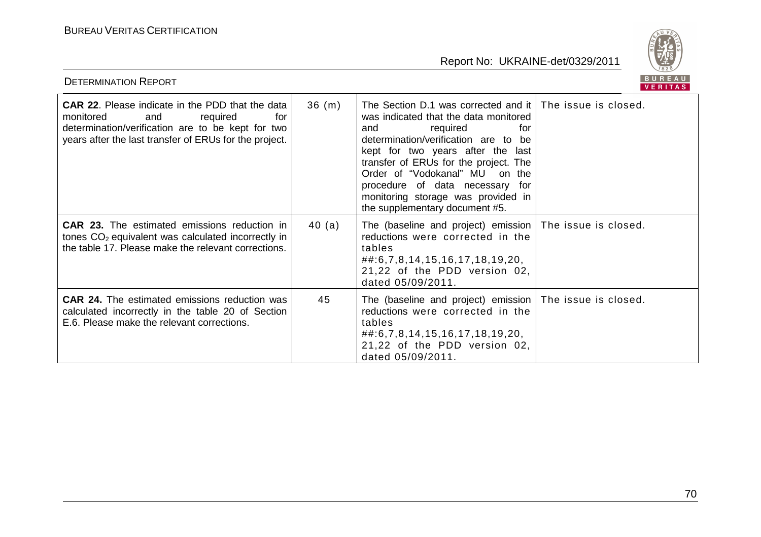| | | | |
|---|---|---|---|
| **CAR 22**. Please indicate in the PDD that the data monitored and required for determination/verification are to be kept for two years after the last transfer of ERUs for the project. | 36 (m) | The Section D.1 was corrected and it was indicated that the data monitored and required for determination/verification are to be kept for two years after the last transfer of ERUs for the project. The Order of "Vodokanal" MU on the procedure of data necessary for monitoring storage was provided in the supplementary document #5. | The issue is closed. |
| **CAR 23.** The estimated emissions reduction in tones $CO_2$ equivalent was calculated incorrectly in the table 17. Please make the relevant corrections. | 40 (a) | The (baseline and project) emission reductions were corrected in the tables ##:6,7,8,14,15,16,17,18,19,20, 21,22 of the PDD version 02, dated 05/09/2011. | The issue is closed. |
| **CAR 24.** The estimated emissions reduction was calculated incorrectly in the table 20 of Section E.6. Please make the relevant corrections. | 45 | The (baseline and project) emission reductions were corrected in the tables ##:6,7,8,14,15,16,17,18,19,20, 21,22 of the PDD version 02, dated 05/09/2011. | The issue is closed. |